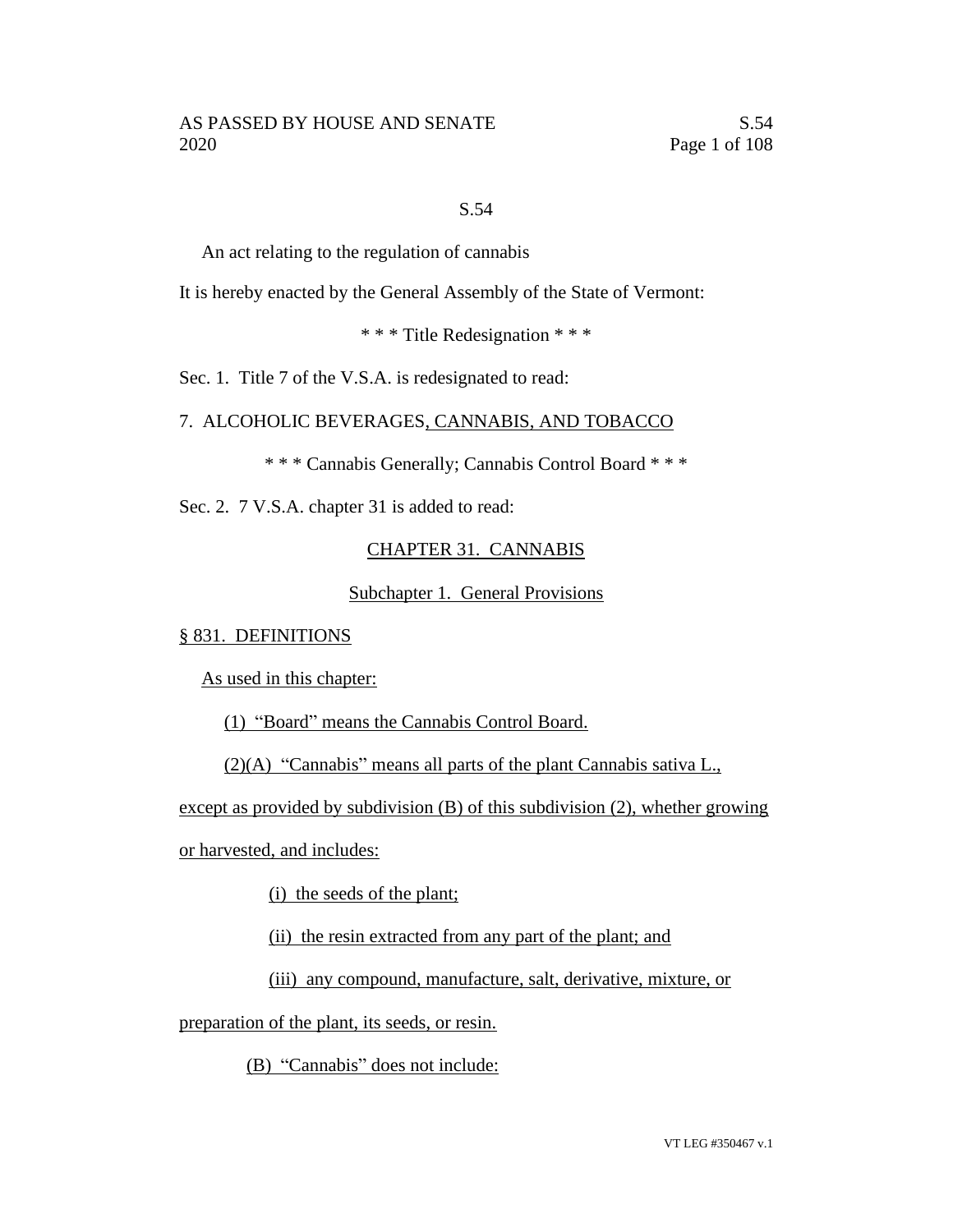S.54

An act relating to the regulation of cannabis

It is hereby enacted by the General Assembly of the State of Vermont:

\* \* \* Title Redesignation \* \* \*

Sec. 1. Title 7 of the V.S.A. is redesignated to read:

7. ALCOHOLIC BEVERAGES, CANNABIS, AND TOBACCO

\* \* \* Cannabis Generally; Cannabis Control Board \* \* \*

Sec. 2. 7 V.S.A. chapter 31 is added to read:

CHAPTER 31. CANNABIS

Subchapter 1. General Provisions

§ 831. DEFINITIONS

As used in this chapter:

(1) "Board" means the Cannabis Control Board.

(2)(A) "Cannabis" means all parts of the plant Cannabis sativa L., except as provided by subdivision (B) of this subdivision (2), whether growing or harvested, and includes:

(i) the seeds of the plant;

(ii) the resin extracted from any part of the plant; and

(iii) any compound, manufacture, salt, derivative, mixture, or preparation of the plant, its seeds, or resin.

(B) "Cannabis" does not include: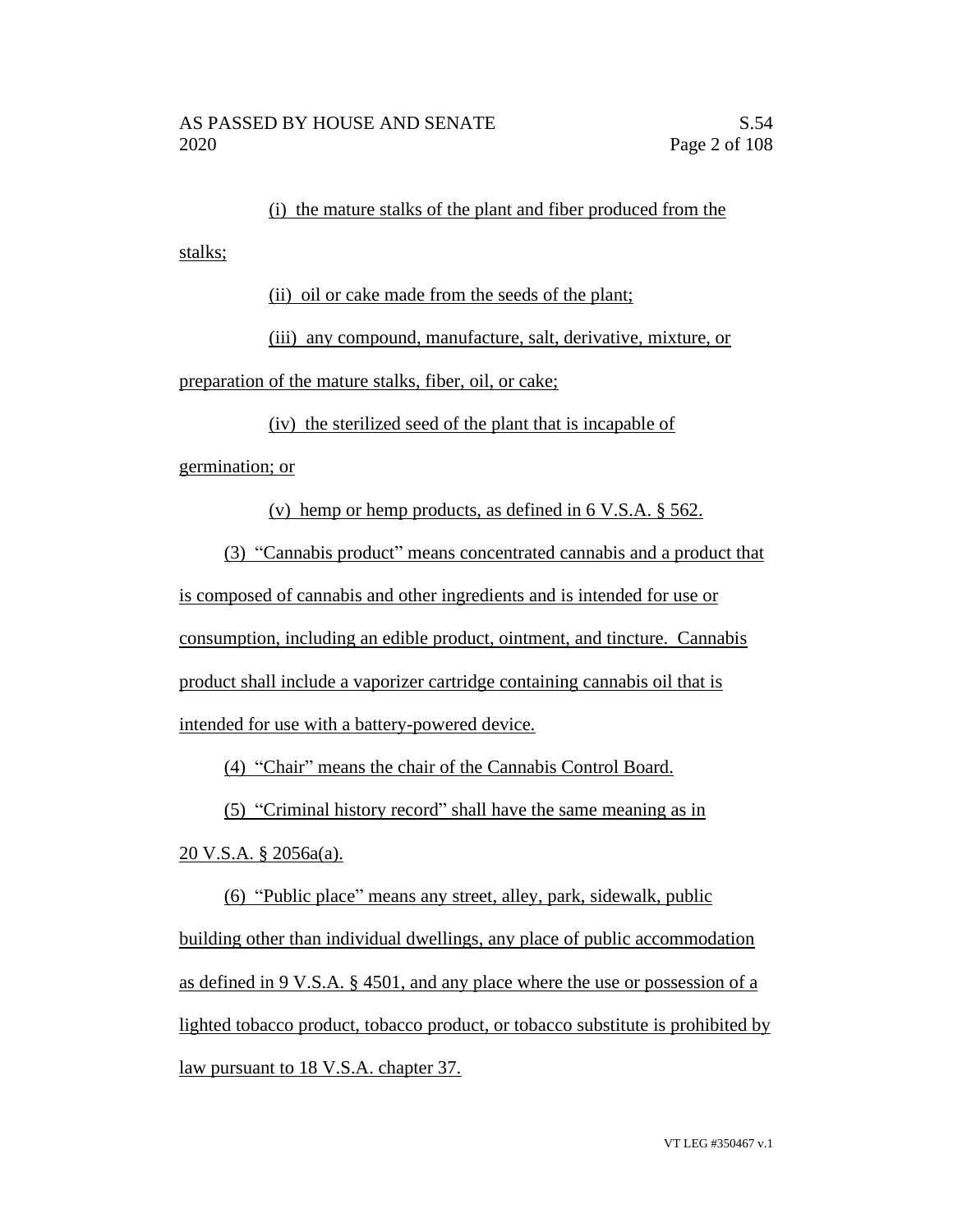(i) the mature stalks of the plant and fiber produced from the stalks;

(ii) oil or cake made from the seeds of the plant;

(iii) any compound, manufacture, salt, derivative, mixture, or preparation of the mature stalks, fiber, oil, or cake;

(iv) the sterilized seed of the plant that is incapable of germination; or

(v) hemp or hemp products, as defined in 6 V.S.A. § 562.

(3) "Cannabis product" means concentrated cannabis and a product that is composed of cannabis and other ingredients and is intended for use or consumption, including an edible product, ointment, and tincture. Cannabis product shall include a vaporizer cartridge containing cannabis oil that is intended for use with a battery-powered device.

(4) "Chair" means the chair of the Cannabis Control Board.

(5) "Criminal history record" shall have the same meaning as in 20 V.S.A. § 2056a(a).

(6) "Public place" means any street, alley, park, sidewalk, public building other than individual dwellings, any place of public accommodation as defined in 9 V.S.A. § 4501, and any place where the use or possession of a lighted tobacco product, tobacco product, or tobacco substitute is prohibited by law pursuant to 18 V.S.A. chapter 37.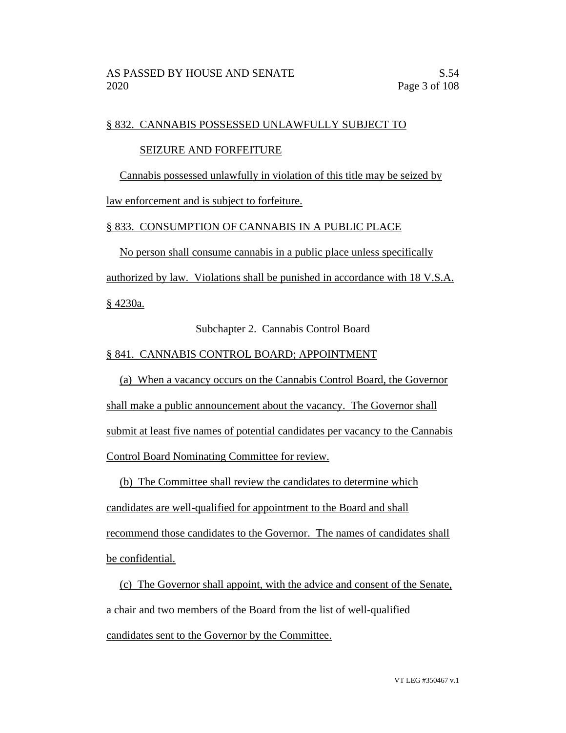§ 832. CANNABIS POSSESSED UNLAWFULLY SUBJECT TO SEIZURE AND FORFEITURE

Cannabis possessed unlawfully in violation of this title may be seized by law enforcement and is subject to forfeiture.

§ 833. CONSUMPTION OF CANNABIS IN A PUBLIC PLACE

No person shall consume cannabis in a public place unless specifically authorized by law. Violations shall be punished in accordance with 18 V.S.A. § 4230a.

Subchapter 2. Cannabis Control Board

§ 841. CANNABIS CONTROL BOARD; APPOINTMENT

(a) When a vacancy occurs on the Cannabis Control Board, the Governor shall make a public announcement about the vacancy. The Governor shall submit at least five names of potential candidates per vacancy to the Cannabis Control Board Nominating Committee for review.

(b) The Committee shall review the candidates to determine which candidates are well-qualified for appointment to the Board and shall recommend those candidates to the Governor. The names of candidates shall be confidential.

(c) The Governor shall appoint, with the advice and consent of the Senate, a chair and two members of the Board from the list of well-qualified candidates sent to the Governor by the Committee.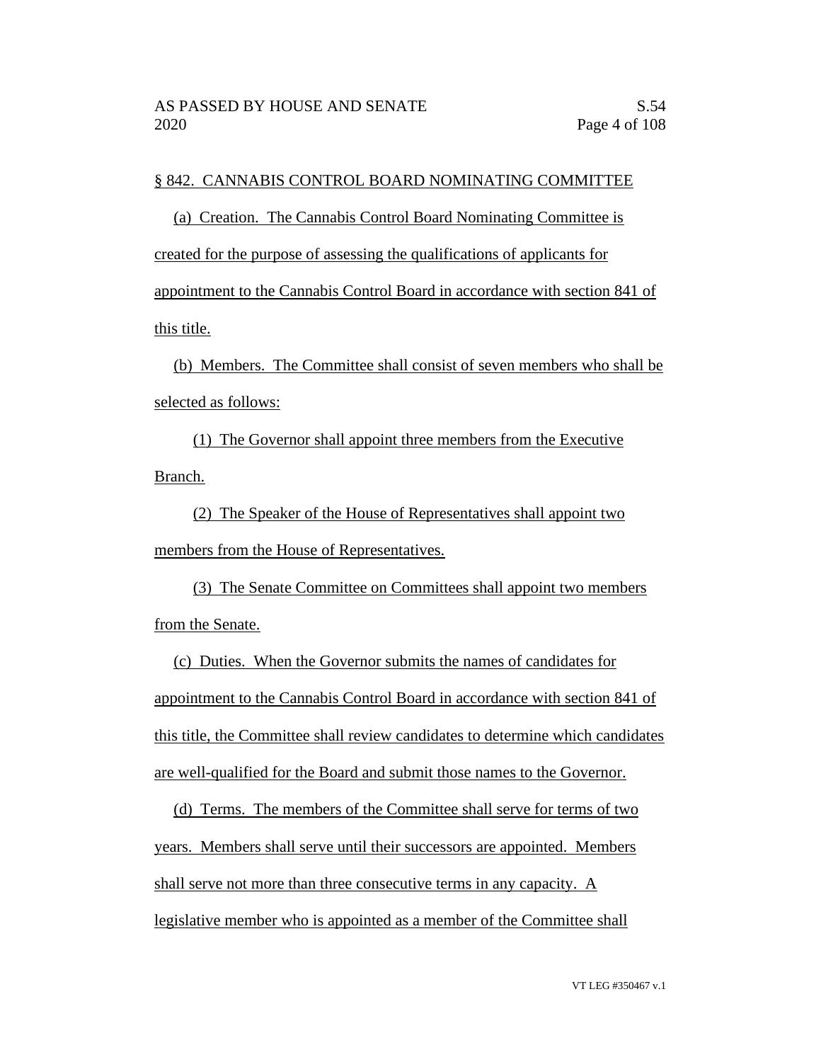§ 842. CANNABIS CONTROL BOARD NOMINATING COMMITTEE

(a) Creation. The Cannabis Control Board Nominating Committee is created for the purpose of assessing the qualifications of applicants for appointment to the Cannabis Control Board in accordance with section 841 of this title.

(b) Members. The Committee shall consist of seven members who shall be selected as follows:

(1) The Governor shall appoint three members from the Executive Branch.

(2) The Speaker of the House of Representatives shall appoint two members from the House of Representatives.

(3) The Senate Committee on Committees shall appoint two members from the Senate.

(c) Duties. When the Governor submits the names of candidates for appointment to the Cannabis Control Board in accordance with section 841 of this title, the Committee shall review candidates to determine which candidates are well-qualified for the Board and submit those names to the Governor.

(d) Terms. The members of the Committee shall serve for terms of two years. Members shall serve until their successors are appointed. Members shall serve not more than three consecutive terms in any capacity. A legislative member who is appointed as a member of the Committee shall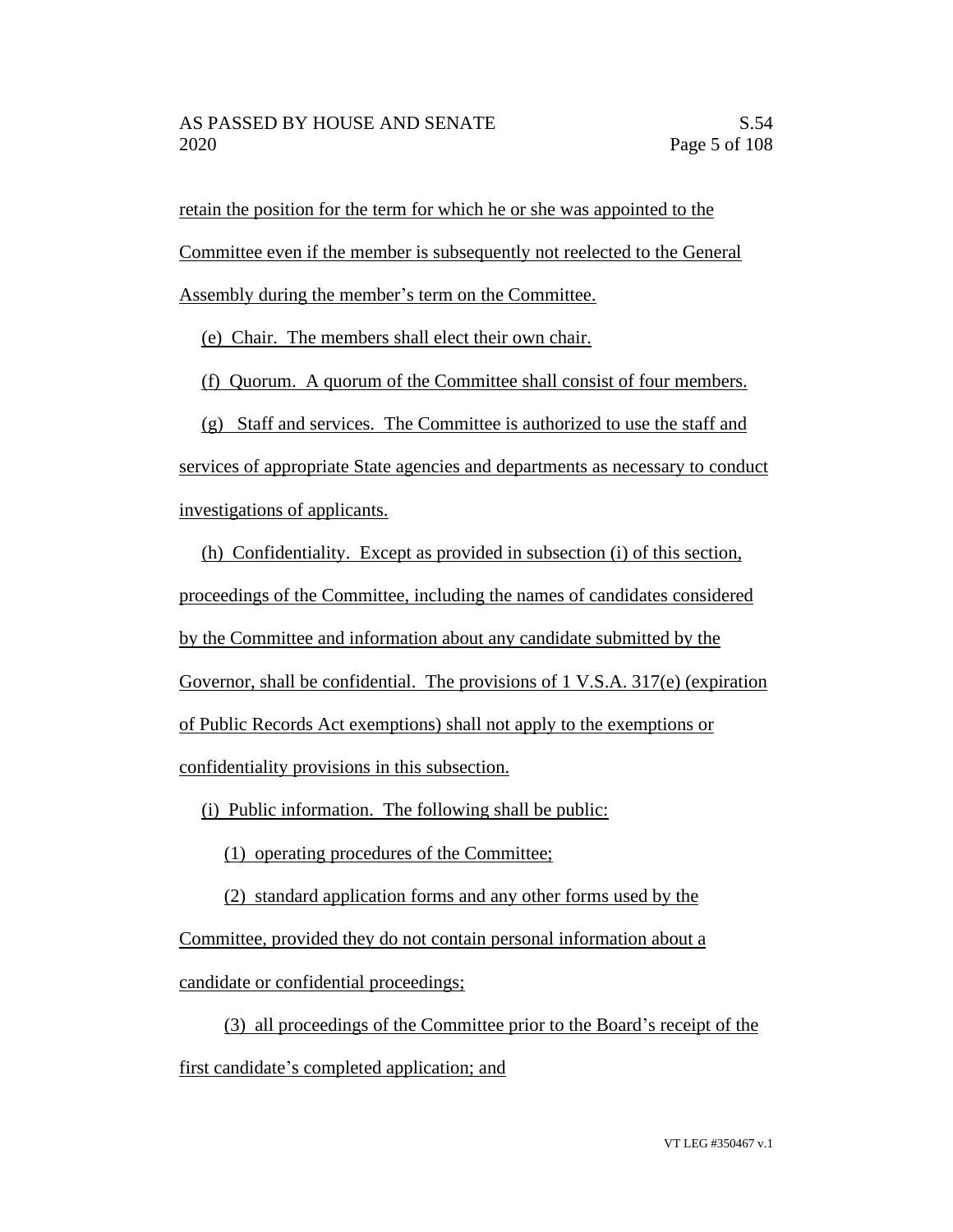retain the position for the term for which he or she was appointed to the Committee even if the member is subsequently not reelected to the General Assembly during the member's term on the Committee.

(e) Chair. The members shall elect their own chair.

(f) Quorum. A quorum of the Committee shall consist of four members.

(g) Staff and services. The Committee is authorized to use the staff and services of appropriate State agencies and departments as necessary to conduct investigations of applicants.

(h) Confidentiality. Except as provided in subsection (i) of this section, proceedings of the Committee, including the names of candidates considered by the Committee and information about any candidate submitted by the Governor, shall be confidential. The provisions of 1 V.S.A. 317(e) (expiration of Public Records Act exemptions) shall not apply to the exemptions or confidentiality provisions in this subsection.

(i) Public information. The following shall be public:

(1) operating procedures of the Committee;

(2) standard application forms and any other forms used by the Committee, provided they do not contain personal information about a candidate or confidential proceedings;

(3) all proceedings of the Committee prior to the Board's receipt of the first candidate's completed application; and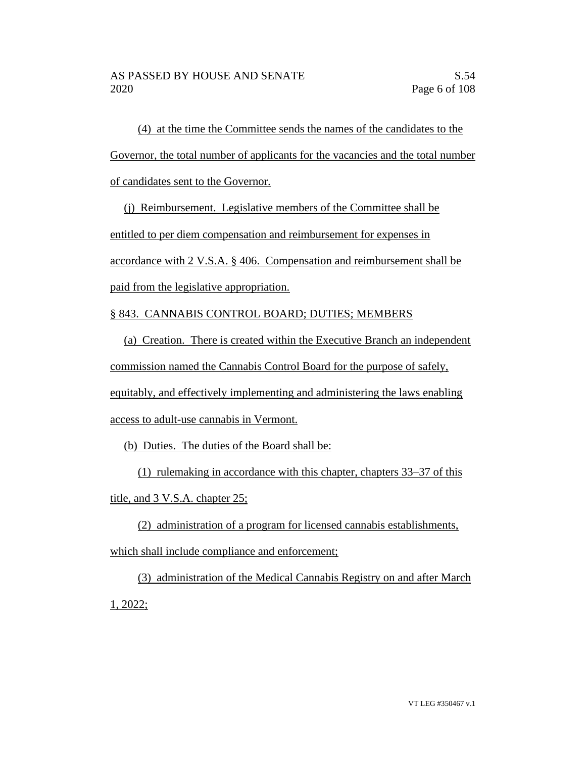(4) at the time the Committee sends the names of the candidates to the Governor, the total number of applicants for the vacancies and the total number of candidates sent to the Governor.

(j) Reimbursement. Legislative members of the Committee shall be entitled to per diem compensation and reimbursement for expenses in accordance with 2 V.S.A. § 406. Compensation and reimbursement shall be paid from the legislative appropriation.

§ 843. CANNABIS CONTROL BOARD; DUTIES; MEMBERS

(a) Creation. There is created within the Executive Branch an independent commission named the Cannabis Control Board for the purpose of safely, equitably, and effectively implementing and administering the laws enabling access to adult-use cannabis in Vermont.

(b) Duties. The duties of the Board shall be:

(1) rulemaking in accordance with this chapter, chapters 33–37 of this title, and 3 V.S.A. chapter 25;

(2) administration of a program for licensed cannabis establishments, which shall include compliance and enforcement;

(3) administration of the Medical Cannabis Registry on and after March 1, 2022;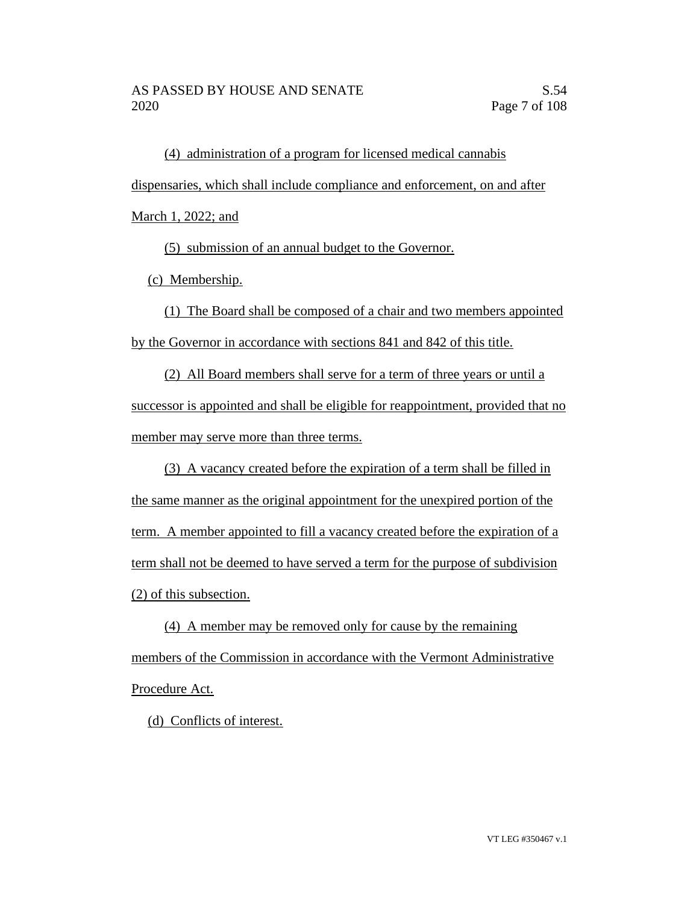(4) administration of a program for licensed medical cannabis dispensaries, which shall include compliance and enforcement, on and after March 1, 2022; and

(5) submission of an annual budget to the Governor.

(c) Membership.

(1) The Board shall be composed of a chair and two members appointed by the Governor in accordance with sections 841 and 842 of this title.

(2) All Board members shall serve for a term of three years or until a successor is appointed and shall be eligible for reappointment, provided that no member may serve more than three terms.

(3) A vacancy created before the expiration of a term shall be filled in the same manner as the original appointment for the unexpired portion of the term. A member appointed to fill a vacancy created before the expiration of a term shall not be deemed to have served a term for the purpose of subdivision (2) of this subsection.

(4) A member may be removed only for cause by the remaining members of the Commission in accordance with the Vermont Administrative Procedure Act.

(d) Conflicts of interest.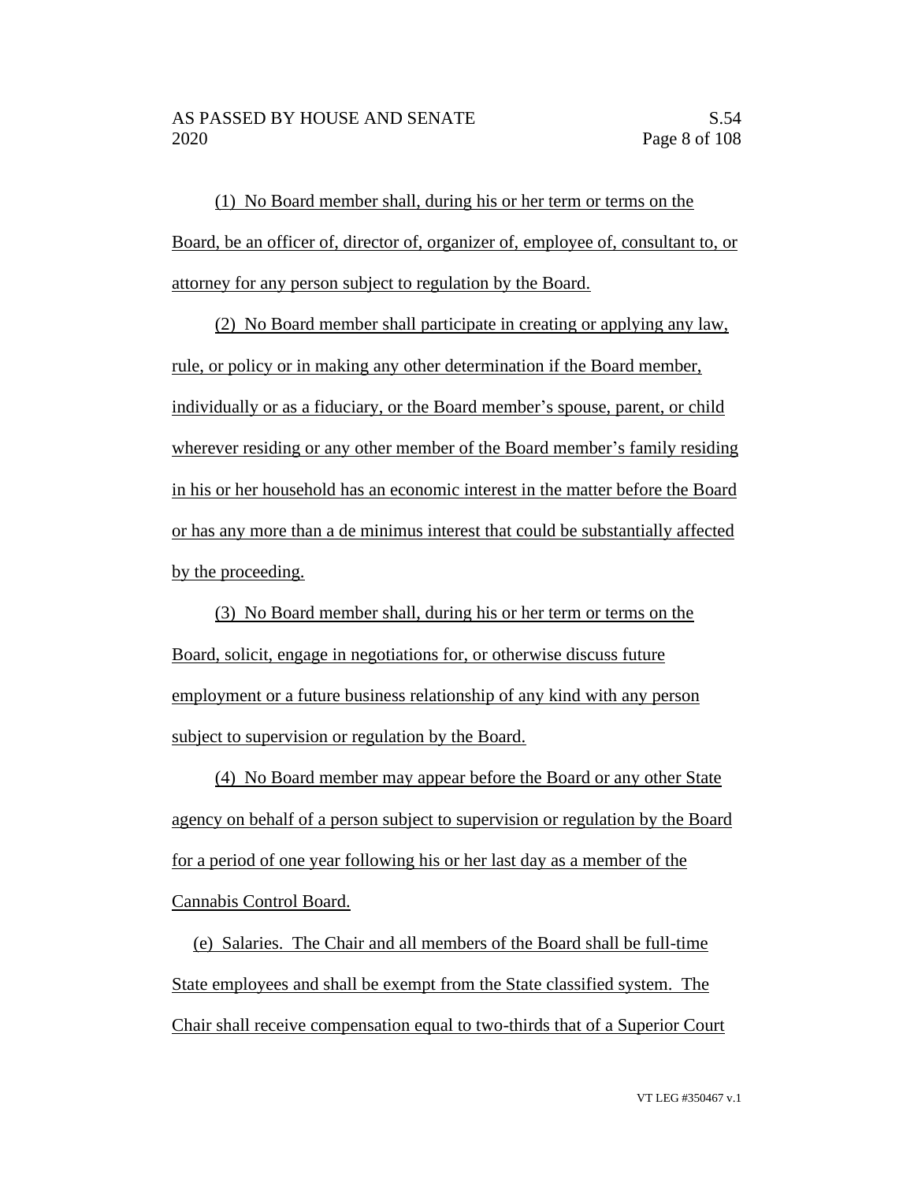(1) No Board member shall, during his or her term or terms on the Board, be an officer of, director of, organizer of, employee of, consultant to, or attorney for any person subject to regulation by the Board.

(2) No Board member shall participate in creating or applying any law, rule, or policy or in making any other determination if the Board member, individually or as a fiduciary, or the Board member's spouse, parent, or child wherever residing or any other member of the Board member's family residing in his or her household has an economic interest in the matter before the Board or has any more than a de minimus interest that could be substantially affected by the proceeding.

(3) No Board member shall, during his or her term or terms on the Board, solicit, engage in negotiations for, or otherwise discuss future employment or a future business relationship of any kind with any person subject to supervision or regulation by the Board.

(4) No Board member may appear before the Board or any other State agency on behalf of a person subject to supervision or regulation by the Board for a period of one year following his or her last day as a member of the Cannabis Control Board.

(e) Salaries. The Chair and all members of the Board shall be full-time State employees and shall be exempt from the State classified system. The Chair shall receive compensation equal to two-thirds that of a Superior Court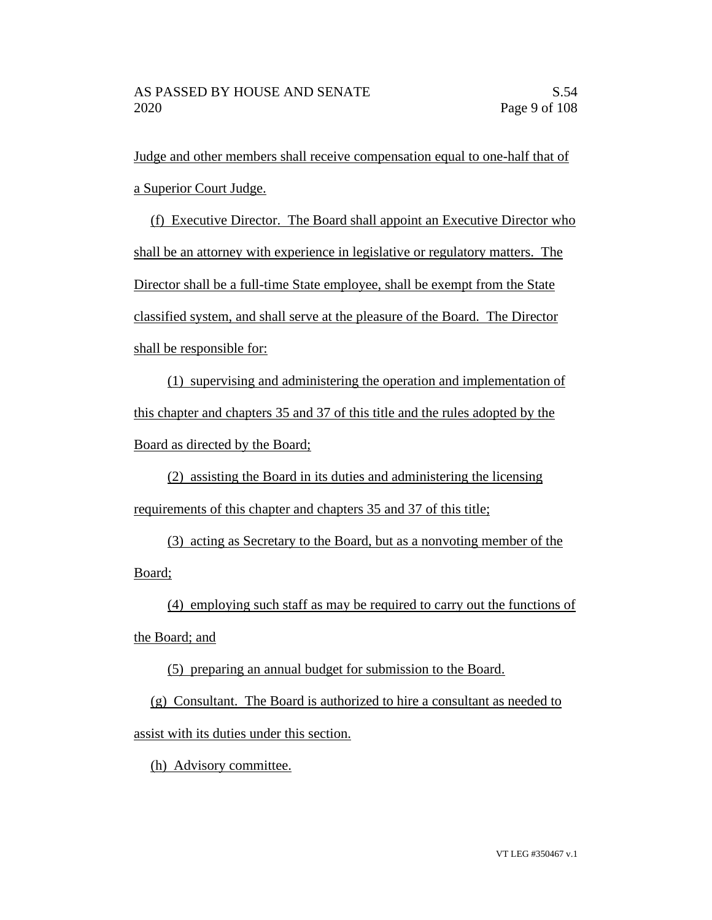Judge and other members shall receive compensation equal to one-half that of a Superior Court Judge.

(f) Executive Director. The Board shall appoint an Executive Director who shall be an attorney with experience in legislative or regulatory matters. The Director shall be a full-time State employee, shall be exempt from the State classified system, and shall serve at the pleasure of the Board. The Director shall be responsible for:

(1) supervising and administering the operation and implementation of this chapter and chapters 35 and 37 of this title and the rules adopted by the Board as directed by the Board;

(2) assisting the Board in its duties and administering the licensing requirements of this chapter and chapters 35 and 37 of this title;

(3) acting as Secretary to the Board, but as a nonvoting member of the Board;

(4) employing such staff as may be required to carry out the functions of the Board; and

(5) preparing an annual budget for submission to the Board.

(g) Consultant. The Board is authorized to hire a consultant as needed to assist with its duties under this section.

(h) Advisory committee.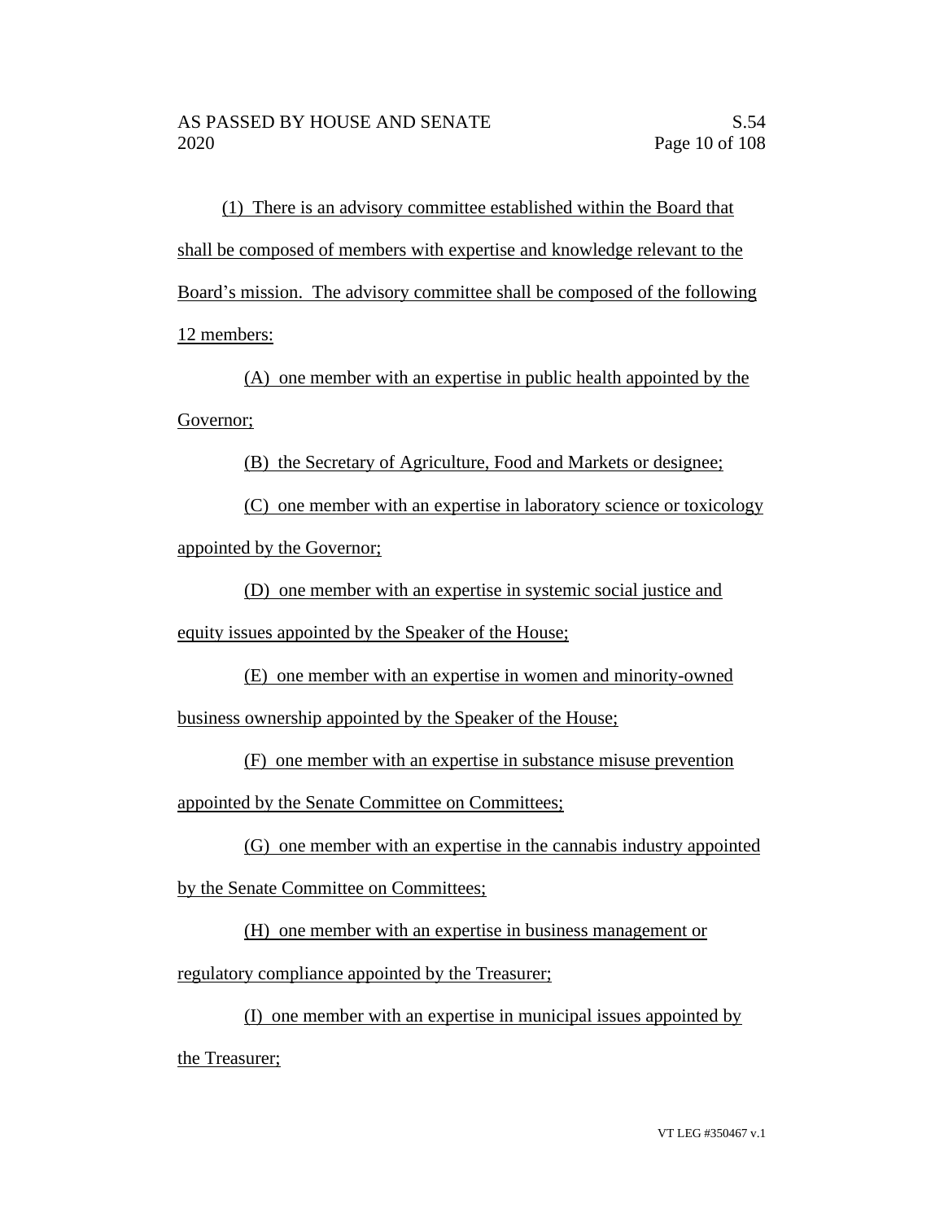(1) There is an advisory committee established within the Board that shall be composed of members with expertise and knowledge relevant to the Board's mission. The advisory committee shall be composed of the following 12 members:

(A) one member with an expertise in public health appointed by the Governor;

(B) the Secretary of Agriculture, Food and Markets or designee;

(C) one member with an expertise in laboratory science or toxicology appointed by the Governor;

(D) one member with an expertise in systemic social justice and equity issues appointed by the Speaker of the House;

(E) one member with an expertise in women and minority-owned business ownership appointed by the Speaker of the House;

(F) one member with an expertise in substance misuse prevention appointed by the Senate Committee on Committees;

(G) one member with an expertise in the cannabis industry appointed by the Senate Committee on Committees;

(H) one member with an expertise in business management or regulatory compliance appointed by the Treasurer;

(I) one member with an expertise in municipal issues appointed by the Treasurer;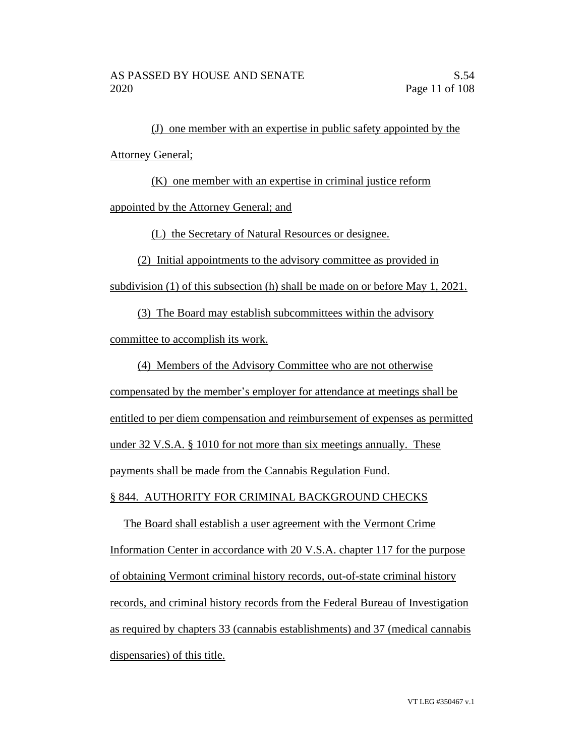(J) one member with an expertise in public safety appointed by the Attorney General;

(K) one member with an expertise in criminal justice reform appointed by the Attorney General; and

(L) the Secretary of Natural Resources or designee.

(2) Initial appointments to the advisory committee as provided in subdivision (1) of this subsection (h) shall be made on or before May 1, 2021.

(3) The Board may establish subcommittees within the advisory committee to accomplish its work.

(4) Members of the Advisory Committee who are not otherwise compensated by the member's employer for attendance at meetings shall be entitled to per diem compensation and reimbursement of expenses as permitted under 32 V.S.A. § 1010 for not more than six meetings annually. These payments shall be made from the Cannabis Regulation Fund.

§ 844. AUTHORITY FOR CRIMINAL BACKGROUND CHECKS

The Board shall establish a user agreement with the Vermont Crime Information Center in accordance with 20 V.S.A. chapter 117 for the purpose of obtaining Vermont criminal history records, out-of-state criminal history records, and criminal history records from the Federal Bureau of Investigation as required by chapters 33 (cannabis establishments) and 37 (medical cannabis dispensaries) of this title.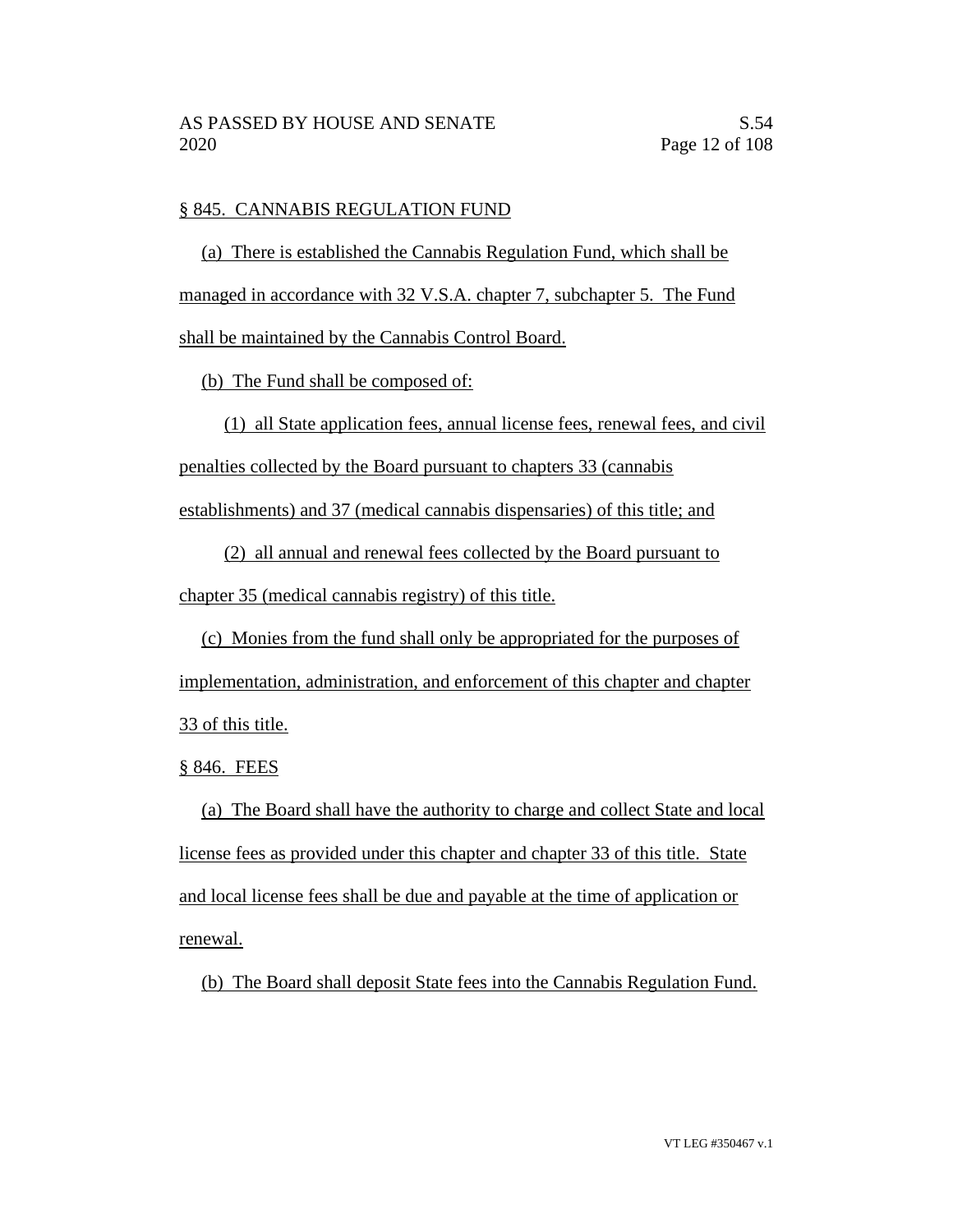§ 845. CANNABIS REGULATION FUND

(a) There is established the Cannabis Regulation Fund, which shall be managed in accordance with 32 V.S.A. chapter 7, subchapter 5. The Fund shall be maintained by the Cannabis Control Board.

(b) The Fund shall be composed of:

(1) all State application fees, annual license fees, renewal fees, and civil penalties collected by the Board pursuant to chapters 33 (cannabis establishments) and 37 (medical cannabis dispensaries) of this title; and

(2) all annual and renewal fees collected by the Board pursuant to chapter 35 (medical cannabis registry) of this title.

(c) Monies from the fund shall only be appropriated for the purposes of implementation, administration, and enforcement of this chapter and chapter 33 of this title.

§ 846. FEES

(a) The Board shall have the authority to charge and collect State and local license fees as provided under this chapter and chapter 33 of this title. State and local license fees shall be due and payable at the time of application or renewal.

(b) The Board shall deposit State fees into the Cannabis Regulation Fund.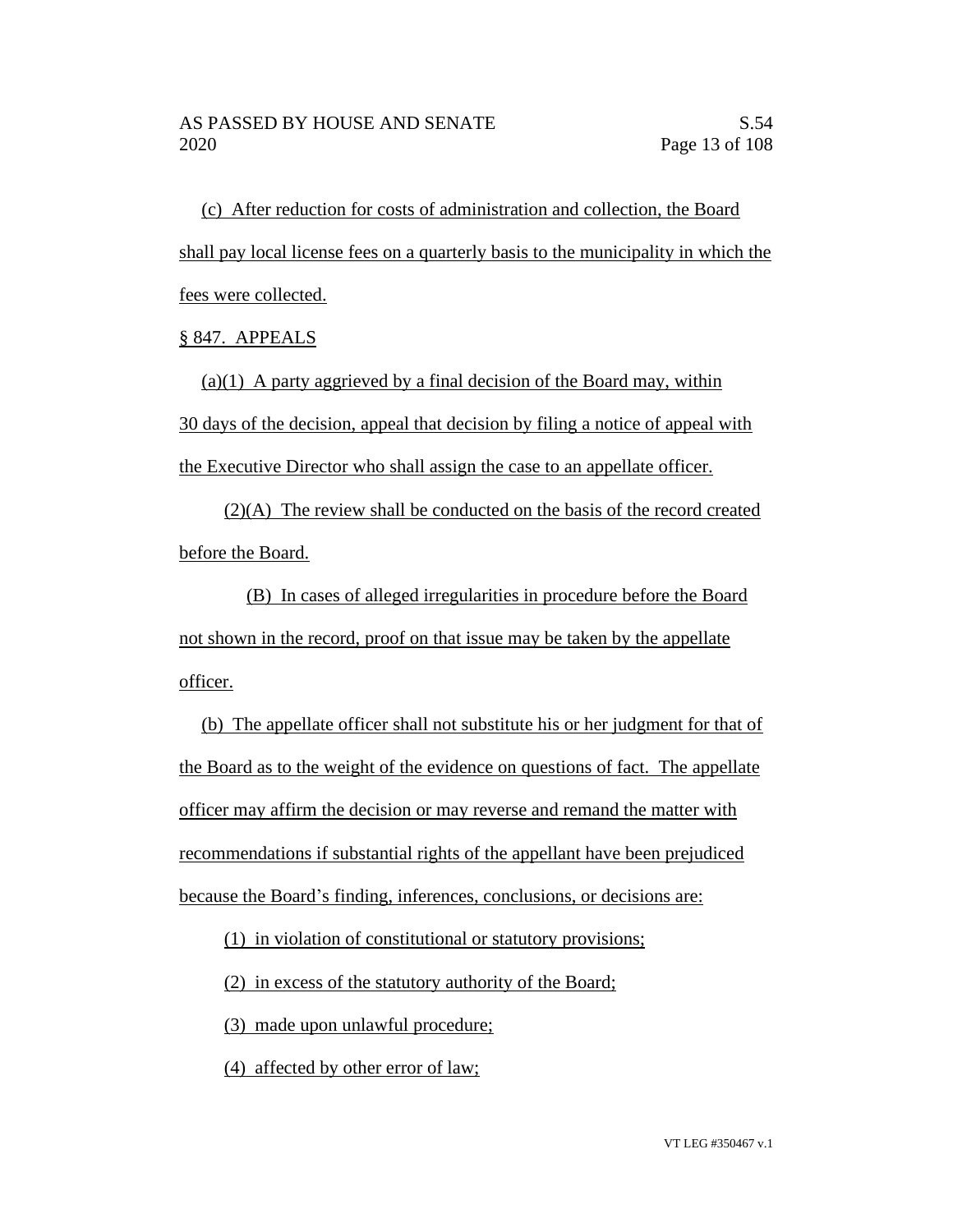(c) After reduction for costs of administration and collection, the Board shall pay local license fees on a quarterly basis to the municipality in which the fees were collected.

§ 847. APPEALS

(a)(1) A party aggrieved by a final decision of the Board may, within 30 days of the decision, appeal that decision by filing a notice of appeal with the Executive Director who shall assign the case to an appellate officer.

(2)(A) The review shall be conducted on the basis of the record created before the Board.

(B) In cases of alleged irregularities in procedure before the Board not shown in the record, proof on that issue may be taken by the appellate officer.

(b) The appellate officer shall not substitute his or her judgment for that of the Board as to the weight of the evidence on questions of fact. The appellate officer may affirm the decision or may reverse and remand the matter with recommendations if substantial rights of the appellant have been prejudiced because the Board's finding, inferences, conclusions, or decisions are:

(1) in violation of constitutional or statutory provisions;

(2) in excess of the statutory authority of the Board;

(3) made upon unlawful procedure;

(4) affected by other error of law;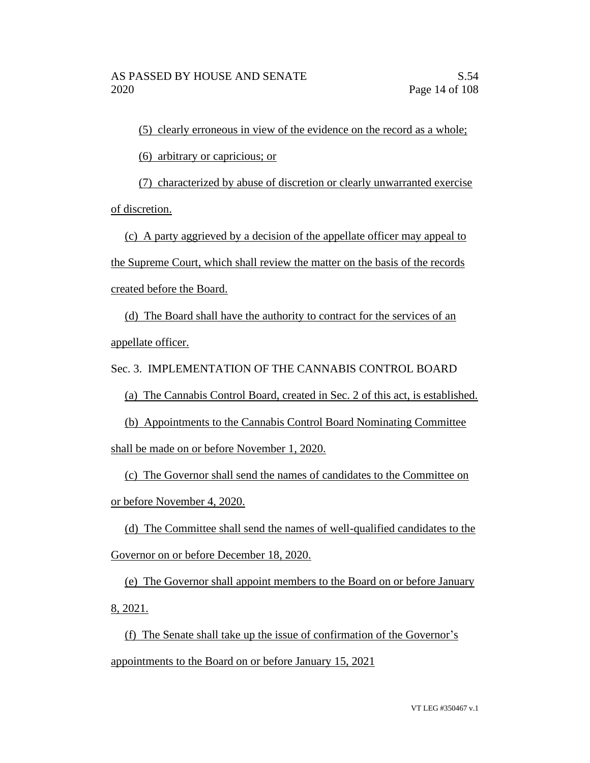(5) clearly erroneous in view of the evidence on the record as a whole;

(6) arbitrary or capricious; or

(7) characterized by abuse of discretion or clearly unwarranted exercise of discretion.

(c) A party aggrieved by a decision of the appellate officer may appeal to the Supreme Court, which shall review the matter on the basis of the records created before the Board.

(d) The Board shall have the authority to contract for the services of an appellate officer.

Sec. 3. IMPLEMENTATION OF THE CANNABIS CONTROL BOARD

(a) The Cannabis Control Board, created in Sec. 2 of this act, is established.

(b) Appointments to the Cannabis Control Board Nominating Committee shall be made on or before November 1, 2020.

(c) The Governor shall send the names of candidates to the Committee on or before November 4, 2020.

(d) The Committee shall send the names of well-qualified candidates to the Governor on or before December 18, 2020.

(e) The Governor shall appoint members to the Board on or before January 8, 2021.

(f) The Senate shall take up the issue of confirmation of the Governor's appointments to the Board on or before January 15, 2021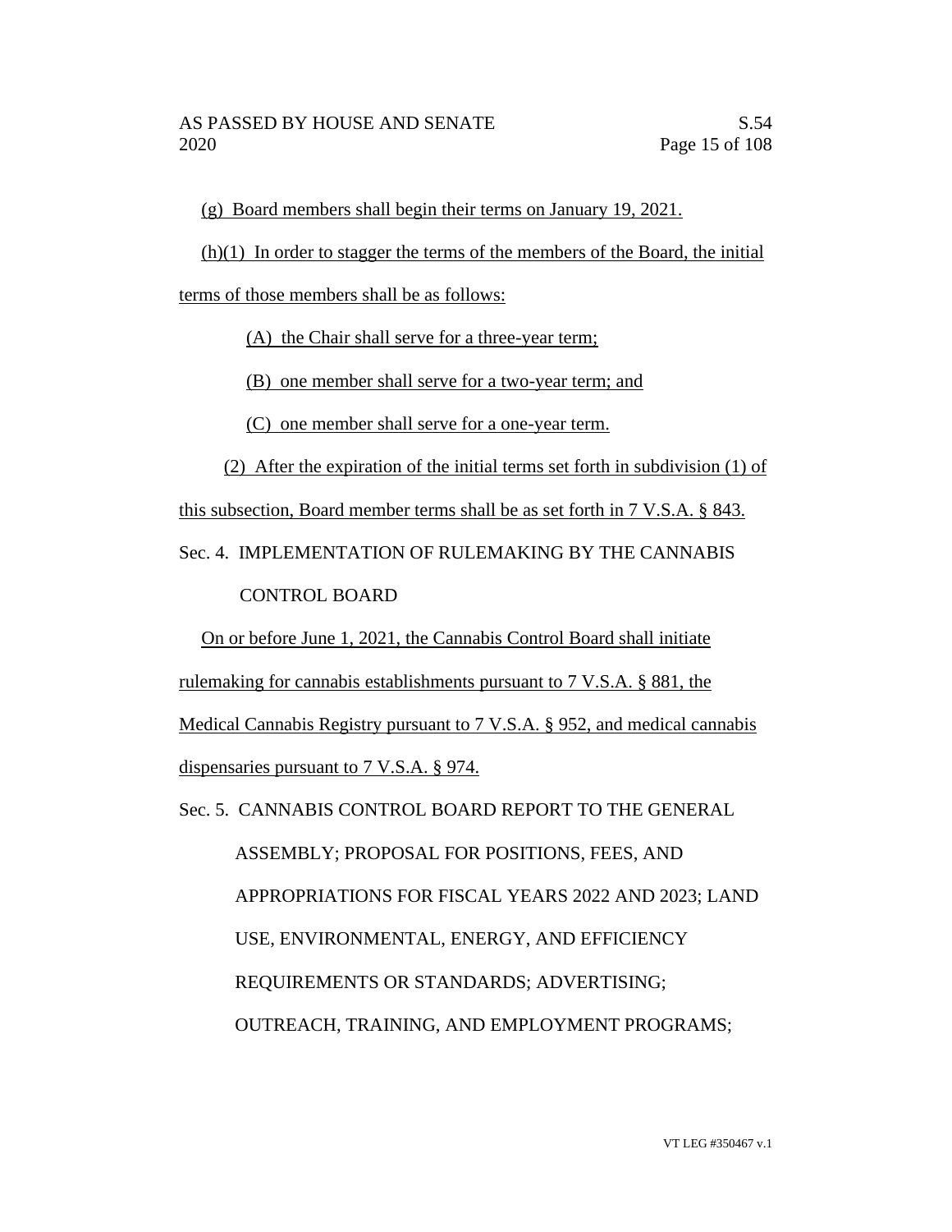(g) Board members shall begin their terms on January 19, 2021.

(h)(1) In order to stagger the terms of the members of the Board, the initial terms of those members shall be as follows:

(A) the Chair shall serve for a three-year term;

(B) one member shall serve for a two-year term; and

(C) one member shall serve for a one-year term.

(2) After the expiration of the initial terms set forth in subdivision (1) of this subsection, Board member terms shall be as set forth in 7 V.S.A. § 843.

Sec. 4. IMPLEMENTATION OF RULEMAKING BY THE CANNABIS CONTROL BOARD

On or before June 1, 2021, the Cannabis Control Board shall initiate rulemaking for cannabis establishments pursuant to 7 V.S.A. § 881, the Medical Cannabis Registry pursuant to 7 V.S.A. § 952, and medical cannabis dispensaries pursuant to 7 V.S.A. § 974.

Sec. 5. CANNABIS CONTROL BOARD REPORT TO THE GENERAL ASSEMBLY; PROPOSAL FOR POSITIONS, FEES, AND APPROPRIATIONS FOR FISCAL YEARS 2022 AND 2023; LAND USE, ENVIRONMENTAL, ENERGY, AND EFFICIENCY REQUIREMENTS OR STANDARDS; ADVERTISING; OUTREACH, TRAINING, AND EMPLOYMENT PROGRAMS;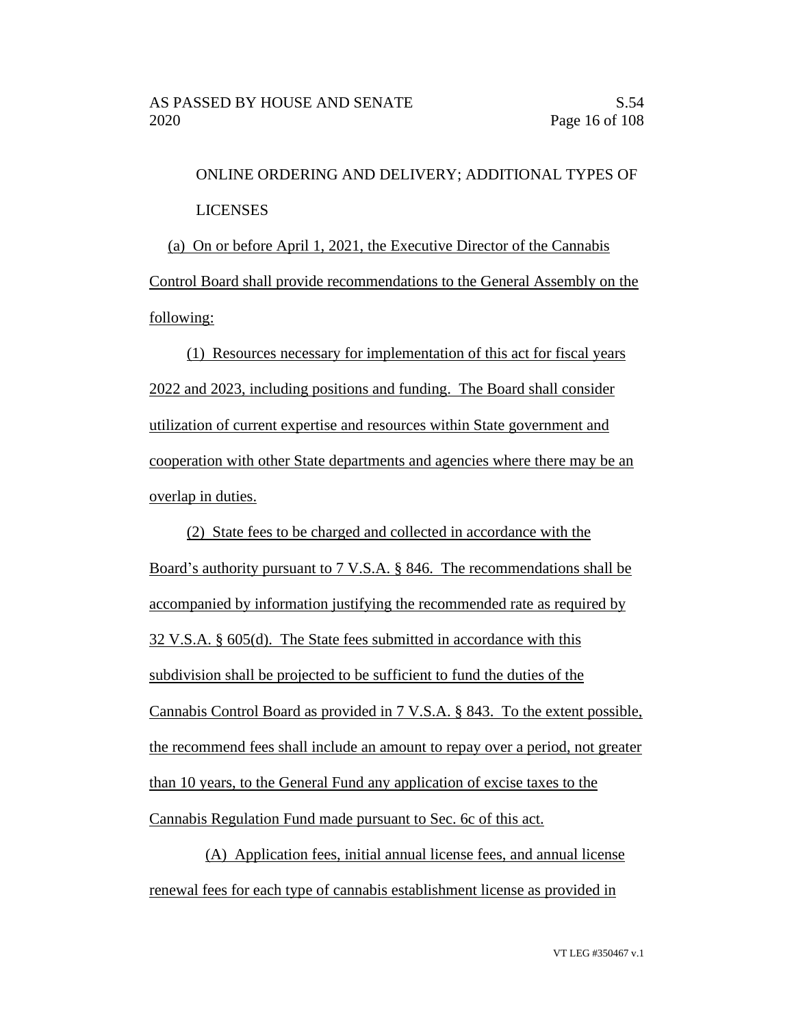ONLINE ORDERING AND DELIVERY; ADDITIONAL TYPES OF LICENSES

(a) On or before April 1, 2021, the Executive Director of the Cannabis Control Board shall provide recommendations to the General Assembly on the following:

(1) Resources necessary for implementation of this act for fiscal years 2022 and 2023, including positions and funding. The Board shall consider utilization of current expertise and resources within State government and cooperation with other State departments and agencies where there may be an overlap in duties.

(2) State fees to be charged and collected in accordance with the Board's authority pursuant to 7 V.S.A. § 846. The recommendations shall be accompanied by information justifying the recommended rate as required by 32 V.S.A. § 605(d). The State fees submitted in accordance with this subdivision shall be projected to be sufficient to fund the duties of the Cannabis Control Board as provided in 7 V.S.A. § 843. To the extent possible, the recommend fees shall include an amount to repay over a period, not greater than 10 years, to the General Fund any application of excise taxes to the Cannabis Regulation Fund made pursuant to Sec. 6c of this act.

(A) Application fees, initial annual license fees, and annual license renewal fees for each type of cannabis establishment license as provided in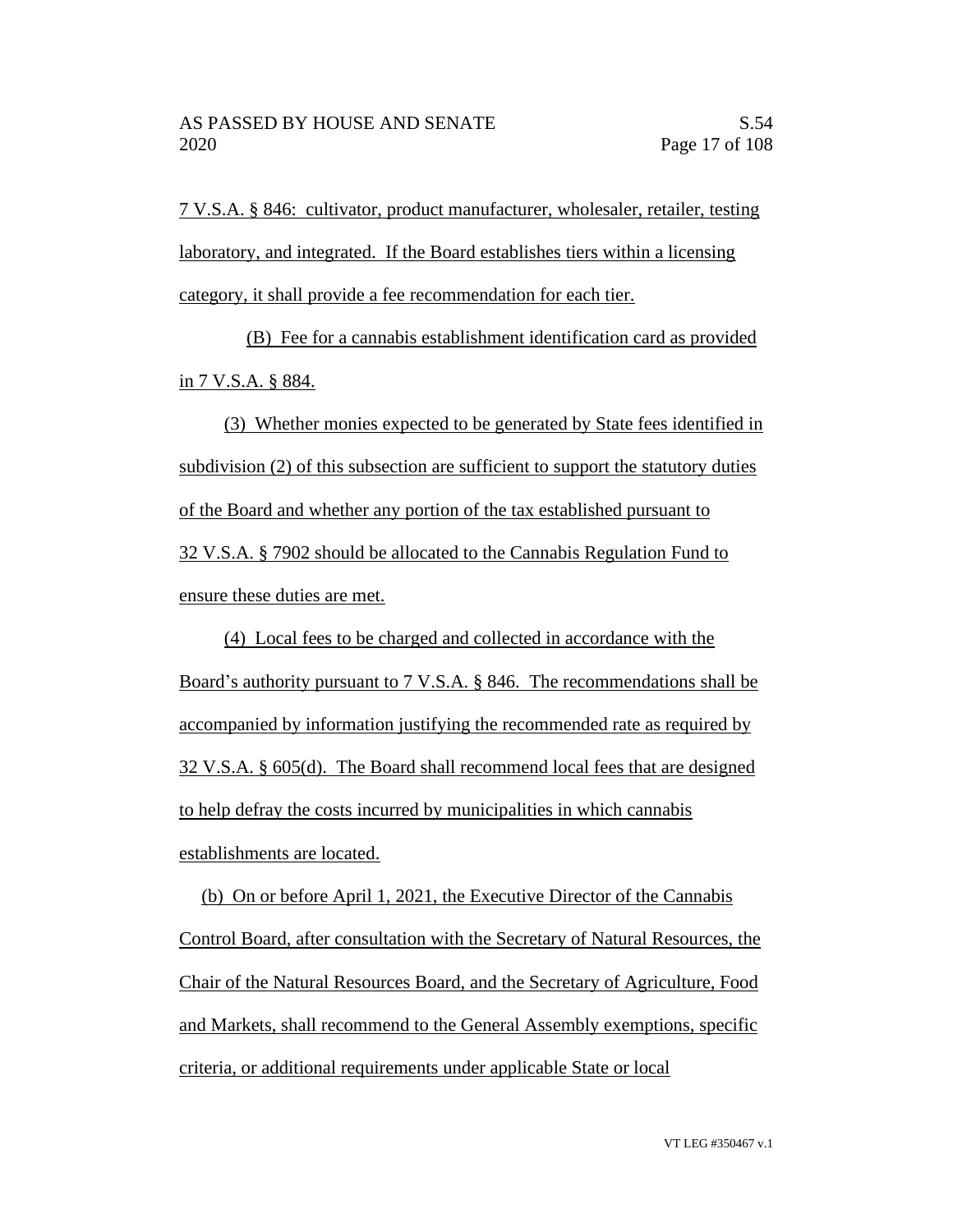7 V.S.A. § 846: cultivator, product manufacturer, wholesaler, retailer, testing laboratory, and integrated. If the Board establishes tiers within a licensing category, it shall provide a fee recommendation for each tier.

(B) Fee for a cannabis establishment identification card as provided in 7 V.S.A. § 884.

(3) Whether monies expected to be generated by State fees identified in subdivision (2) of this subsection are sufficient to support the statutory duties of the Board and whether any portion of the tax established pursuant to 32 V.S.A. § 7902 should be allocated to the Cannabis Regulation Fund to ensure these duties are met.

(4) Local fees to be charged and collected in accordance with the Board's authority pursuant to 7 V.S.A. § 846. The recommendations shall be accompanied by information justifying the recommended rate as required by 32 V.S.A. § 605(d). The Board shall recommend local fees that are designed to help defray the costs incurred by municipalities in which cannabis establishments are located.

(b) On or before April 1, 2021, the Executive Director of the Cannabis Control Board, after consultation with the Secretary of Natural Resources, the Chair of the Natural Resources Board, and the Secretary of Agriculture, Food and Markets, shall recommend to the General Assembly exemptions, specific criteria, or additional requirements under applicable State or local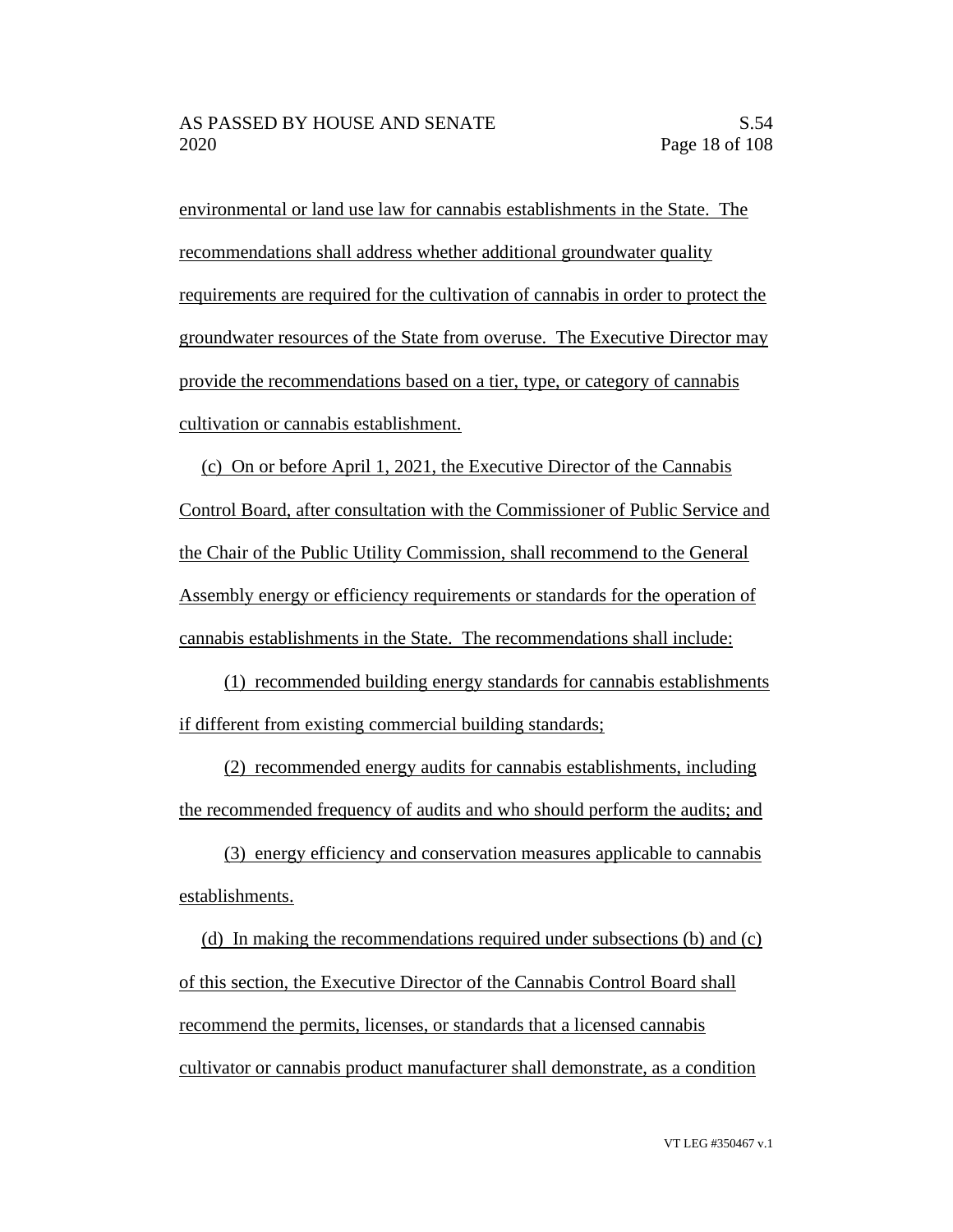environmental or land use law for cannabis establishments in the State. The recommendations shall address whether additional groundwater quality requirements are required for the cultivation of cannabis in order to protect the groundwater resources of the State from overuse. The Executive Director may provide the recommendations based on a tier, type, or category of cannabis cultivation or cannabis establishment.

(c) On or before April 1, 2021, the Executive Director of the Cannabis Control Board, after consultation with the Commissioner of Public Service and the Chair of the Public Utility Commission, shall recommend to the General Assembly energy or efficiency requirements or standards for the operation of cannabis establishments in the State. The recommendations shall include:

(1) recommended building energy standards for cannabis establishments if different from existing commercial building standards;

(2) recommended energy audits for cannabis establishments, including the recommended frequency of audits and who should perform the audits; and

(3) energy efficiency and conservation measures applicable to cannabis establishments.

(d) In making the recommendations required under subsections (b) and (c) of this section, the Executive Director of the Cannabis Control Board shall recommend the permits, licenses, or standards that a licensed cannabis cultivator or cannabis product manufacturer shall demonstrate, as a condition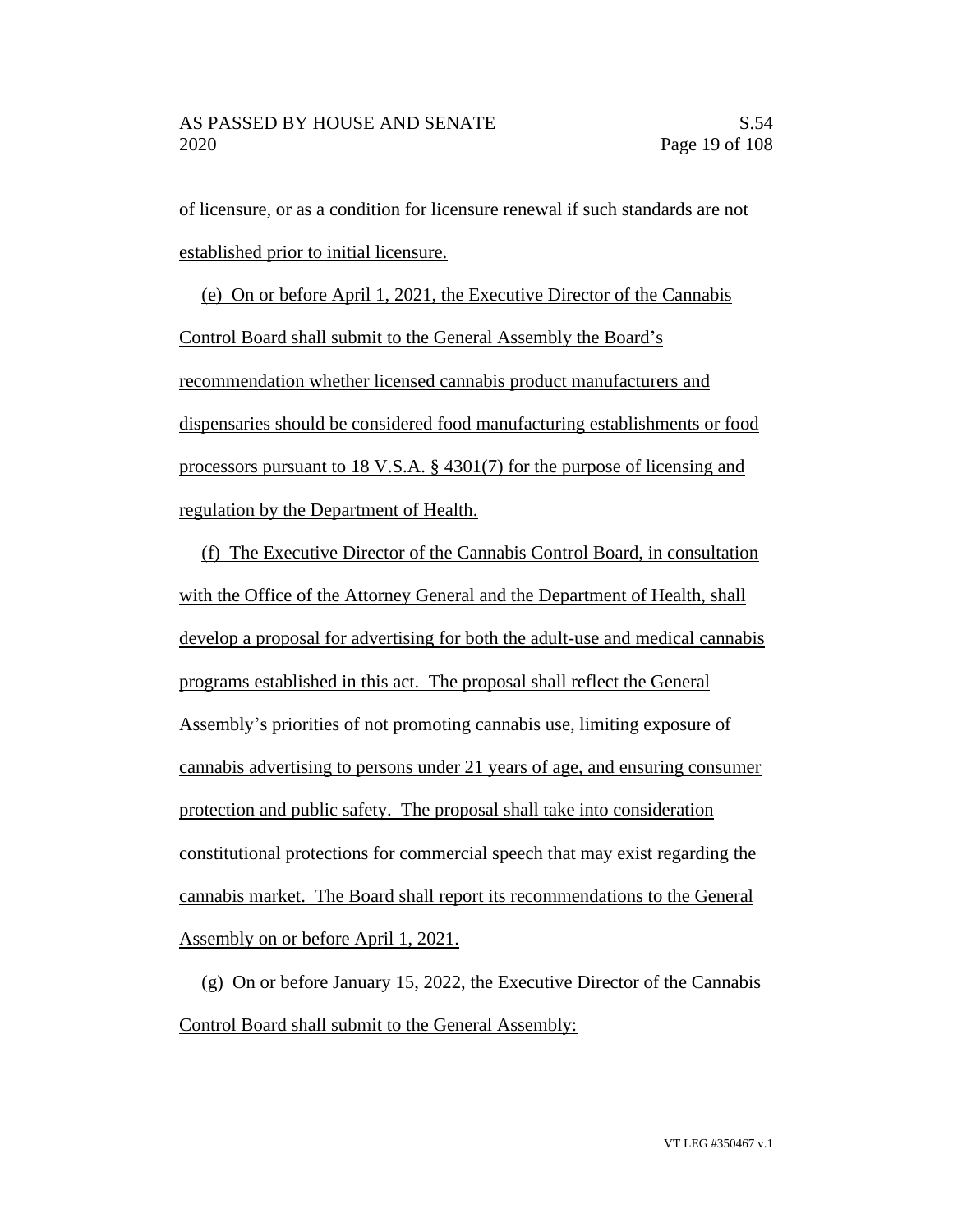of licensure, or as a condition for licensure renewal if such standards are not established prior to initial licensure.

(e) On or before April 1, 2021, the Executive Director of the Cannabis Control Board shall submit to the General Assembly the Board's recommendation whether licensed cannabis product manufacturers and dispensaries should be considered food manufacturing establishments or food processors pursuant to 18 V.S.A. § 4301(7) for the purpose of licensing and regulation by the Department of Health.

(f) The Executive Director of the Cannabis Control Board, in consultation with the Office of the Attorney General and the Department of Health, shall develop a proposal for advertising for both the adult-use and medical cannabis programs established in this act. The proposal shall reflect the General Assembly's priorities of not promoting cannabis use, limiting exposure of cannabis advertising to persons under 21 years of age, and ensuring consumer protection and public safety. The proposal shall take into consideration constitutional protections for commercial speech that may exist regarding the cannabis market. The Board shall report its recommendations to the General Assembly on or before April 1, 2021.

(g) On or before January 15, 2022, the Executive Director of the Cannabis Control Board shall submit to the General Assembly: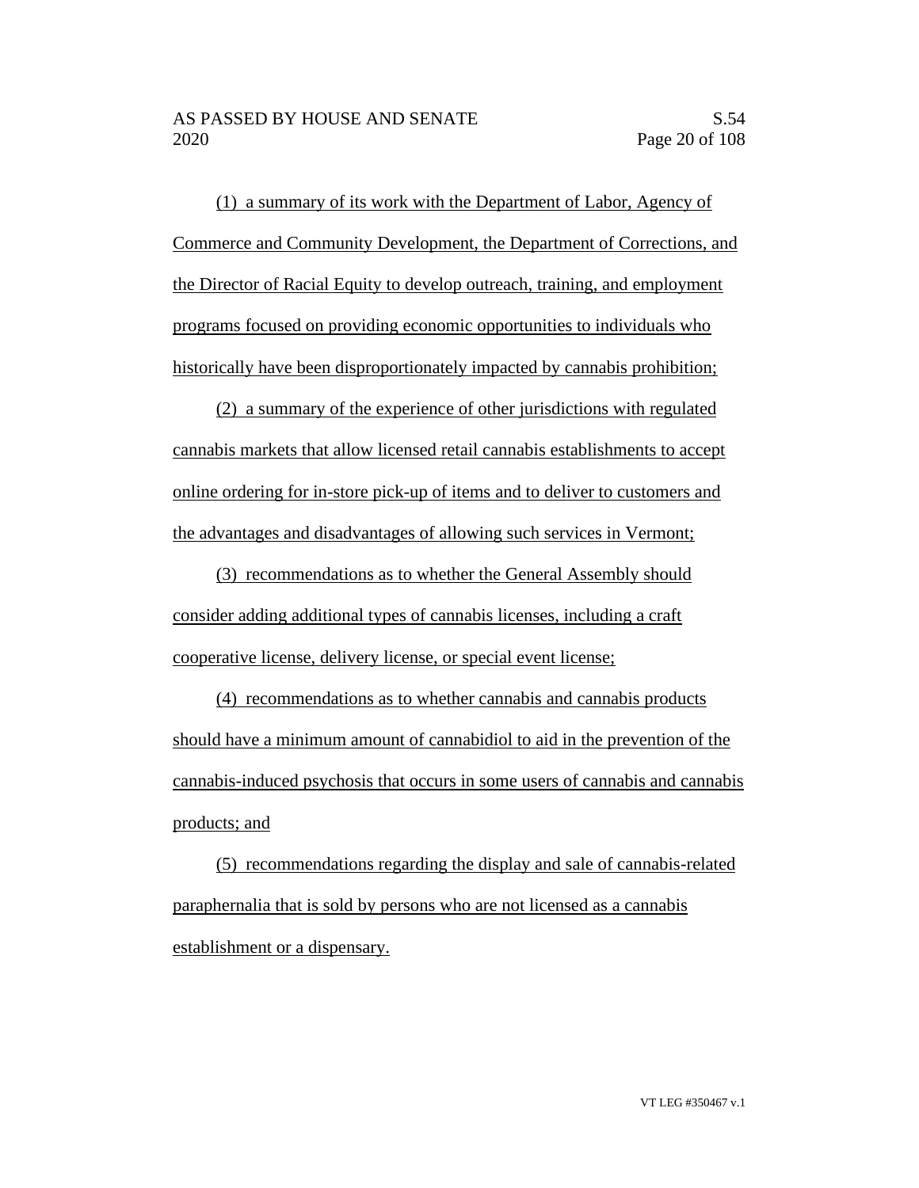(1) a summary of its work with the Department of Labor, Agency of Commerce and Community Development, the Department of Corrections, and the Director of Racial Equity to develop outreach, training, and employment programs focused on providing economic opportunities to individuals who historically have been disproportionately impacted by cannabis prohibition;

(2) a summary of the experience of other jurisdictions with regulated cannabis markets that allow licensed retail cannabis establishments to accept online ordering for in-store pick-up of items and to deliver to customers and the advantages and disadvantages of allowing such services in Vermont;

(3) recommendations as to whether the General Assembly should consider adding additional types of cannabis licenses, including a craft cooperative license, delivery license, or special event license;

(4) recommendations as to whether cannabis and cannabis products should have a minimum amount of cannabidiol to aid in the prevention of the cannabis-induced psychosis that occurs in some users of cannabis and cannabis products; and

(5) recommendations regarding the display and sale of cannabis-related paraphernalia that is sold by persons who are not licensed as a cannabis establishment or a dispensary.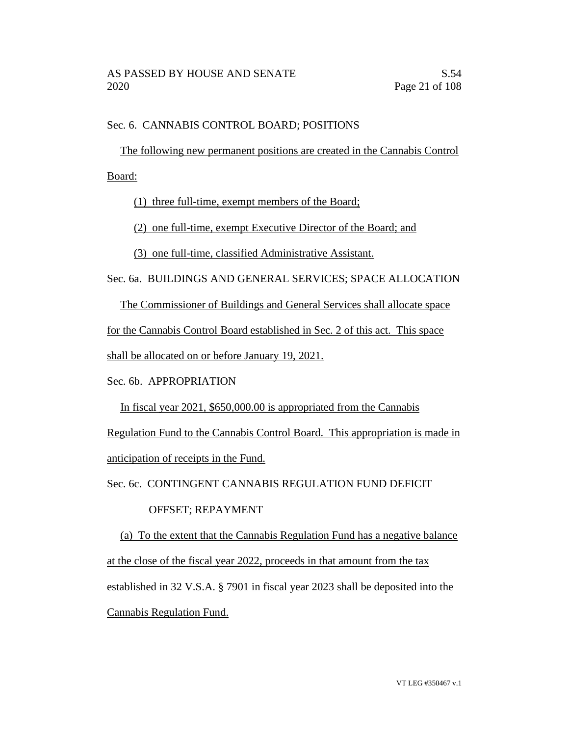Sec. 6. CANNABIS CONTROL BOARD; POSITIONS

The following new permanent positions are created in the Cannabis Control Board:

(1) three full-time, exempt members of the Board;

(2) one full-time, exempt Executive Director of the Board; and

(3) one full-time, classified Administrative Assistant.

Sec. 6a. BUILDINGS AND GENERAL SERVICES; SPACE ALLOCATION

The Commissioner of Buildings and General Services shall allocate space for the Cannabis Control Board established in Sec. 2 of this act. This space shall be allocated on or before January 19, 2021.

Sec. 6b. APPROPRIATION

In fiscal year 2021, $650,000.00 is appropriated from the Cannabis Regulation Fund to the Cannabis Control Board. This appropriation is made in anticipation of receipts in the Fund.

Sec. 6c. CONTINGENT CANNABIS REGULATION FUND DEFICIT OFFSET; REPAYMENT

(a) To the extent that the Cannabis Regulation Fund has a negative balance at the close of the fiscal year 2022, proceeds in that amount from the tax established in 32 V.S.A. § 7901 in fiscal year 2023 shall be deposited into the Cannabis Regulation Fund.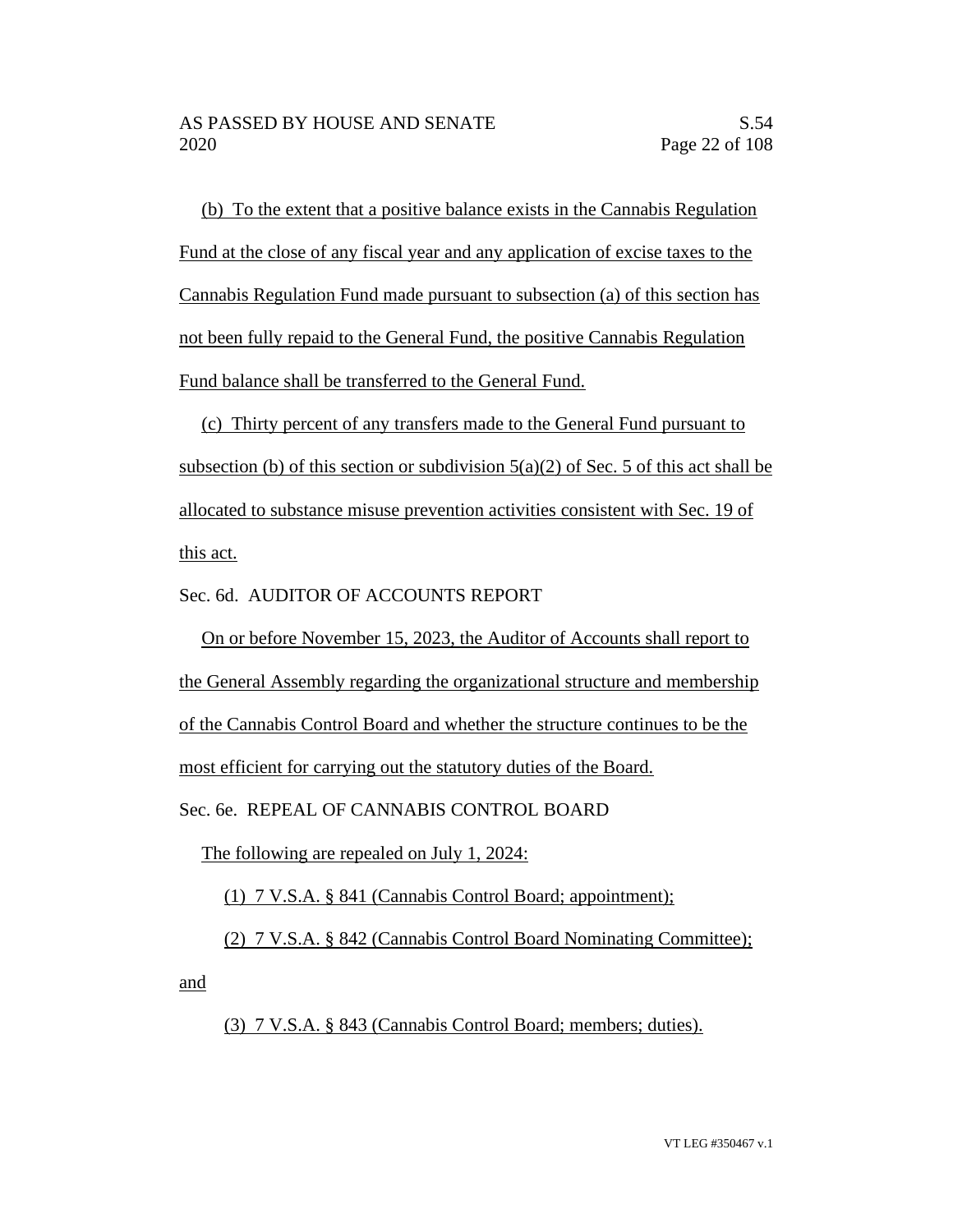(b) To the extent that a positive balance exists in the Cannabis Regulation Fund at the close of any fiscal year and any application of excise taxes to the Cannabis Regulation Fund made pursuant to subsection (a) of this section has not been fully repaid to the General Fund, the positive Cannabis Regulation Fund balance shall be transferred to the General Fund.

(c) Thirty percent of any transfers made to the General Fund pursuant to subsection (b) of this section or subdivision 5(a)(2) of Sec. 5 of this act shall be allocated to substance misuse prevention activities consistent with Sec. 19 of this act.

Sec. 6d. AUDITOR OF ACCOUNTS REPORT

On or before November 15, 2023, the Auditor of Accounts shall report to the General Assembly regarding the organizational structure and membership of the Cannabis Control Board and whether the structure continues to be the most efficient for carrying out the statutory duties of the Board.

Sec. 6e. REPEAL OF CANNABIS CONTROL BOARD

The following are repealed on July 1, 2024:

(1) 7 V.S.A. § 841 (Cannabis Control Board; appointment);

(2) 7 V.S.A. § 842 (Cannabis Control Board Nominating Committee); and

(3) 7 V.S.A. § 843 (Cannabis Control Board; members; duties).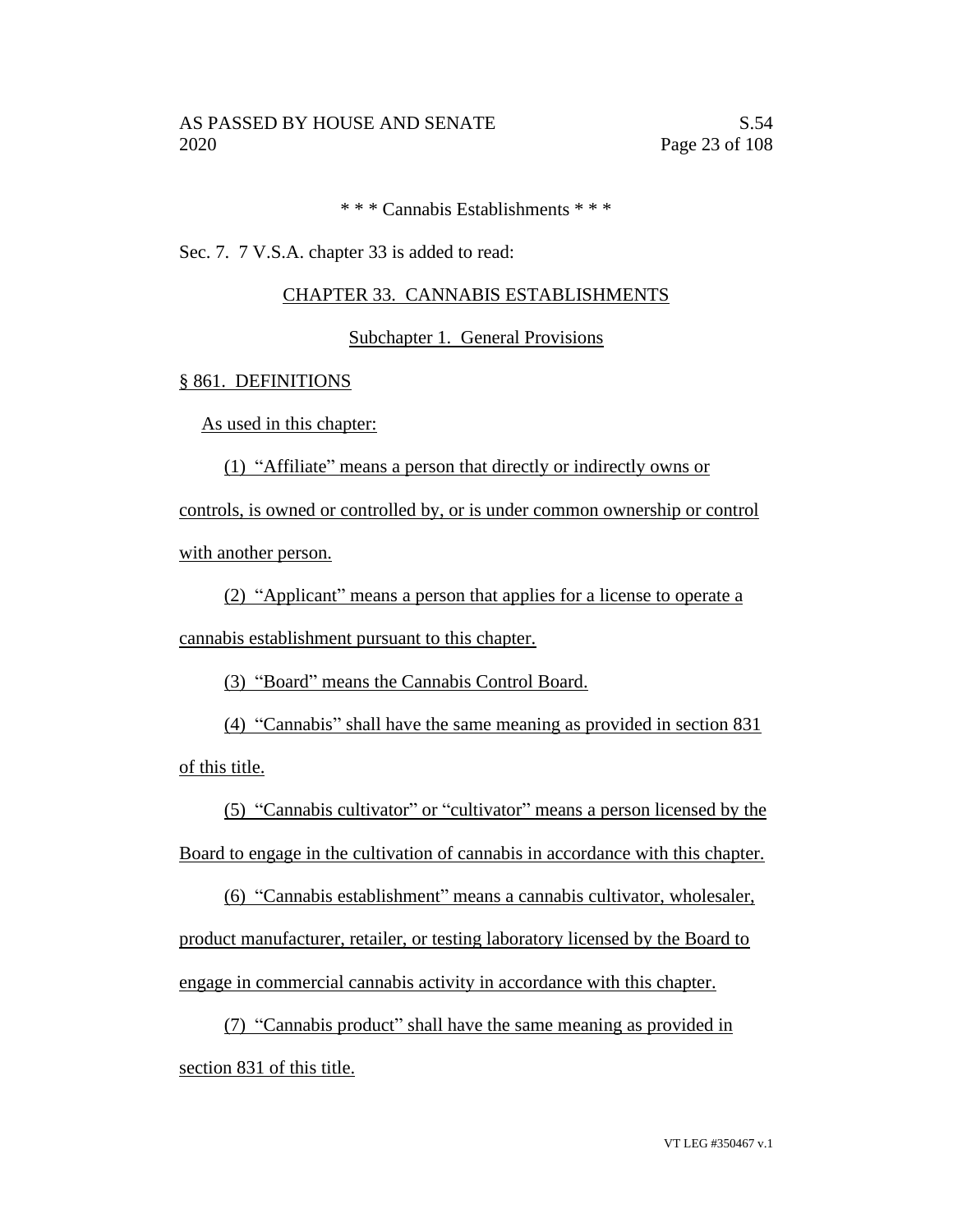\* \* \* Cannabis Establishments \* \* \*

Sec. 7. 7 V.S.A. chapter 33 is added to read:

## CHAPTER 33. CANNABIS ESTABLISHMENTS

### Subchapter 1. General Provisions

#### § 861. DEFINITIONS

As used in this chapter:

(1) "Affiliate" means a person that directly or indirectly owns or controls, is owned or controlled by, or is under common ownership or control with another person.

(2) "Applicant" means a person that applies for a license to operate a cannabis establishment pursuant to this chapter.

(3) "Board" means the Cannabis Control Board.

(4) "Cannabis" shall have the same meaning as provided in section 831 of this title.

(5) "Cannabis cultivator" or "cultivator" means a person licensed by the Board to engage in the cultivation of cannabis in accordance with this chapter.

(6) "Cannabis establishment" means a cannabis cultivator, wholesaler, product manufacturer, retailer, or testing laboratory licensed by the Board to engage in commercial cannabis activity in accordance with this chapter.

(7) "Cannabis product" shall have the same meaning as provided in section 831 of this title.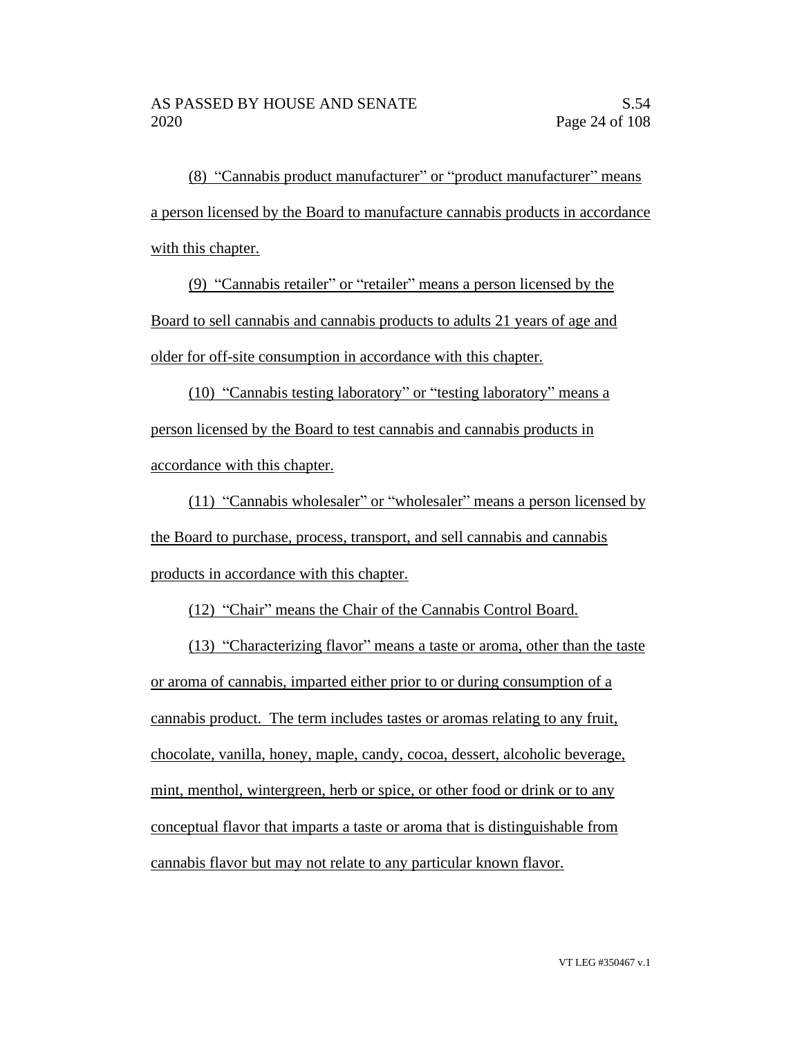(8) "Cannabis product manufacturer" or "product manufacturer" means a person licensed by the Board to manufacture cannabis products in accordance with this chapter.

(9) "Cannabis retailer" or "retailer" means a person licensed by the Board to sell cannabis and cannabis products to adults 21 years of age and older for off-site consumption in accordance with this chapter.

(10) "Cannabis testing laboratory" or "testing laboratory" means a person licensed by the Board to test cannabis and cannabis products in accordance with this chapter.

(11) "Cannabis wholesaler" or "wholesaler" means a person licensed by the Board to purchase, process, transport, and sell cannabis and cannabis products in accordance with this chapter.

(12) "Chair" means the Chair of the Cannabis Control Board.

(13) "Characterizing flavor" means a taste or aroma, other than the taste or aroma of cannabis, imparted either prior to or during consumption of a cannabis product. The term includes tastes or aromas relating to any fruit, chocolate, vanilla, honey, maple, candy, cocoa, dessert, alcoholic beverage, mint, menthol, wintergreen, herb or spice, or other food or drink or to any conceptual flavor that imparts a taste or aroma that is distinguishable from cannabis flavor but may not relate to any particular known flavor.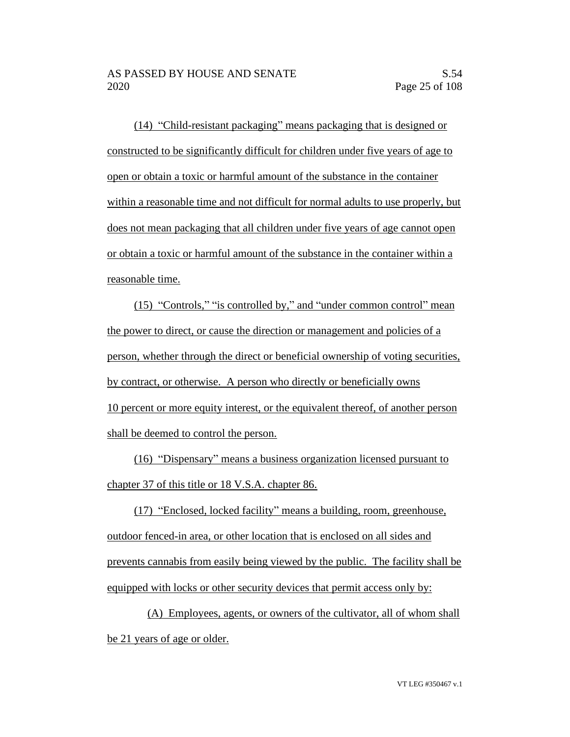(14) "Child-resistant packaging" means packaging that is designed or constructed to be significantly difficult for children under five years of age to open or obtain a toxic or harmful amount of the substance in the container within a reasonable time and not difficult for normal adults to use properly, but does not mean packaging that all children under five years of age cannot open or obtain a toxic or harmful amount of the substance in the container within a reasonable time.

(15) "Controls," "is controlled by," and "under common control" mean the power to direct, or cause the direction or management and policies of a person, whether through the direct or beneficial ownership of voting securities, by contract, or otherwise. A person who directly or beneficially owns 10 percent or more equity interest, or the equivalent thereof, of another person shall be deemed to control the person.

(16) "Dispensary" means a business organization licensed pursuant to chapter 37 of this title or 18 V.S.A. chapter 86.

(17) "Enclosed, locked facility" means a building, room, greenhouse, outdoor fenced-in area, or other location that is enclosed on all sides and prevents cannabis from easily being viewed by the public. The facility shall be equipped with locks or other security devices that permit access only by:

(A) Employees, agents, or owners of the cultivator, all of whom shall be 21 years of age or older.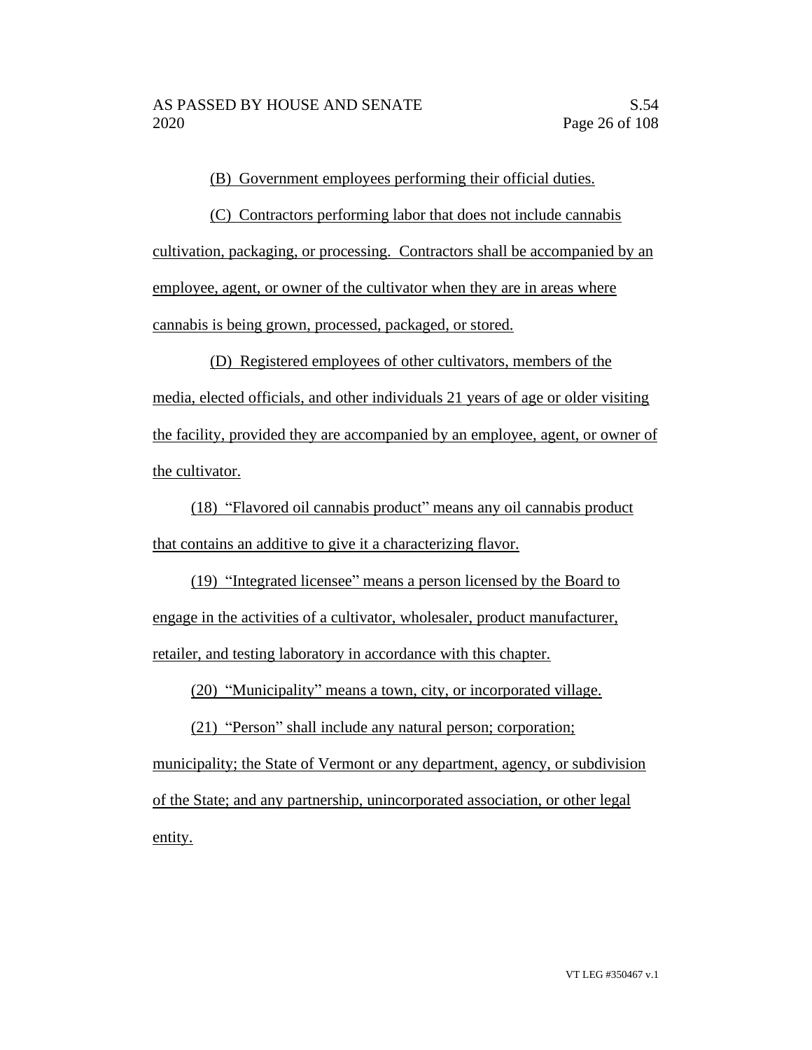(B) Government employees performing their official duties.

(C) Contractors performing labor that does not include cannabis cultivation, packaging, or processing. Contractors shall be accompanied by an employee, agent, or owner of the cultivator when they are in areas where cannabis is being grown, processed, packaged, or stored.

(D) Registered employees of other cultivators, members of the media, elected officials, and other individuals 21 years of age or older visiting the facility, provided they are accompanied by an employee, agent, or owner of the cultivator.

(18) "Flavored oil cannabis product" means any oil cannabis product that contains an additive to give it a characterizing flavor.

(19) "Integrated licensee" means a person licensed by the Board to engage in the activities of a cultivator, wholesaler, product manufacturer, retailer, and testing laboratory in accordance with this chapter.

(20) "Municipality" means a town, city, or incorporated village.

(21) "Person" shall include any natural person; corporation; municipality; the State of Vermont or any department, agency, or subdivision of the State; and any partnership, unincorporated association, or other legal entity.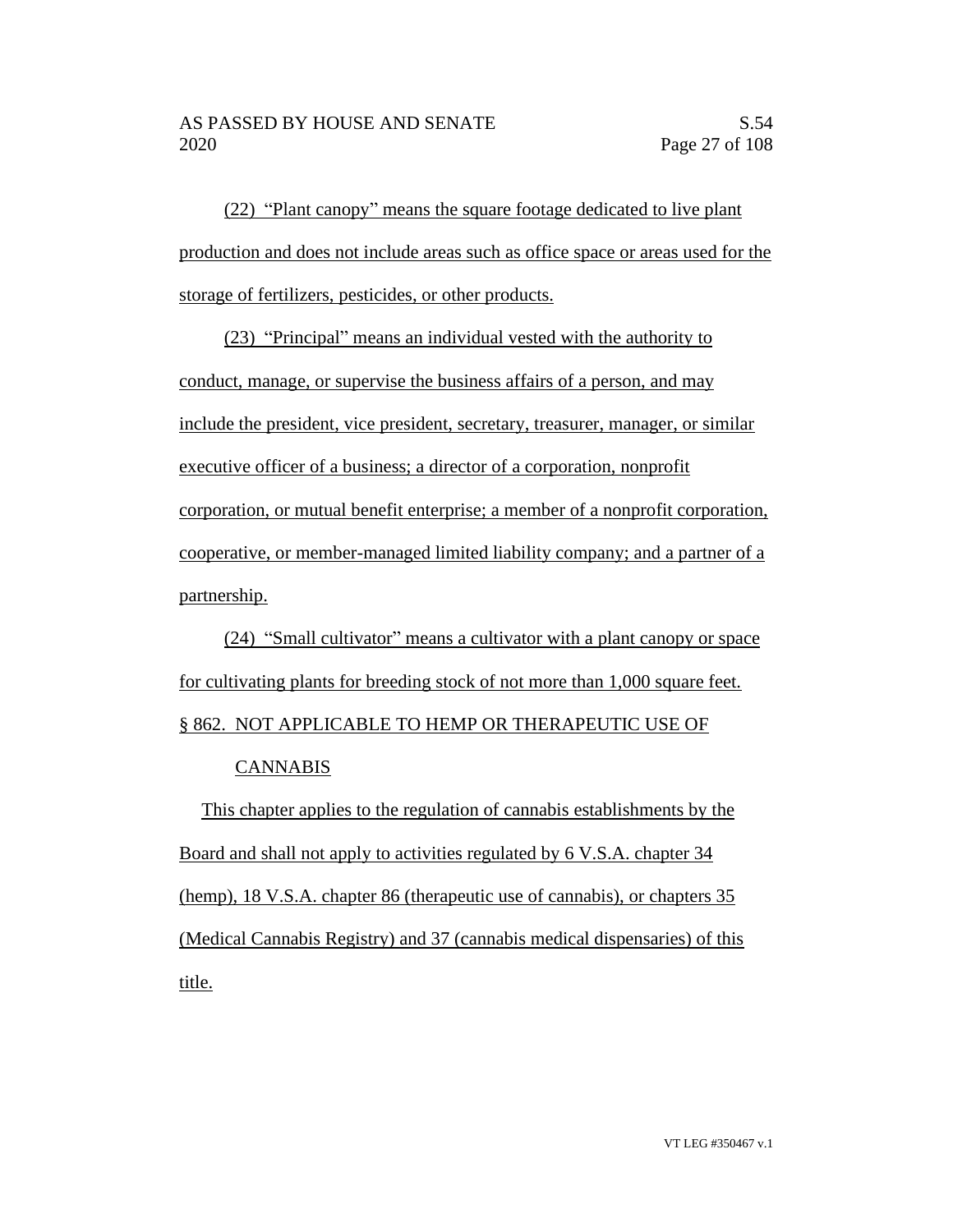(22) "Plant canopy" means the square footage dedicated to live plant production and does not include areas such as office space or areas used for the storage of fertilizers, pesticides, or other products.

(23) "Principal" means an individual vested with the authority to conduct, manage, or supervise the business affairs of a person, and may include the president, vice president, secretary, treasurer, manager, or similar executive officer of a business; a director of a corporation, nonprofit corporation, or mutual benefit enterprise; a member of a nonprofit corporation, cooperative, or member-managed limited liability company; and a partner of a partnership.

(24) "Small cultivator" means a cultivator with a plant canopy or space for cultivating plants for breeding stock of not more than 1,000 square feet.

§ 862. NOT APPLICABLE TO HEMP OR THERAPEUTIC USE OF CANNABIS

This chapter applies to the regulation of cannabis establishments by the Board and shall not apply to activities regulated by 6 V.S.A. chapter 34 (hemp), 18 V.S.A. chapter 86 (therapeutic use of cannabis), or chapters 35 (Medical Cannabis Registry) and 37 (cannabis medical dispensaries) of this title.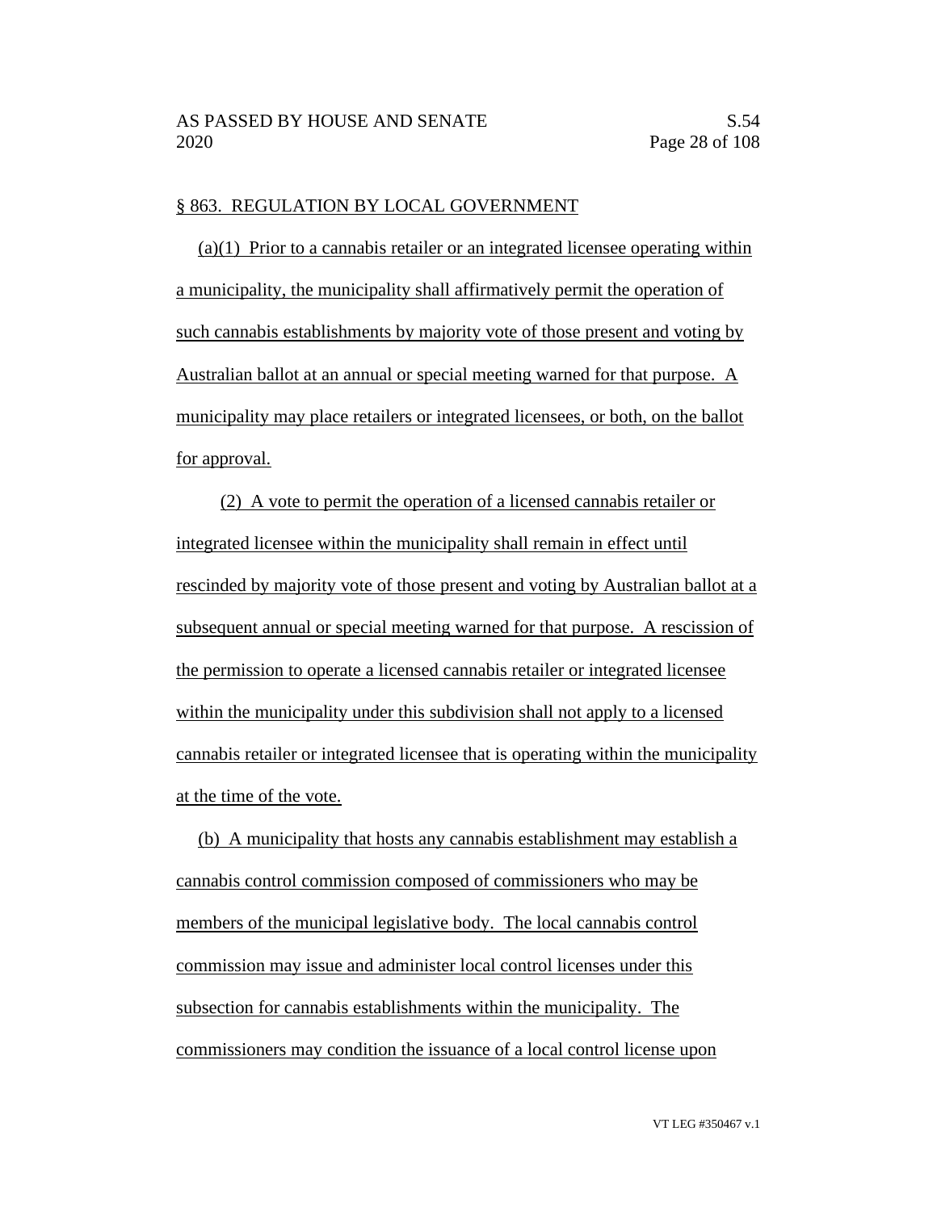§ 863. REGULATION BY LOCAL GOVERNMENT

(a)(1) Prior to a cannabis retailer or an integrated licensee operating within a municipality, the municipality shall affirmatively permit the operation of such cannabis establishments by majority vote of those present and voting by Australian ballot at an annual or special meeting warned for that purpose. A municipality may place retailers or integrated licensees, or both, on the ballot for approval.

(2) A vote to permit the operation of a licensed cannabis retailer or integrated licensee within the municipality shall remain in effect until rescinded by majority vote of those present and voting by Australian ballot at a subsequent annual or special meeting warned for that purpose. A rescission of the permission to operate a licensed cannabis retailer or integrated licensee within the municipality under this subdivision shall not apply to a licensed cannabis retailer or integrated licensee that is operating within the municipality at the time of the vote.

(b) A municipality that hosts any cannabis establishment may establish a cannabis control commission composed of commissioners who may be members of the municipal legislative body. The local cannabis control commission may issue and administer local control licenses under this subsection for cannabis establishments within the municipality. The commissioners may condition the issuance of a local control license upon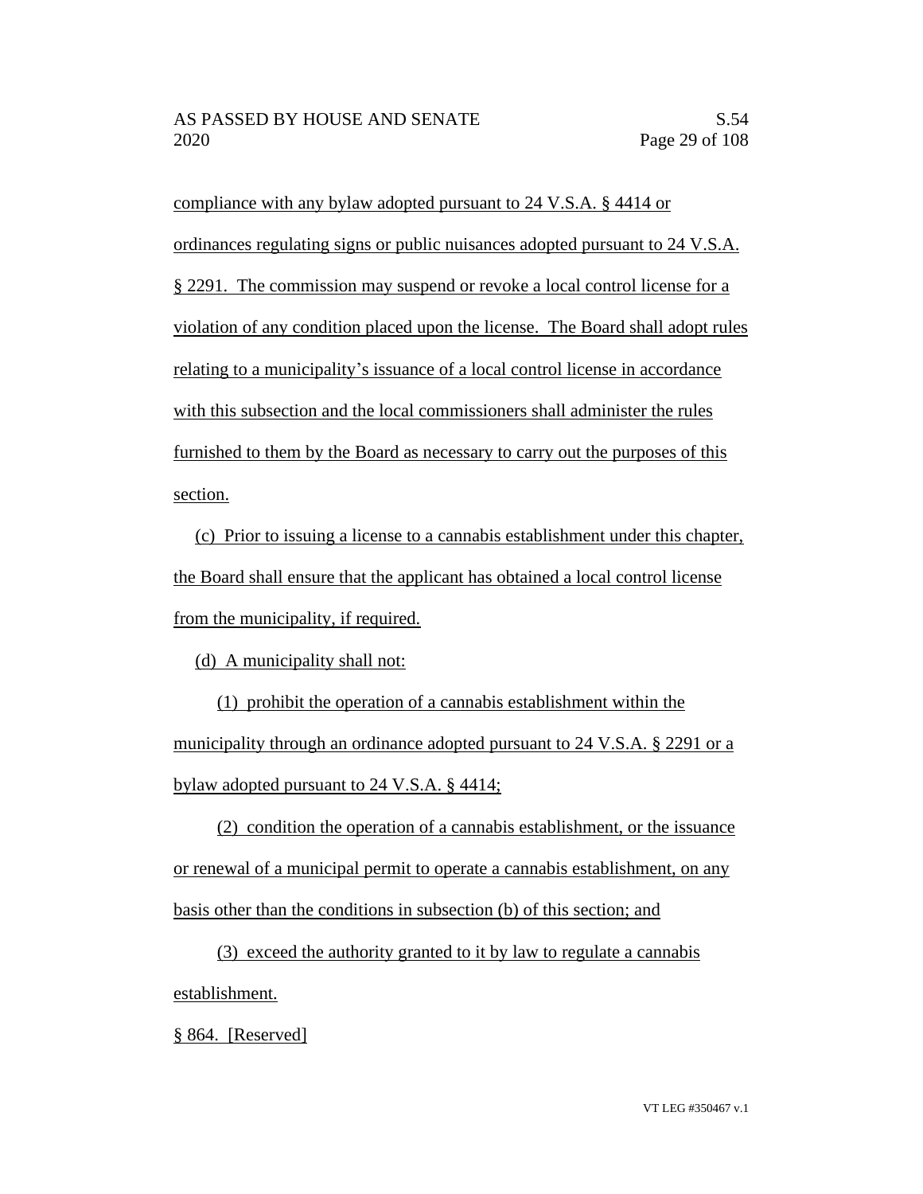compliance with any bylaw adopted pursuant to 24 V.S.A. § 4414 or ordinances regulating signs or public nuisances adopted pursuant to 24 V.S.A. § 2291. The commission may suspend or revoke a local control license for a violation of any condition placed upon the license. The Board shall adopt rules relating to a municipality's issuance of a local control license in accordance with this subsection and the local commissioners shall administer the rules furnished to them by the Board as necessary to carry out the purposes of this section.

(c) Prior to issuing a license to a cannabis establishment under this chapter, the Board shall ensure that the applicant has obtained a local control license from the municipality, if required.

(d) A municipality shall not:

(1) prohibit the operation of a cannabis establishment within the municipality through an ordinance adopted pursuant to 24 V.S.A. § 2291 or a bylaw adopted pursuant to 24 V.S.A. § 4414;

(2) condition the operation of a cannabis establishment, or the issuance or renewal of a municipal permit to operate a cannabis establishment, on any basis other than the conditions in subsection (b) of this section; and

(3) exceed the authority granted to it by law to regulate a cannabis establishment.

§ 864. [Reserved]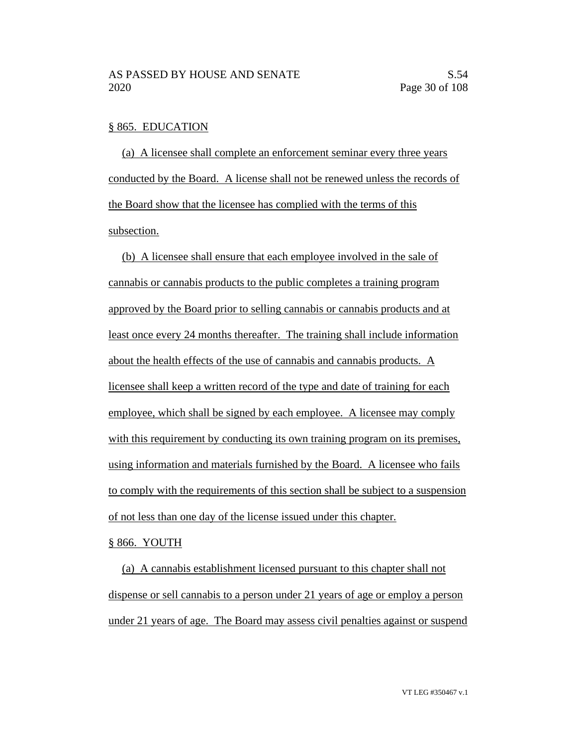§ 865. EDUCATION

(a) A licensee shall complete an enforcement seminar every three years conducted by the Board. A license shall not be renewed unless the records of the Board show that the licensee has complied with the terms of this subsection.

(b) A licensee shall ensure that each employee involved in the sale of cannabis or cannabis products to the public completes a training program approved by the Board prior to selling cannabis or cannabis products and at least once every 24 months thereafter. The training shall include information about the health effects of the use of cannabis and cannabis products. A licensee shall keep a written record of the type and date of training for each employee, which shall be signed by each employee. A licensee may comply with this requirement by conducting its own training program on its premises, using information and materials furnished by the Board. A licensee who fails to comply with the requirements of this section shall be subject to a suspension of not less than one day of the license issued under this chapter.

§ 866. YOUTH

(a) A cannabis establishment licensed pursuant to this chapter shall not dispense or sell cannabis to a person under 21 years of age or employ a person under 21 years of age. The Board may assess civil penalties against or suspend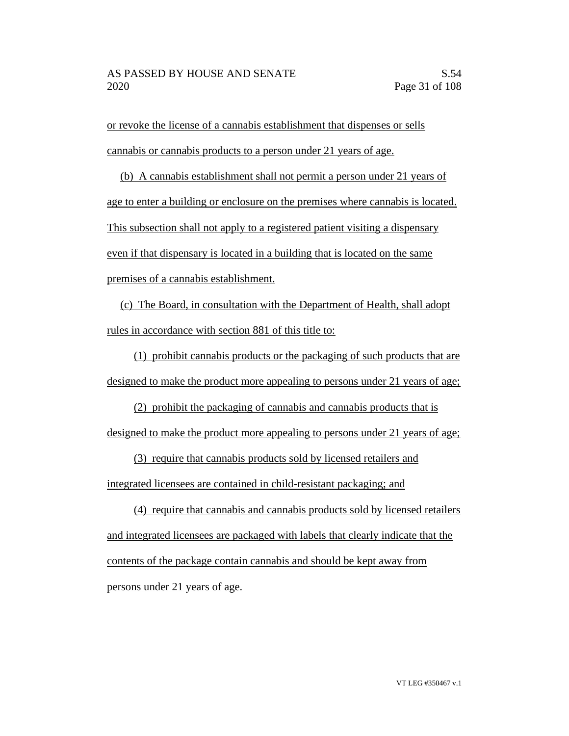or revoke the license of a cannabis establishment that dispenses or sells cannabis or cannabis products to a person under 21 years of age.

(b) A cannabis establishment shall not permit a person under 21 years of age to enter a building or enclosure on the premises where cannabis is located. This subsection shall not apply to a registered patient visiting a dispensary even if that dispensary is located in a building that is located on the same premises of a cannabis establishment.

(c) The Board, in consultation with the Department of Health, shall adopt rules in accordance with section 881 of this title to:

(1) prohibit cannabis products or the packaging of such products that are designed to make the product more appealing to persons under 21 years of age;

(2) prohibit the packaging of cannabis and cannabis products that is designed to make the product more appealing to persons under 21 years of age;

(3) require that cannabis products sold by licensed retailers and integrated licensees are contained in child-resistant packaging; and

(4) require that cannabis and cannabis products sold by licensed retailers and integrated licensees are packaged with labels that clearly indicate that the contents of the package contain cannabis and should be kept away from persons under 21 years of age.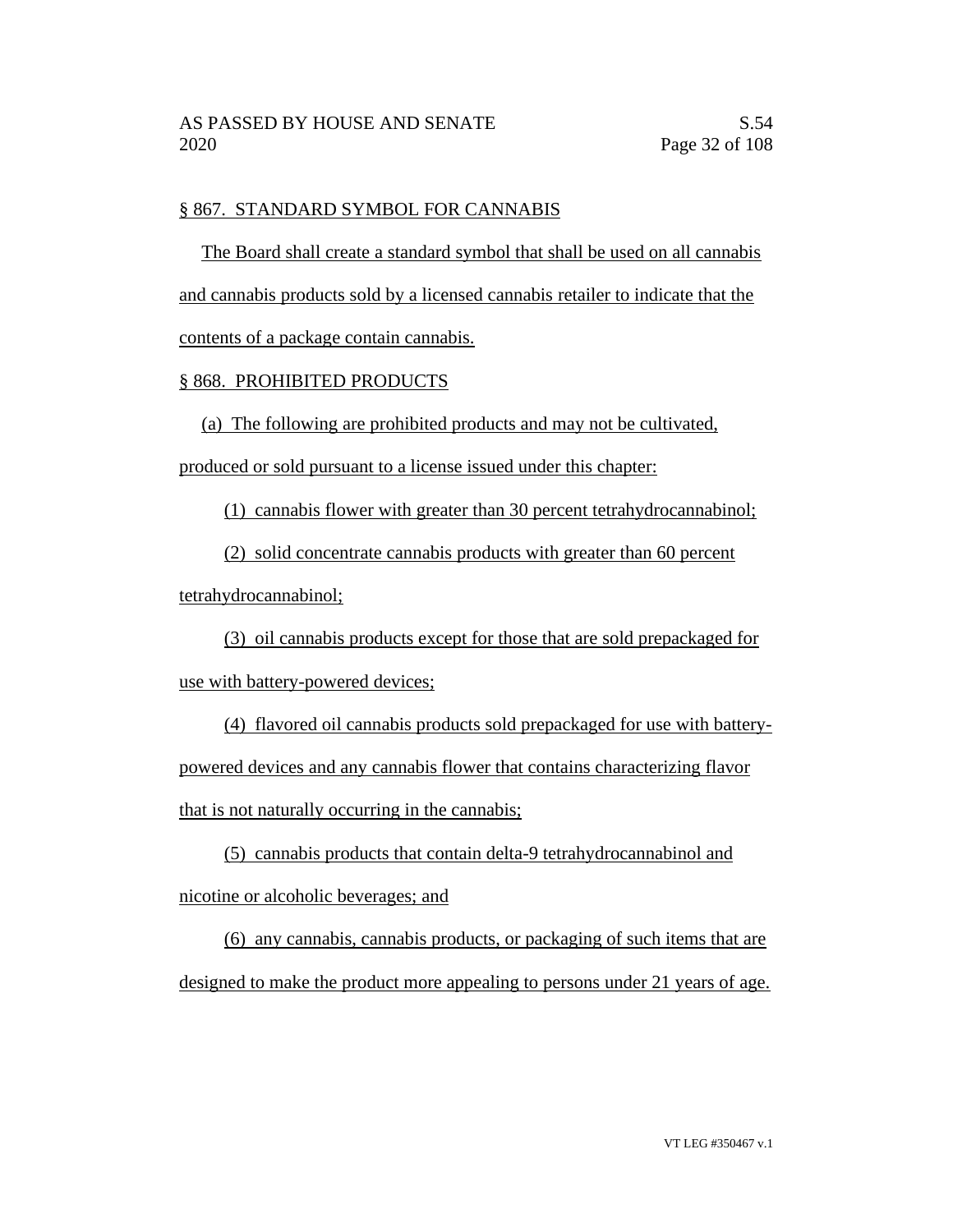§ 867. STANDARD SYMBOL FOR CANNABIS

The Board shall create a standard symbol that shall be used on all cannabis and cannabis products sold by a licensed cannabis retailer to indicate that the contents of a package contain cannabis.

§ 868. PROHIBITED PRODUCTS

(a) The following are prohibited products and may not be cultivated, produced or sold pursuant to a license issued under this chapter:

(1) cannabis flower with greater than 30 percent tetrahydrocannabinol;

(2) solid concentrate cannabis products with greater than 60 percent tetrahydrocannabinol;

(3) oil cannabis products except for those that are sold prepackaged for use with battery-powered devices;

(4) flavored oil cannabis products sold prepackaged for use with battery-powered devices and any cannabis flower that contains characterizing flavor that is not naturally occurring in the cannabis;

(5) cannabis products that contain delta-9 tetrahydrocannabinol and nicotine or alcoholic beverages; and

(6) any cannabis, cannabis products, or packaging of such items that are designed to make the product more appealing to persons under 21 years of age.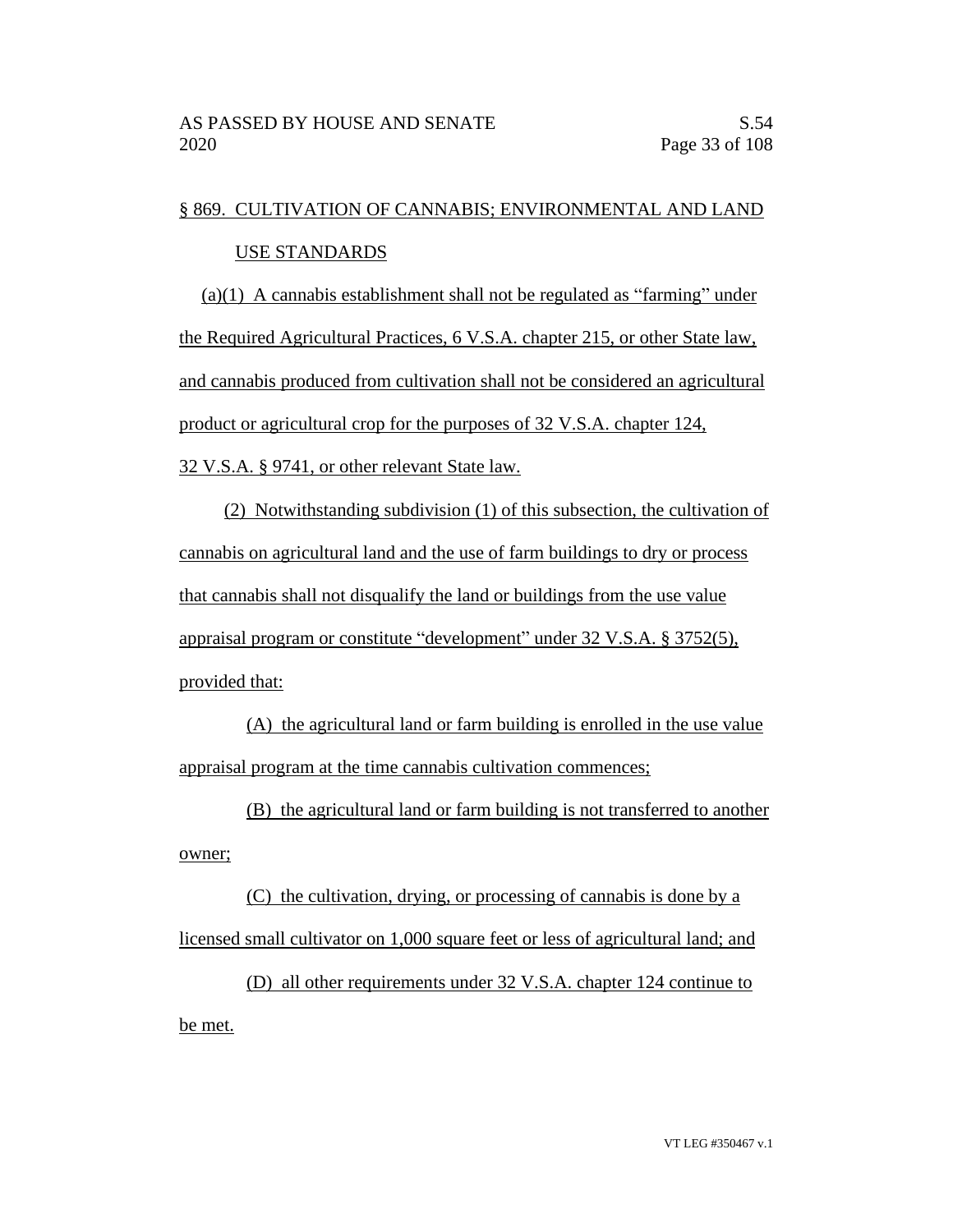§ 869. CULTIVATION OF CANNABIS; ENVIRONMENTAL AND LAND USE STANDARDS

(a)(1) A cannabis establishment shall not be regulated as "farming" under the Required Agricultural Practices, 6 V.S.A. chapter 215, or other State law, and cannabis produced from cultivation shall not be considered an agricultural product or agricultural crop for the purposes of 32 V.S.A. chapter 124, 32 V.S.A. § 9741, or other relevant State law.

(2) Notwithstanding subdivision (1) of this subsection, the cultivation of cannabis on agricultural land and the use of farm buildings to dry or process that cannabis shall not disqualify the land or buildings from the use value appraisal program or constitute "development" under 32 V.S.A. § 3752(5), provided that:

(A) the agricultural land or farm building is enrolled in the use value appraisal program at the time cannabis cultivation commences;

(B) the agricultural land or farm building is not transferred to another owner;

(C) the cultivation, drying, or processing of cannabis is done by a licensed small cultivator on 1,000 square feet or less of agricultural land; and

(D) all other requirements under 32 V.S.A. chapter 124 continue to be met.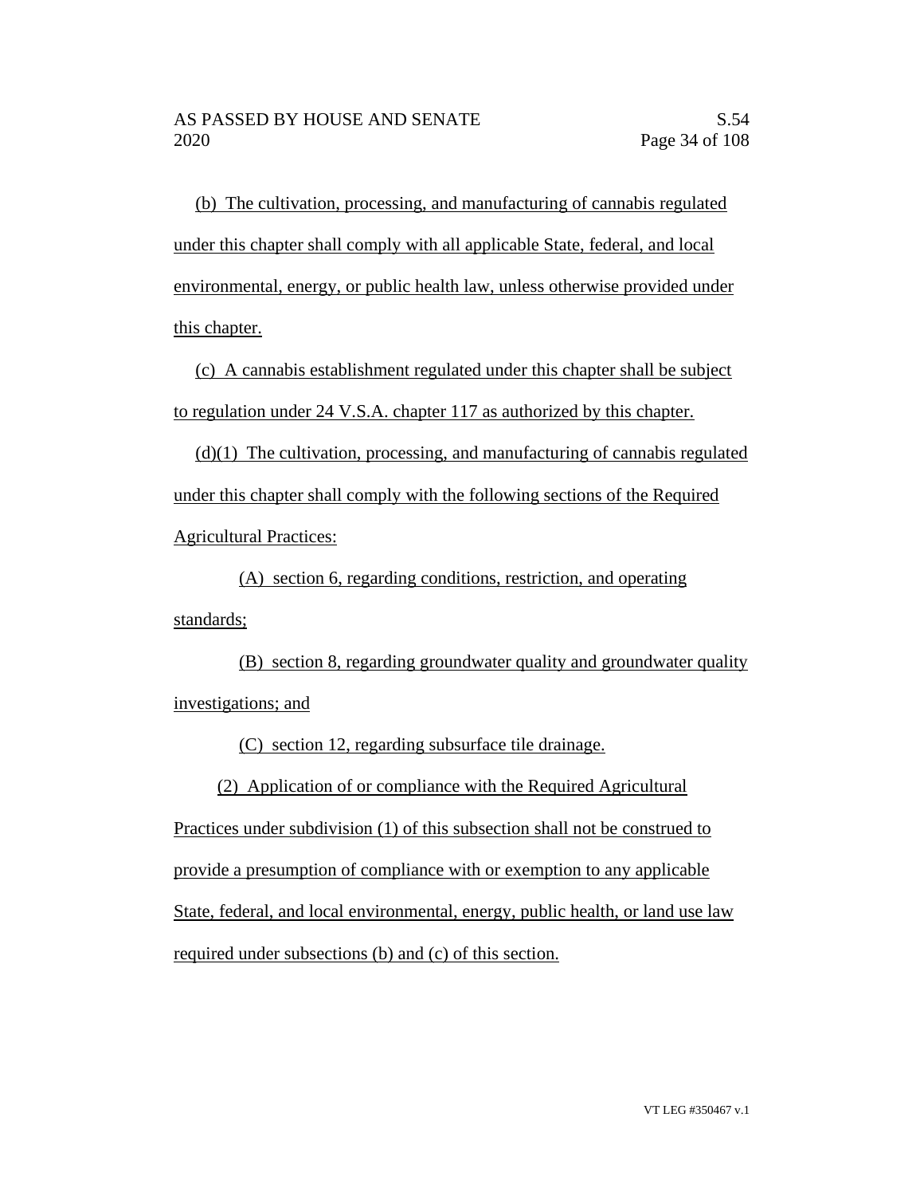(b) The cultivation, processing, and manufacturing of cannabis regulated under this chapter shall comply with all applicable State, federal, and local environmental, energy, or public health law, unless otherwise provided under this chapter.

(c) A cannabis establishment regulated under this chapter shall be subject to regulation under 24 V.S.A. chapter 117 as authorized by this chapter.

(d)(1) The cultivation, processing, and manufacturing of cannabis regulated under this chapter shall comply with the following sections of the Required Agricultural Practices:

(A) section 6, regarding conditions, restriction, and operating standards;

(B) section 8, regarding groundwater quality and groundwater quality investigations; and

(C) section 12, regarding subsurface tile drainage.

(2) Application of or compliance with the Required Agricultural Practices under subdivision (1) of this subsection shall not be construed to provide a presumption of compliance with or exemption to any applicable State, federal, and local environmental, energy, public health, or land use law required under subsections (b) and (c) of this section.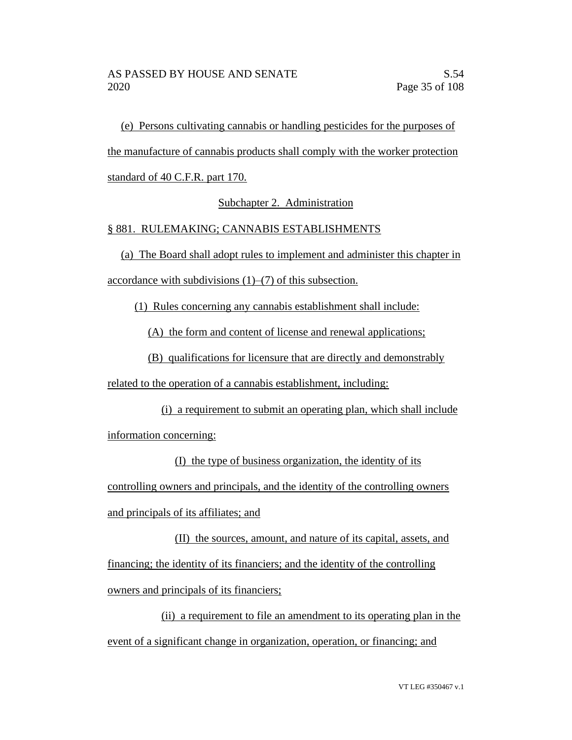(e) Persons cultivating cannabis or handling pesticides for the purposes of the manufacture of cannabis products shall comply with the worker protection standard of 40 C.F.R. part 170.

Subchapter 2. Administration

§ 881. RULEMAKING; CANNABIS ESTABLISHMENTS

(a) The Board shall adopt rules to implement and administer this chapter in accordance with subdivisions (1)–(7) of this subsection.

(1) Rules concerning any cannabis establishment shall include:

(A) the form and content of license and renewal applications;

(B) qualifications for licensure that are directly and demonstrably related to the operation of a cannabis establishment, including:

(i) a requirement to submit an operating plan, which shall include information concerning:

(I) the type of business organization, the identity of its controlling owners and principals, and the identity of the controlling owners and principals of its affiliates; and

(II) the sources, amount, and nature of its capital, assets, and financing; the identity of its financiers; and the identity of the controlling owners and principals of its financiers;

(ii) a requirement to file an amendment to its operating plan in the event of a significant change in organization, operation, or financing; and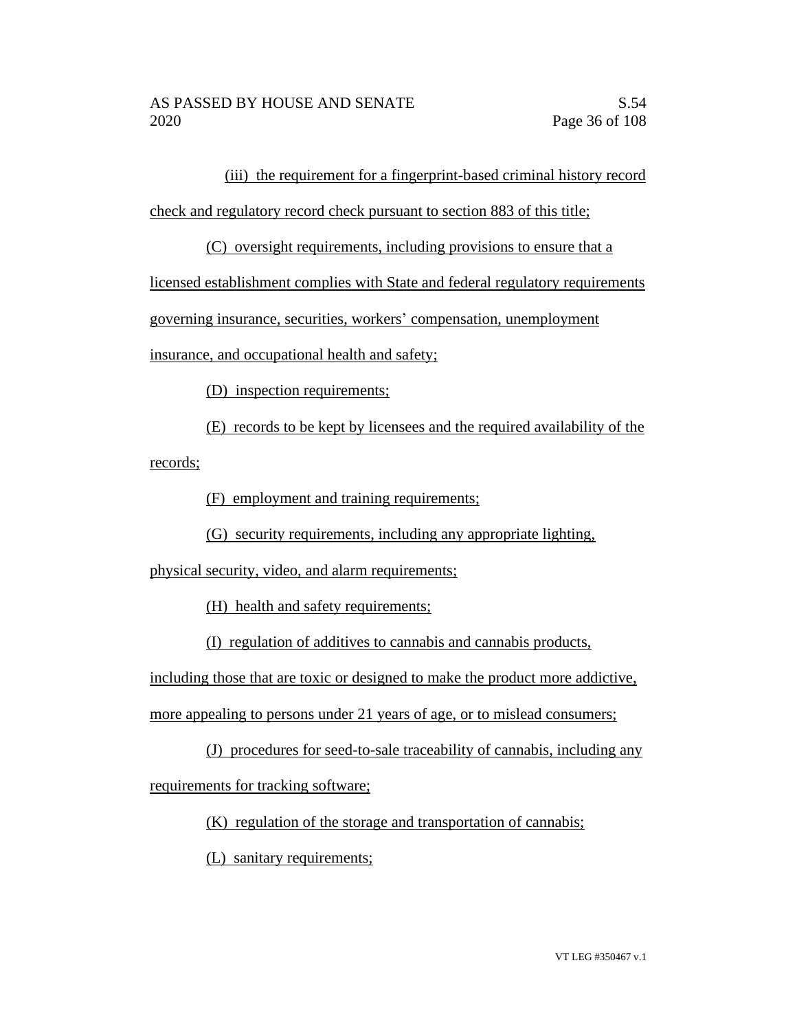(iii) the requirement for a fingerprint-based criminal history record check and regulatory record check pursuant to section 883 of this title;

(C) oversight requirements, including provisions to ensure that a licensed establishment complies with State and federal regulatory requirements governing insurance, securities, workers' compensation, unemployment insurance, and occupational health and safety;

(D) inspection requirements;

(E) records to be kept by licensees and the required availability of the records;

(F) employment and training requirements;

(G) security requirements, including any appropriate lighting, physical security, video, and alarm requirements;

(H) health and safety requirements;

(I) regulation of additives to cannabis and cannabis products, including those that are toxic or designed to make the product more addictive, more appealing to persons under 21 years of age, or to mislead consumers;

(J) procedures for seed-to-sale traceability of cannabis, including any requirements for tracking software;

(K) regulation of the storage and transportation of cannabis;

(L) sanitary requirements;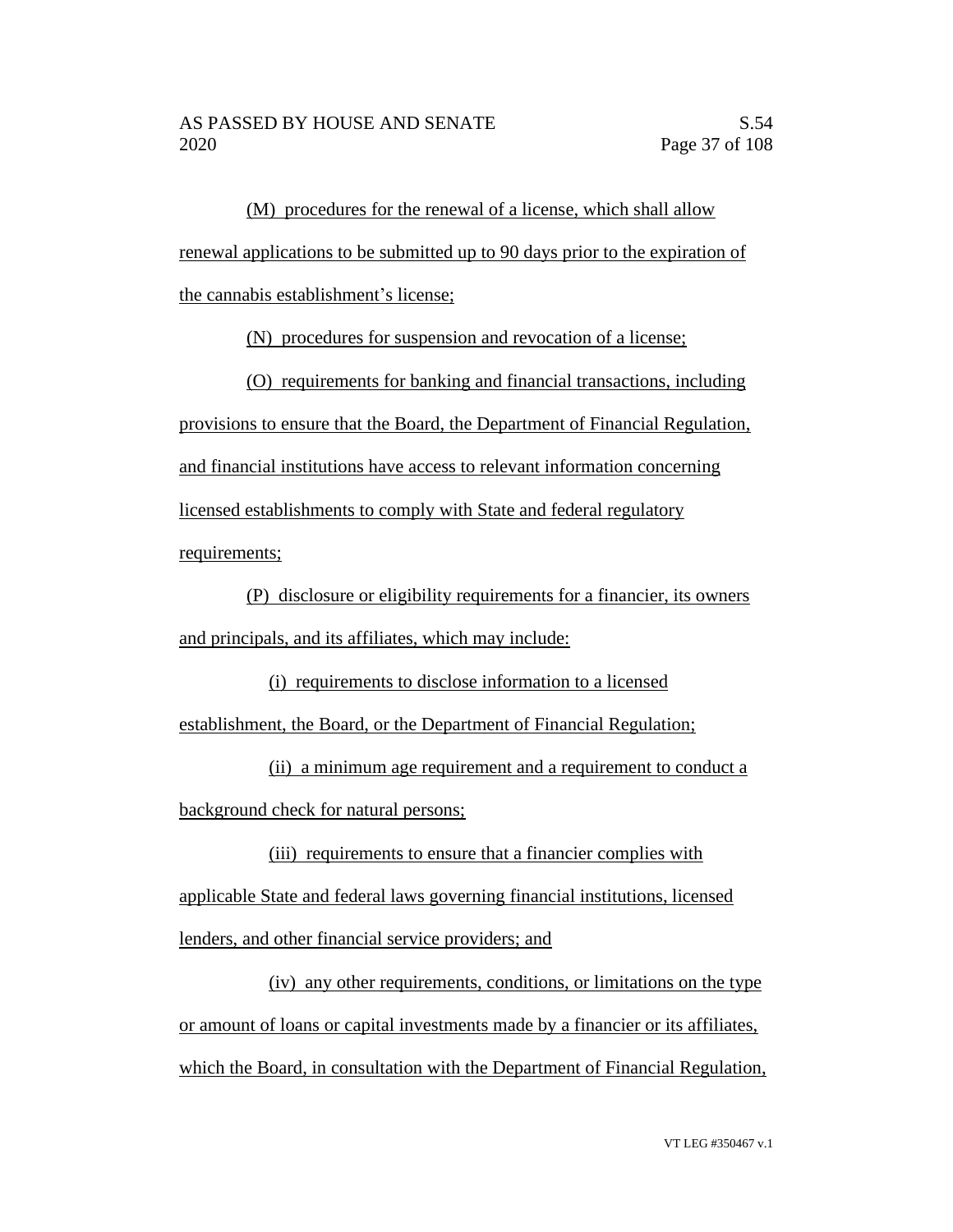(M) procedures for the renewal of a license, which shall allow renewal applications to be submitted up to 90 days prior to the expiration of the cannabis establishment's license;

(N) procedures for suspension and revocation of a license;

(O) requirements for banking and financial transactions, including provisions to ensure that the Board, the Department of Financial Regulation, and financial institutions have access to relevant information concerning licensed establishments to comply with State and federal regulatory requirements;

(P) disclosure or eligibility requirements for a financier, its owners and principals, and its affiliates, which may include:

(i) requirements to disclose information to a licensed establishment, the Board, or the Department of Financial Regulation;

(ii) a minimum age requirement and a requirement to conduct a background check for natural persons;

(iii) requirements to ensure that a financier complies with applicable State and federal laws governing financial institutions, licensed lenders, and other financial service providers; and

(iv) any other requirements, conditions, or limitations on the type or amount of loans or capital investments made by a financier or its affiliates, which the Board, in consultation with the Department of Financial Regulation,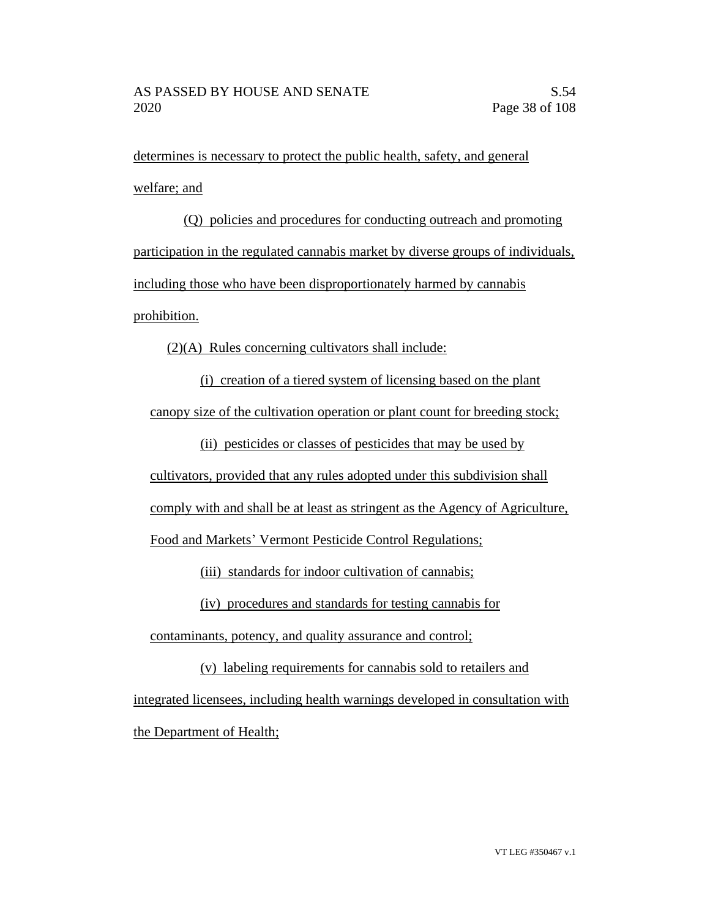determines is necessary to protect the public health, safety, and general welfare; and

(Q) policies and procedures for conducting outreach and promoting participation in the regulated cannabis market by diverse groups of individuals, including those who have been disproportionately harmed by cannabis prohibition.

(2)(A) Rules concerning cultivators shall include:

(i) creation of a tiered system of licensing based on the plant canopy size of the cultivation operation or plant count for breeding stock;

(ii) pesticides or classes of pesticides that may be used by cultivators, provided that any rules adopted under this subdivision shall comply with and shall be at least as stringent as the Agency of Agriculture, Food and Markets' Vermont Pesticide Control Regulations;

(iii) standards for indoor cultivation of cannabis;

(iv) procedures and standards for testing cannabis for contaminants, potency, and quality assurance and control;

(v) labeling requirements for cannabis sold to retailers and integrated licensees, including health warnings developed in consultation with the Department of Health;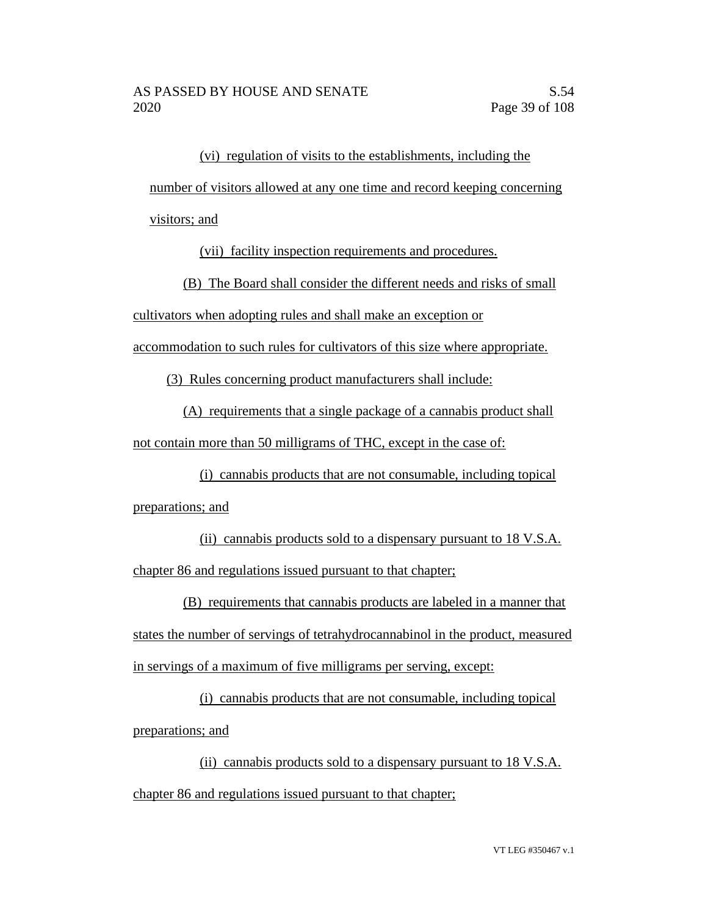(vi) regulation of visits to the establishments, including the number of visitors allowed at any one time and record keeping concerning visitors; and

(vii) facility inspection requirements and procedures.

(B) The Board shall consider the different needs and risks of small cultivators when adopting rules and shall make an exception or accommodation to such rules for cultivators of this size where appropriate.

(3) Rules concerning product manufacturers shall include:

(A) requirements that a single package of a cannabis product shall not contain more than 50 milligrams of THC, except in the case of:

(i) cannabis products that are not consumable, including topical preparations; and

(ii) cannabis products sold to a dispensary pursuant to 18 V.S.A. chapter 86 and regulations issued pursuant to that chapter;

(B) requirements that cannabis products are labeled in a manner that states the number of servings of tetrahydrocannabinol in the product, measured in servings of a maximum of five milligrams per serving, except:

(i) cannabis products that are not consumable, including topical preparations; and

(ii) cannabis products sold to a dispensary pursuant to 18 V.S.A. chapter 86 and regulations issued pursuant to that chapter;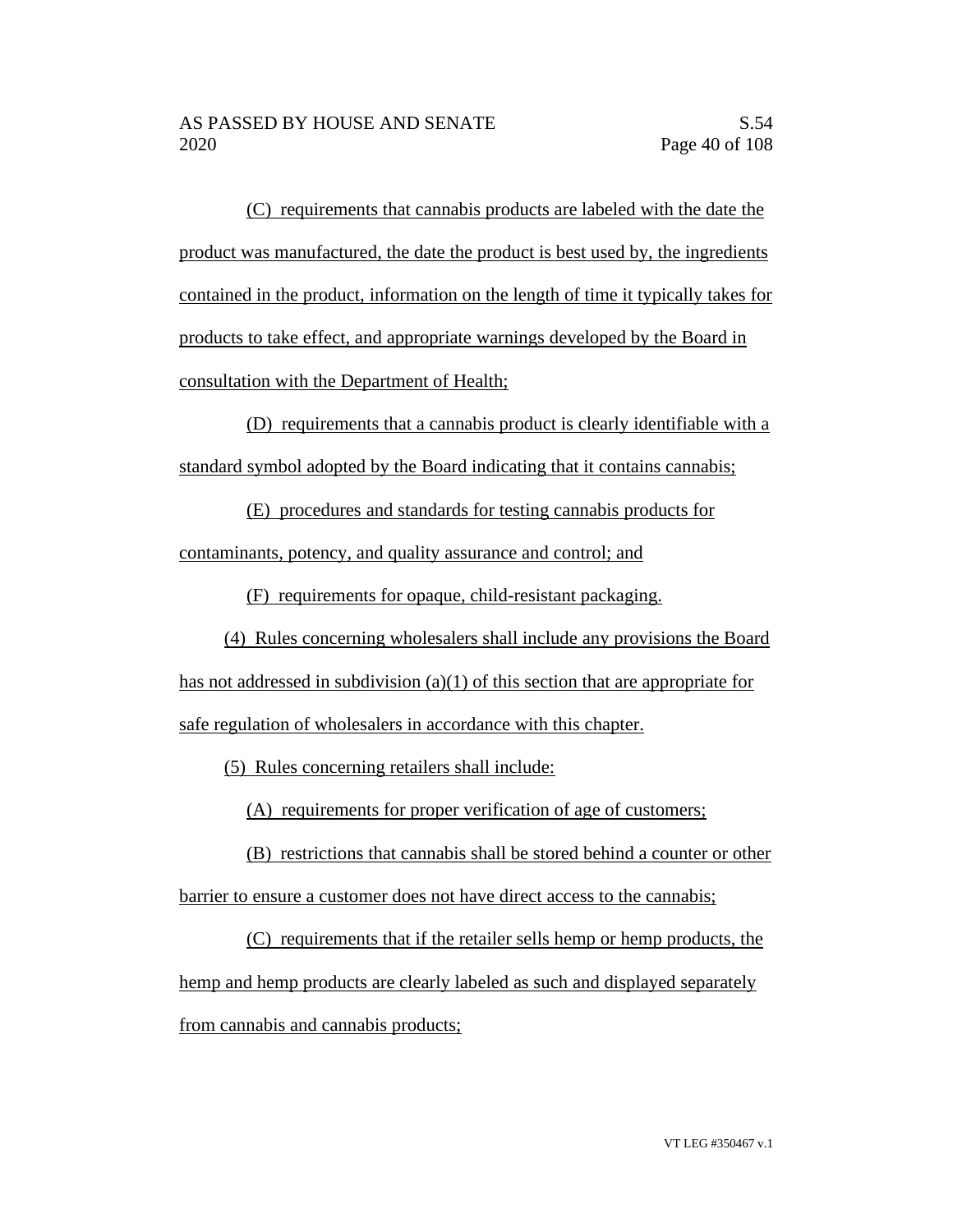(C) requirements that cannabis products are labeled with the date the product was manufactured, the date the product is best used by, the ingredients contained in the product, information on the length of time it typically takes for products to take effect, and appropriate warnings developed by the Board in consultation with the Department of Health;

(D) requirements that a cannabis product is clearly identifiable with a standard symbol adopted by the Board indicating that it contains cannabis;

(E) procedures and standards for testing cannabis products for contaminants, potency, and quality assurance and control; and

(F) requirements for opaque, child-resistant packaging.

(4) Rules concerning wholesalers shall include any provisions the Board has not addressed in subdivision (a)(1) of this section that are appropriate for safe regulation of wholesalers in accordance with this chapter.

(5) Rules concerning retailers shall include:

(A) requirements for proper verification of age of customers;

(B) restrictions that cannabis shall be stored behind a counter or other barrier to ensure a customer does not have direct access to the cannabis;

(C) requirements that if the retailer sells hemp or hemp products, the hemp and hemp products are clearly labeled as such and displayed separately from cannabis and cannabis products;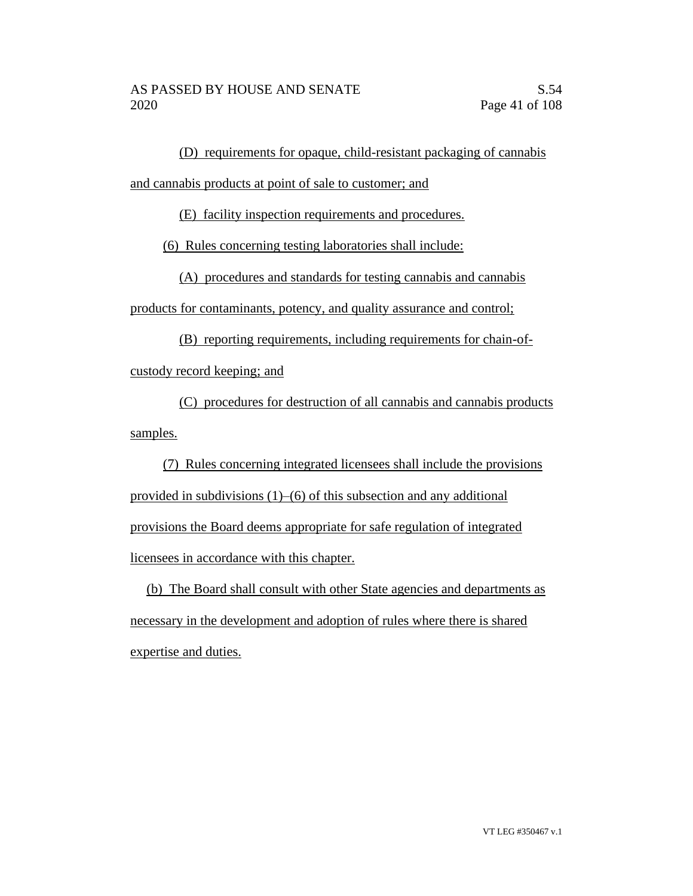(D) requirements for opaque, child-resistant packaging of cannabis and cannabis products at point of sale to customer; and

(E) facility inspection requirements and procedures.

(6) Rules concerning testing laboratories shall include:

(A) procedures and standards for testing cannabis and cannabis products for contaminants, potency, and quality assurance and control;

(B) reporting requirements, including requirements for chain-of-custody record keeping; and

(C) procedures for destruction of all cannabis and cannabis products samples.

(7) Rules concerning integrated licensees shall include the provisions provided in subdivisions (1)–(6) of this subsection and any additional provisions the Board deems appropriate for safe regulation of integrated licensees in accordance with this chapter.

(b) The Board shall consult with other State agencies and departments as necessary in the development and adoption of rules where there is shared expertise and duties.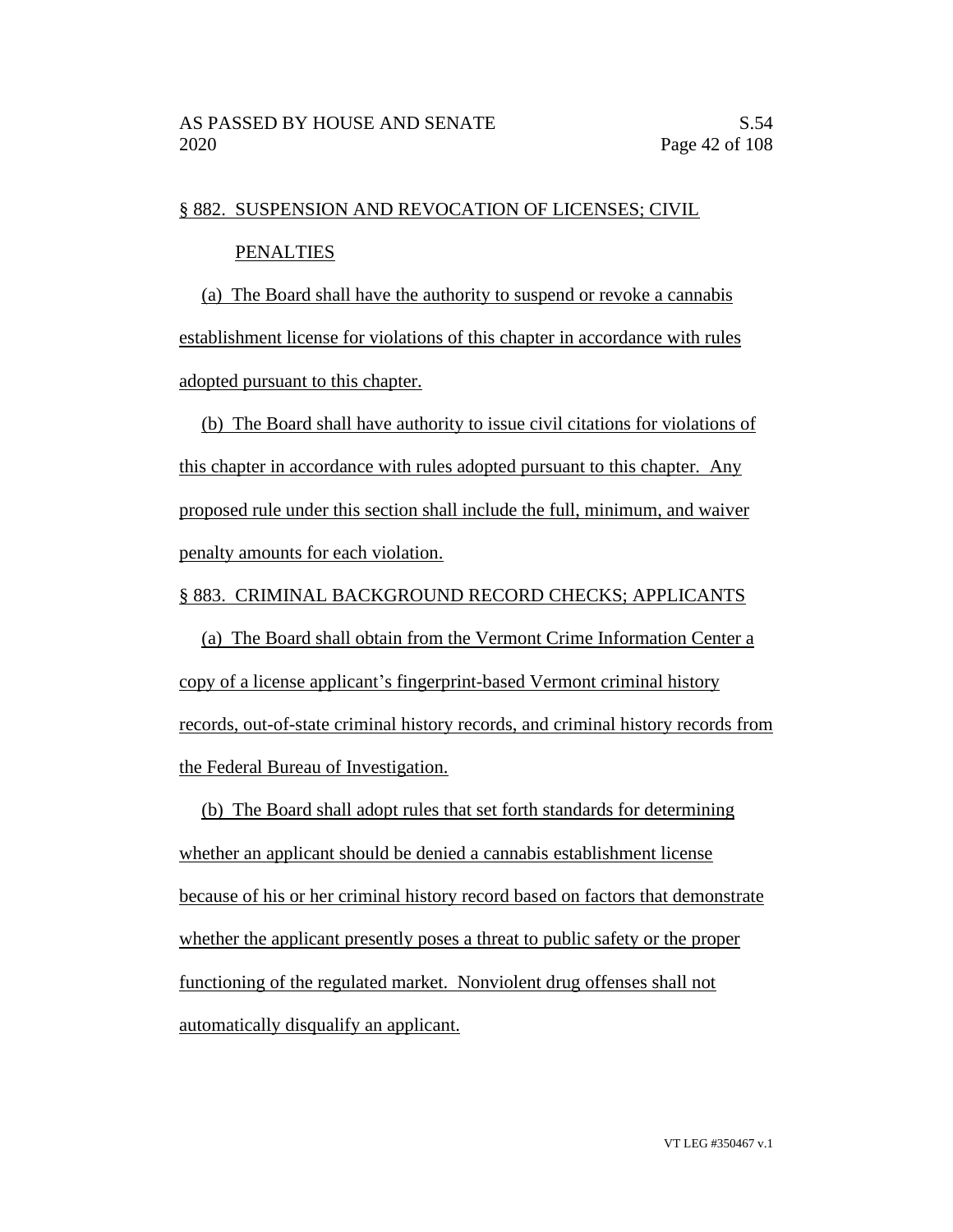§ 882. SUSPENSION AND REVOCATION OF LICENSES; CIVIL PENALTIES

(a) The Board shall have the authority to suspend or revoke a cannabis establishment license for violations of this chapter in accordance with rules adopted pursuant to this chapter.

(b) The Board shall have authority to issue civil citations for violations of this chapter in accordance with rules adopted pursuant to this chapter. Any proposed rule under this section shall include the full, minimum, and waiver penalty amounts for each violation.

§ 883. CRIMINAL BACKGROUND RECORD CHECKS; APPLICANTS

(a) The Board shall obtain from the Vermont Crime Information Center a copy of a license applicant's fingerprint-based Vermont criminal history records, out-of-state criminal history records, and criminal history records from the Federal Bureau of Investigation.

(b) The Board shall adopt rules that set forth standards for determining whether an applicant should be denied a cannabis establishment license because of his or her criminal history record based on factors that demonstrate whether the applicant presently poses a threat to public safety or the proper functioning of the regulated market. Nonviolent drug offenses shall not automatically disqualify an applicant.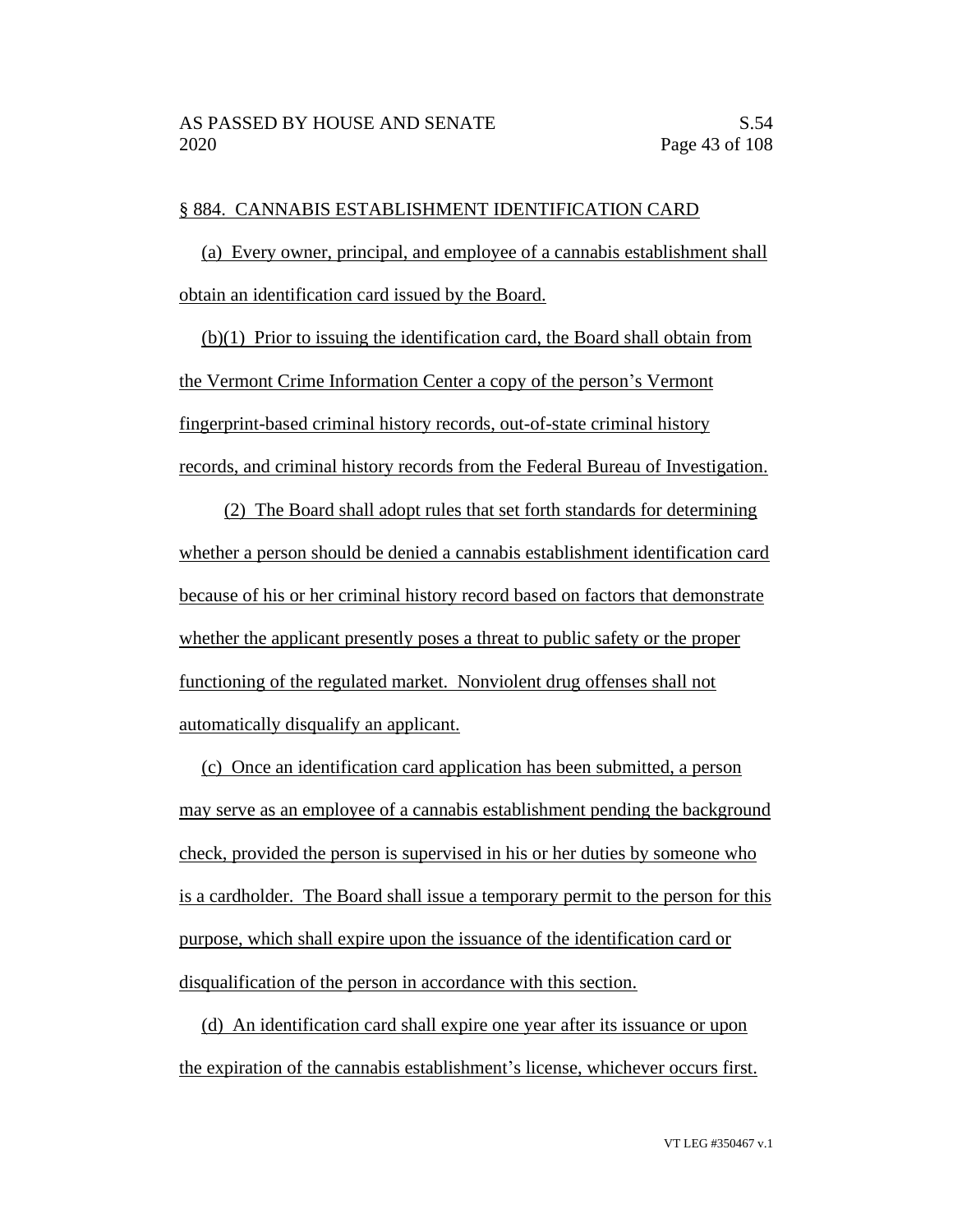§ 884. CANNABIS ESTABLISHMENT IDENTIFICATION CARD

(a) Every owner, principal, and employee of a cannabis establishment shall obtain an identification card issued by the Board.

(b)(1) Prior to issuing the identification card, the Board shall obtain from the Vermont Crime Information Center a copy of the person's Vermont fingerprint-based criminal history records, out-of-state criminal history records, and criminal history records from the Federal Bureau of Investigation.

(2) The Board shall adopt rules that set forth standards for determining whether a person should be denied a cannabis establishment identification card because of his or her criminal history record based on factors that demonstrate whether the applicant presently poses a threat to public safety or the proper functioning of the regulated market. Nonviolent drug offenses shall not automatically disqualify an applicant.

(c) Once an identification card application has been submitted, a person may serve as an employee of a cannabis establishment pending the background check, provided the person is supervised in his or her duties by someone who is a cardholder. The Board shall issue a temporary permit to the person for this purpose, which shall expire upon the issuance of the identification card or disqualification of the person in accordance with this section.

(d) An identification card shall expire one year after its issuance or upon the expiration of the cannabis establishment's license, whichever occurs first.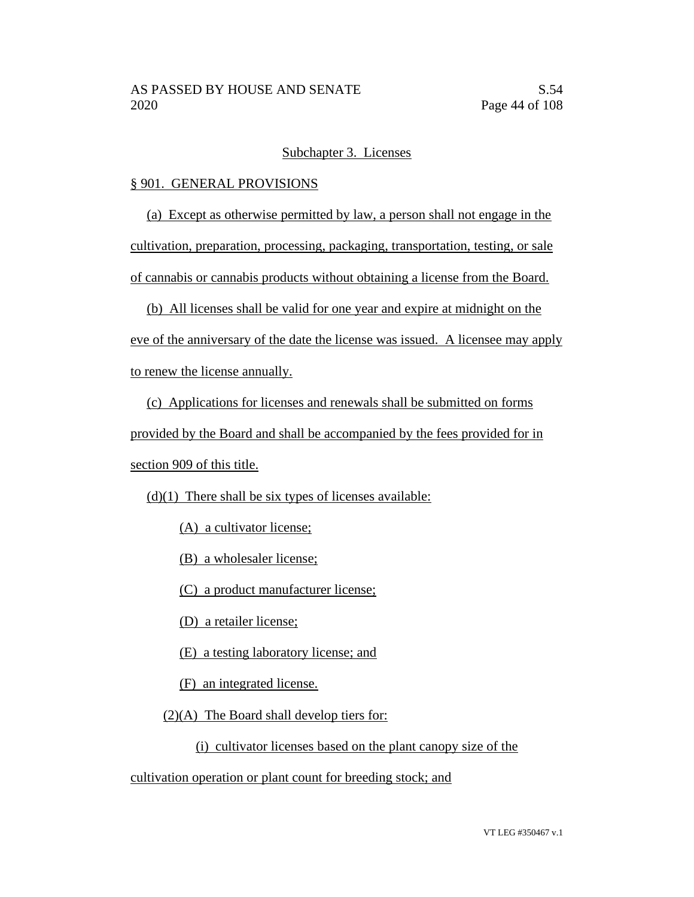Subchapter 3. Licenses

§ 901. GENERAL PROVISIONS

(a) Except as otherwise permitted by law, a person shall not engage in the cultivation, preparation, processing, packaging, transportation, testing, or sale of cannabis or cannabis products without obtaining a license from the Board.

(b) All licenses shall be valid for one year and expire at midnight on the eve of the anniversary of the date the license was issued. A licensee may apply to renew the license annually.

(c) Applications for licenses and renewals shall be submitted on forms provided by the Board and shall be accompanied by the fees provided for in section 909 of this title.

(d)(1) There shall be six types of licenses available:

(A) a cultivator license;

(B) a wholesaler license;

(C) a product manufacturer license;

(D) a retailer license;

(E) a testing laboratory license; and

(F) an integrated license.

(2)(A) The Board shall develop tiers for:

(i) cultivator licenses based on the plant canopy size of the cultivation operation or plant count for breeding stock; and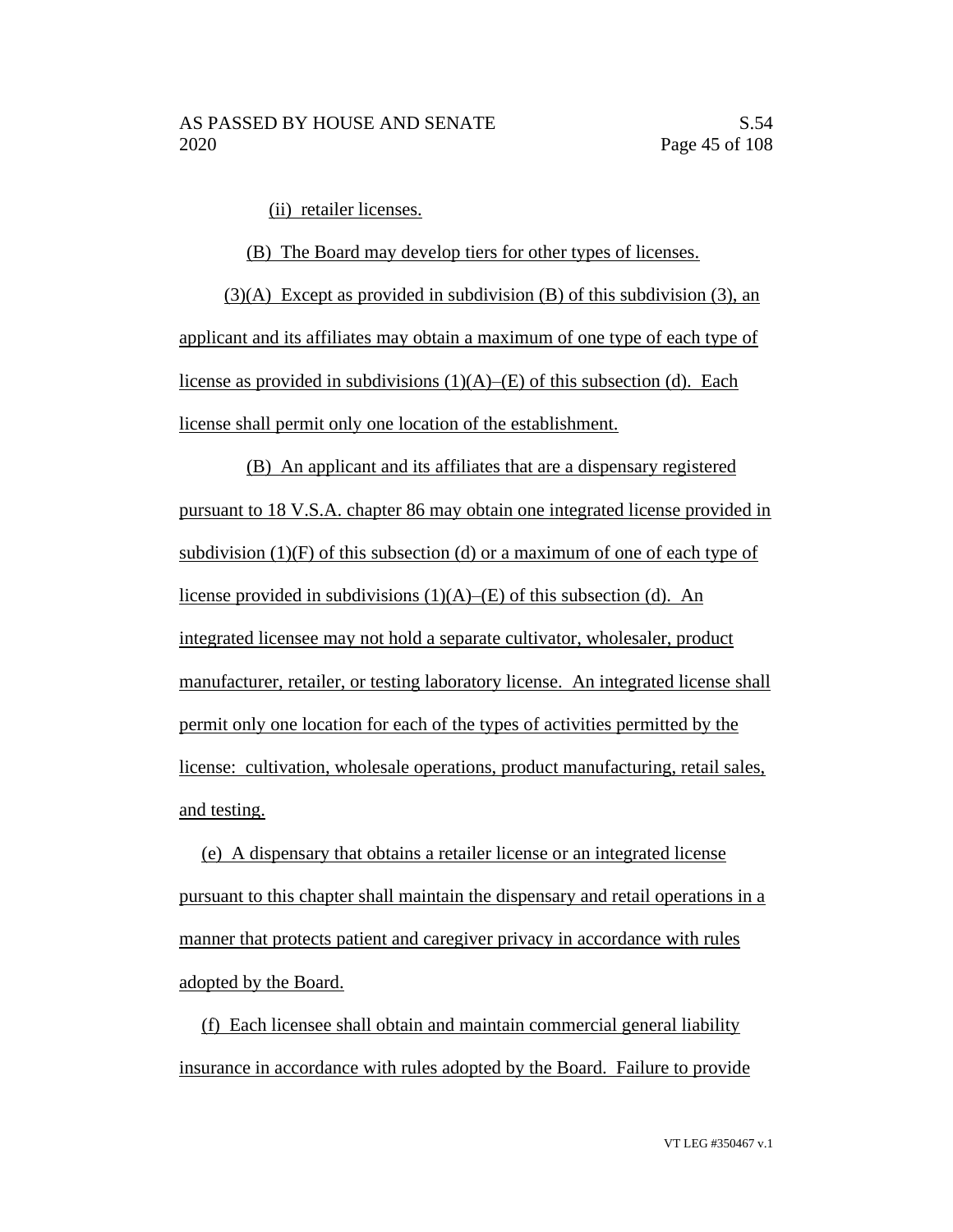(ii) retailer licenses.

(B) The Board may develop tiers for other types of licenses.

(3)(A) Except as provided in subdivision (B) of this subdivision (3), an applicant and its affiliates may obtain a maximum of one type of each type of license as provided in subdivisions (1)(A)–(E) of this subsection (d). Each license shall permit only one location of the establishment.

(B) An applicant and its affiliates that are a dispensary registered pursuant to 18 V.S.A. chapter 86 may obtain one integrated license provided in subdivision (1)(F) of this subsection (d) or a maximum of one of each type of license provided in subdivisions (1)(A)–(E) of this subsection (d). An integrated licensee may not hold a separate cultivator, wholesaler, product manufacturer, retailer, or testing laboratory license. An integrated license shall permit only one location for each of the types of activities permitted by the license: cultivation, wholesale operations, product manufacturing, retail sales, and testing.

(e) A dispensary that obtains a retailer license or an integrated license pursuant to this chapter shall maintain the dispensary and retail operations in a manner that protects patient and caregiver privacy in accordance with rules adopted by the Board.

(f) Each licensee shall obtain and maintain commercial general liability insurance in accordance with rules adopted by the Board. Failure to provide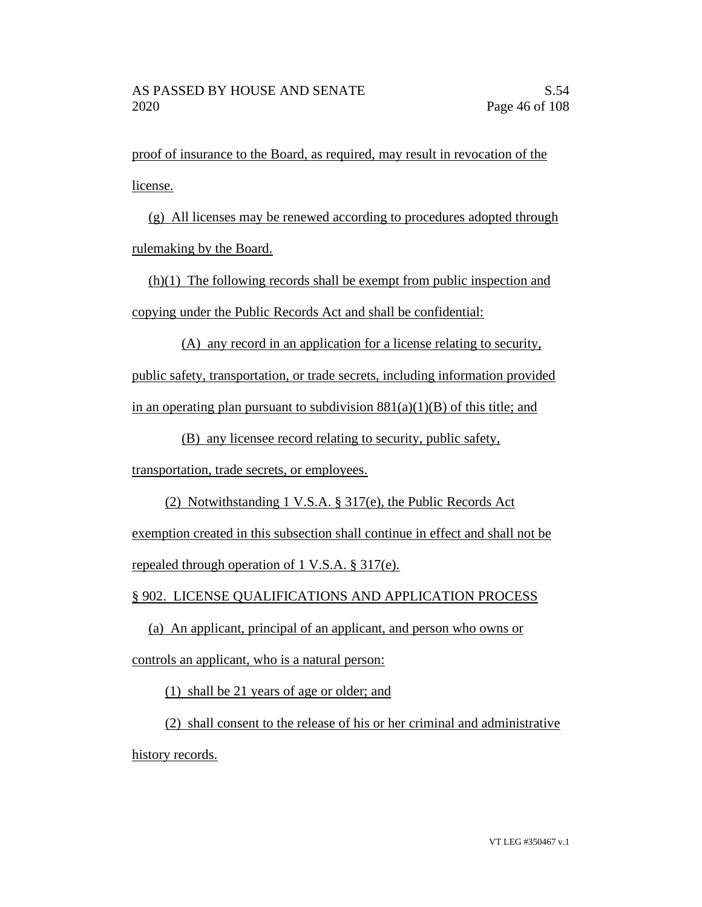proof of insurance to the Board, as required, may result in revocation of the license.

(g) All licenses may be renewed according to procedures adopted through rulemaking by the Board.

(h)(1) The following records shall be exempt from public inspection and copying under the Public Records Act and shall be confidential:

(A) any record in an application for a license relating to security, public safety, transportation, or trade secrets, including information provided in an operating plan pursuant to subdivision 881(a)(1)(B) of this title; and

(B) any licensee record relating to security, public safety, transportation, trade secrets, or employees.

(2) Notwithstanding 1 V.S.A. § 317(e), the Public Records Act exemption created in this subsection shall continue in effect and shall not be repealed through operation of 1 V.S.A. § 317(e).

§ 902. LICENSE QUALIFICATIONS AND APPLICATION PROCESS

(a) An applicant, principal of an applicant, and person who owns or controls an applicant, who is a natural person:

(1) shall be 21 years of age or older; and

(2) shall consent to the release of his or her criminal and administrative history records.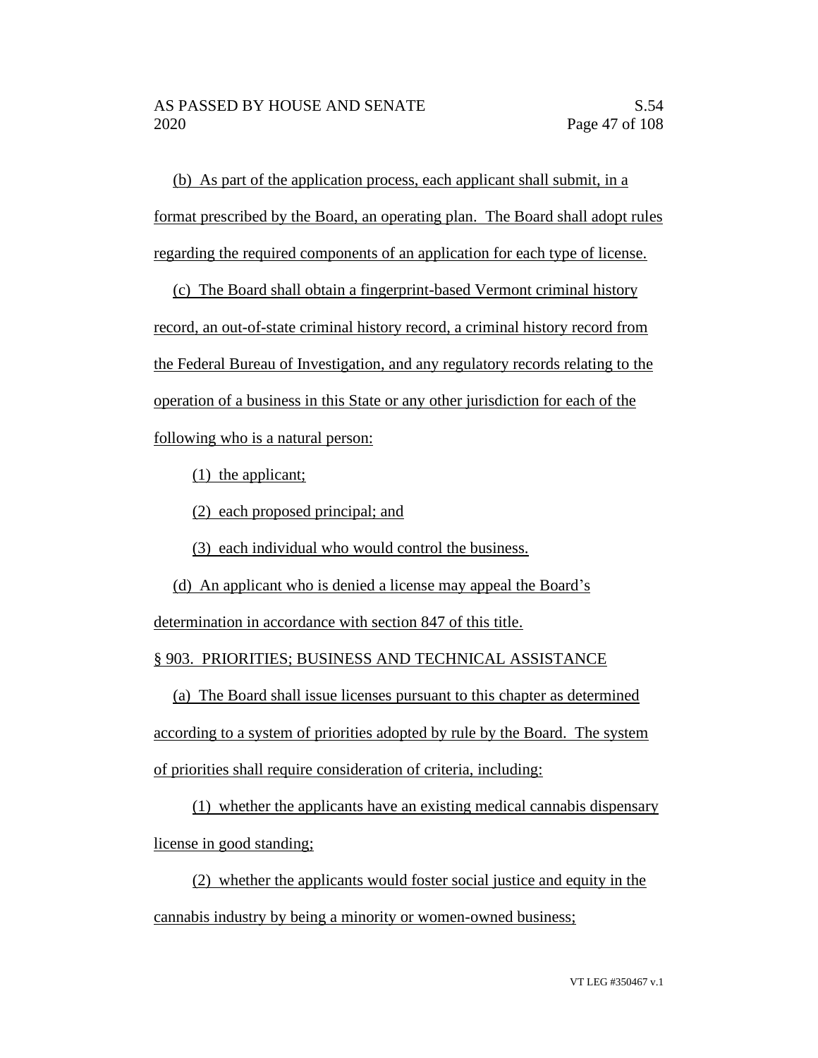(b) As part of the application process, each applicant shall submit, in a format prescribed by the Board, an operating plan. The Board shall adopt rules regarding the required components of an application for each type of license.

(c) The Board shall obtain a fingerprint-based Vermont criminal history record, an out-of-state criminal history record, a criminal history record from the Federal Bureau of Investigation, and any regulatory records relating to the operation of a business in this State or any other jurisdiction for each of the following who is a natural person:

(1) the applicant;

(2) each proposed principal; and

(3) each individual who would control the business.

(d) An applicant who is denied a license may appeal the Board's determination in accordance with section 847 of this title.

§ 903. PRIORITIES; BUSINESS AND TECHNICAL ASSISTANCE

(a) The Board shall issue licenses pursuant to this chapter as determined according to a system of priorities adopted by rule by the Board. The system of priorities shall require consideration of criteria, including:

(1) whether the applicants have an existing medical cannabis dispensary license in good standing;

(2) whether the applicants would foster social justice and equity in the cannabis industry by being a minority or women-owned business;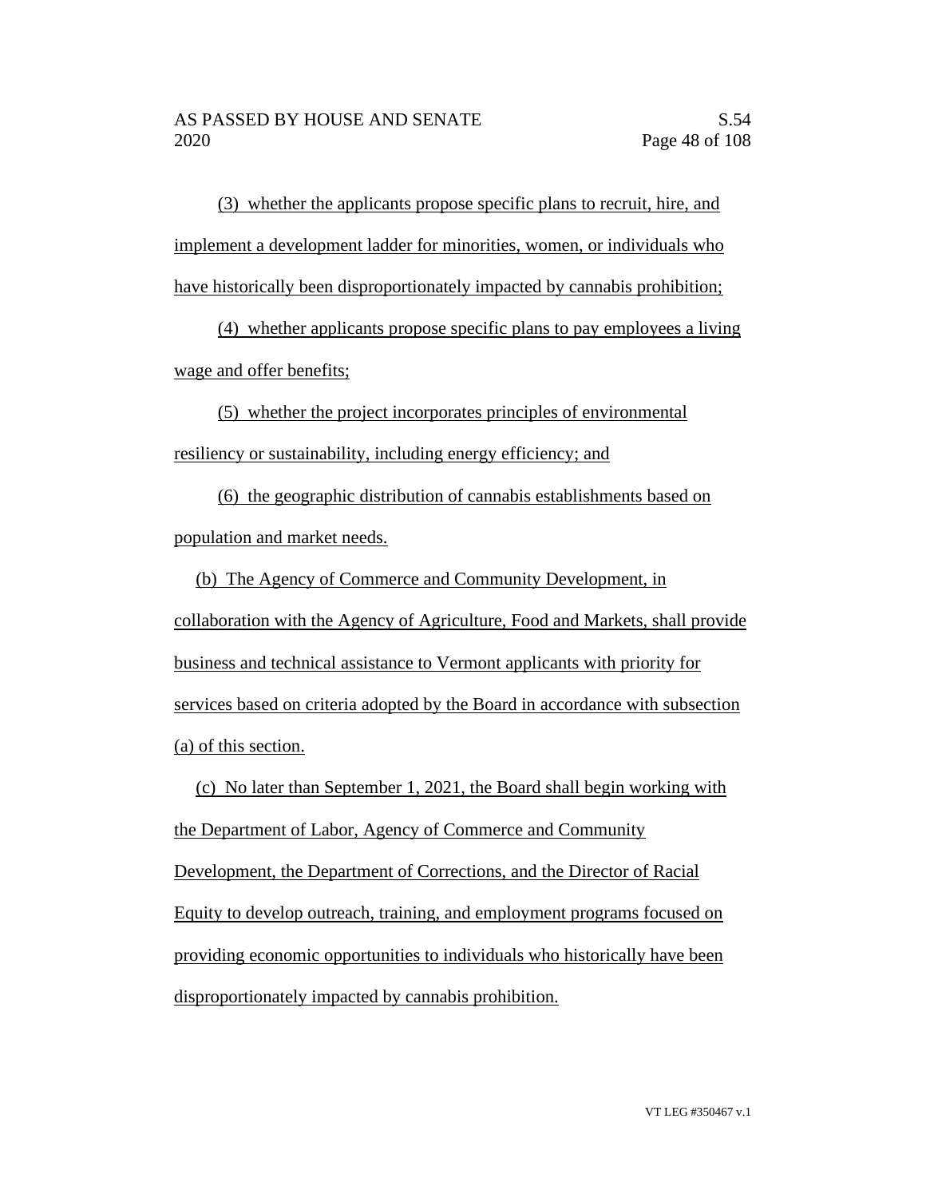(3) whether the applicants propose specific plans to recruit, hire, and implement a development ladder for minorities, women, or individuals who have historically been disproportionately impacted by cannabis prohibition;

(4) whether applicants propose specific plans to pay employees a living wage and offer benefits;

(5) whether the project incorporates principles of environmental resiliency or sustainability, including energy efficiency; and

(6) the geographic distribution of cannabis establishments based on population and market needs.

(b) The Agency of Commerce and Community Development, in collaboration with the Agency of Agriculture, Food and Markets, shall provide business and technical assistance to Vermont applicants with priority for services based on criteria adopted by the Board in accordance with subsection (a) of this section.

(c) No later than September 1, 2021, the Board shall begin working with the Department of Labor, Agency of Commerce and Community Development, the Department of Corrections, and the Director of Racial Equity to develop outreach, training, and employment programs focused on providing economic opportunities to individuals who historically have been disproportionately impacted by cannabis prohibition.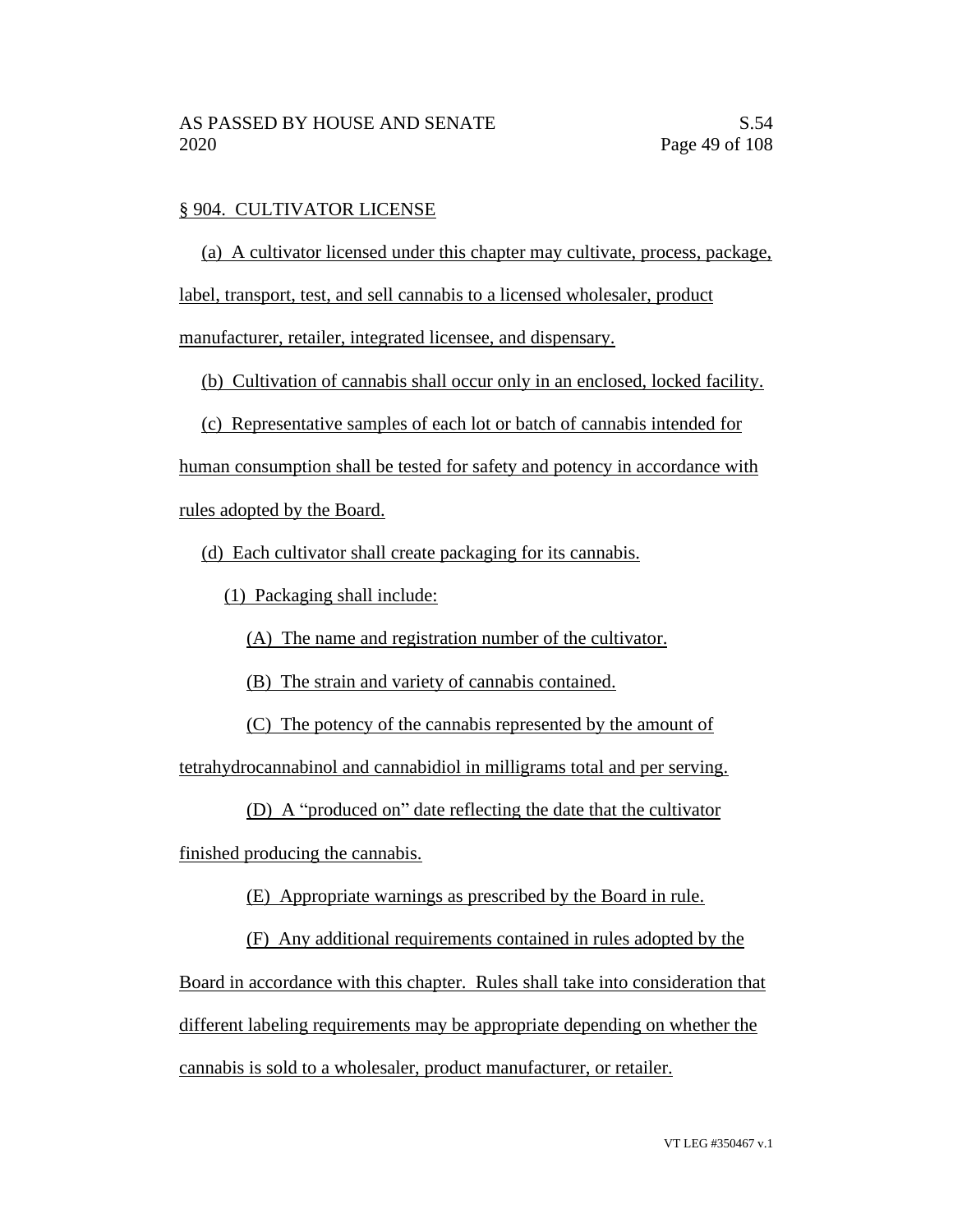§ 904. CULTIVATOR LICENSE

(a) A cultivator licensed under this chapter may cultivate, process, package, label, transport, test, and sell cannabis to a licensed wholesaler, product manufacturer, retailer, integrated licensee, and dispensary.

(b) Cultivation of cannabis shall occur only in an enclosed, locked facility.

(c) Representative samples of each lot or batch of cannabis intended for human consumption shall be tested for safety and potency in accordance with rules adopted by the Board.

(d) Each cultivator shall create packaging for its cannabis.

(1) Packaging shall include:

(A) The name and registration number of the cultivator.

(B) The strain and variety of cannabis contained.

(C) The potency of the cannabis represented by the amount of tetrahydrocannabinol and cannabidiol in milligrams total and per serving.

(D) A "produced on" date reflecting the date that the cultivator finished producing the cannabis.

(E) Appropriate warnings as prescribed by the Board in rule.

(F) Any additional requirements contained in rules adopted by the Board in accordance with this chapter. Rules shall take into consideration that different labeling requirements may be appropriate depending on whether the cannabis is sold to a wholesaler, product manufacturer, or retailer.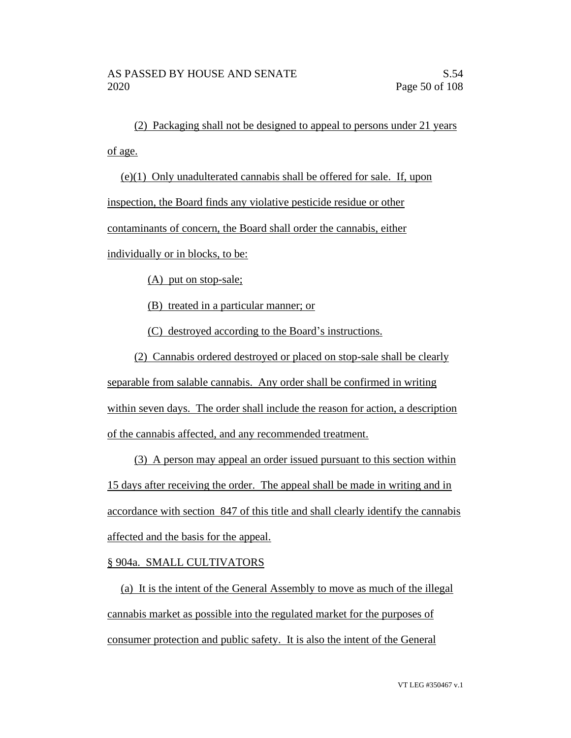(2) Packaging shall not be designed to appeal to persons under 21 years of age.

(e)(1) Only unadulterated cannabis shall be offered for sale. If, upon inspection, the Board finds any violative pesticide residue or other contaminants of concern, the Board shall order the cannabis, either individually or in blocks, to be:

(A) put on stop-sale;

(B) treated in a particular manner; or

(C) destroyed according to the Board's instructions.

(2) Cannabis ordered destroyed or placed on stop-sale shall be clearly separable from salable cannabis. Any order shall be confirmed in writing within seven days. The order shall include the reason for action, a description of the cannabis affected, and any recommended treatment.

(3) A person may appeal an order issued pursuant to this section within 15 days after receiving the order. The appeal shall be made in writing and in accordance with section 847 of this title and shall clearly identify the cannabis affected and the basis for the appeal.

§ 904a. SMALL CULTIVATORS

(a) It is the intent of the General Assembly to move as much of the illegal cannabis market as possible into the regulated market for the purposes of consumer protection and public safety. It is also the intent of the General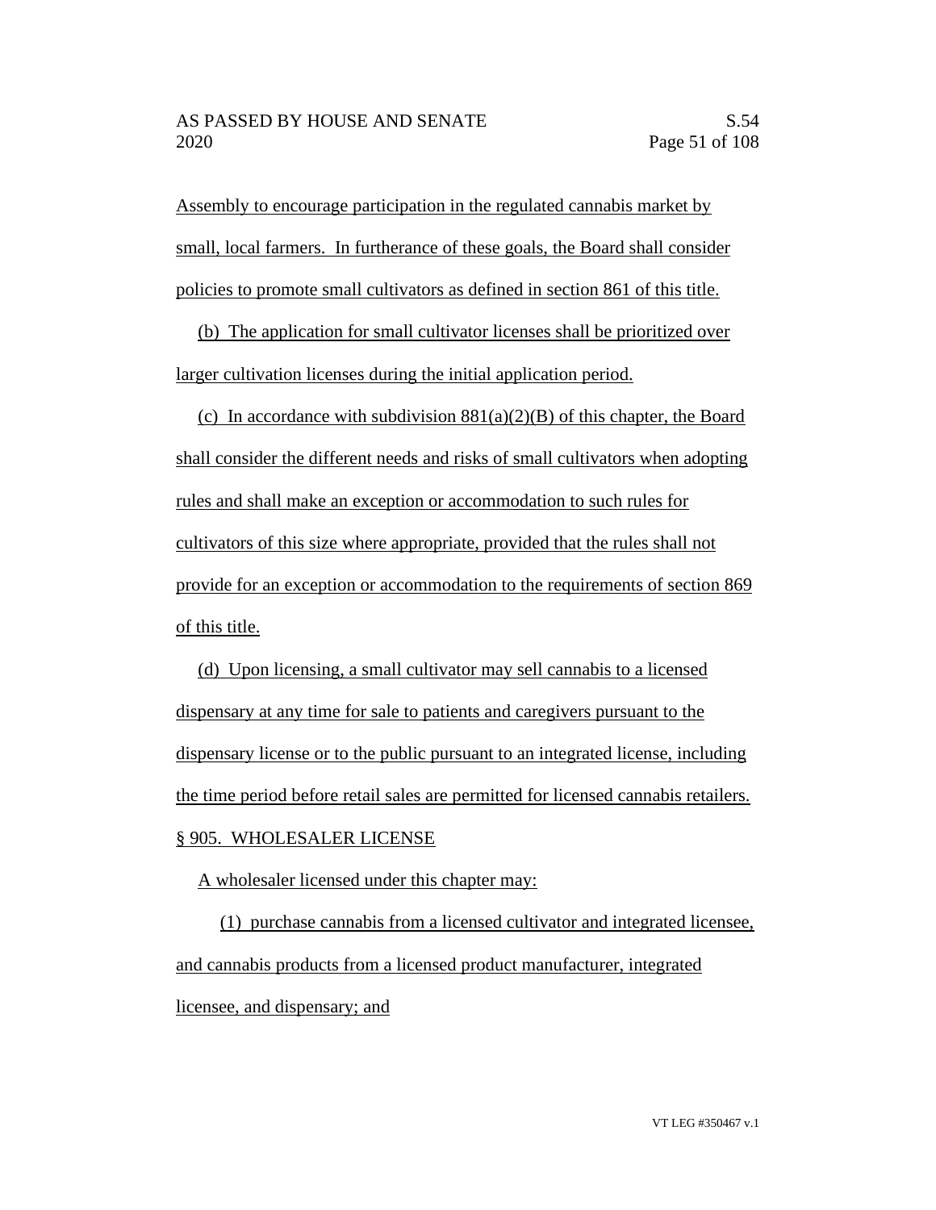Assembly to encourage participation in the regulated cannabis market by small, local farmers. In furtherance of these goals, the Board shall consider policies to promote small cultivators as defined in section 861 of this title.

(b) The application for small cultivator licenses shall be prioritized over larger cultivation licenses during the initial application period.

(c) In accordance with subdivision 881(a)(2)(B) of this chapter, the Board shall consider the different needs and risks of small cultivators when adopting rules and shall make an exception or accommodation to such rules for cultivators of this size where appropriate, provided that the rules shall not provide for an exception or accommodation to the requirements of section 869 of this title.

(d) Upon licensing, a small cultivator may sell cannabis to a licensed dispensary at any time for sale to patients and caregivers pursuant to the dispensary license or to the public pursuant to an integrated license, including the time period before retail sales are permitted for licensed cannabis retailers.

§ 905. WHOLESALER LICENSE

A wholesaler licensed under this chapter may:

(1) purchase cannabis from a licensed cultivator and integrated licensee, and cannabis products from a licensed product manufacturer, integrated licensee, and dispensary; and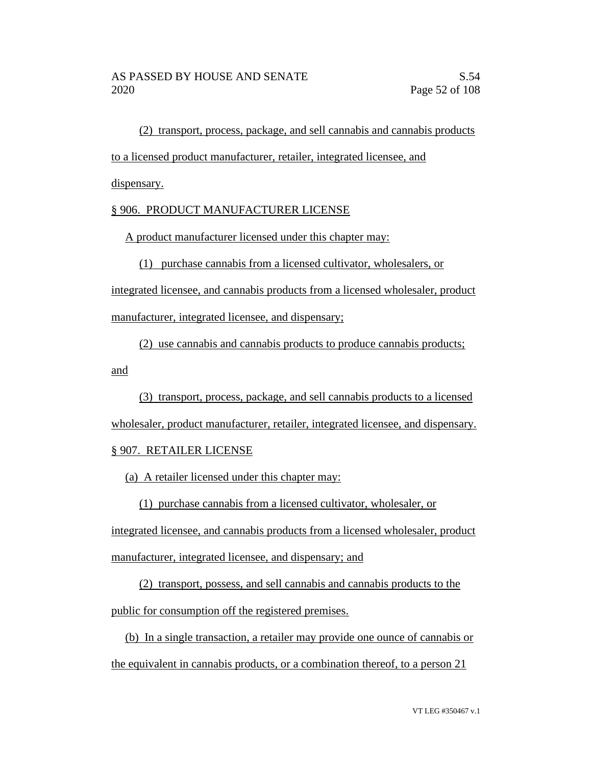(2) transport, process, package, and sell cannabis and cannabis products to a licensed product manufacturer, retailer, integrated licensee, and dispensary.

§ 906. PRODUCT MANUFACTURER LICENSE

A product manufacturer licensed under this chapter may:

(1) purchase cannabis from a licensed cultivator, wholesalers, or integrated licensee, and cannabis products from a licensed wholesaler, product manufacturer, integrated licensee, and dispensary;

(2) use cannabis and cannabis products to produce cannabis products; and

(3) transport, process, package, and sell cannabis products to a licensed wholesaler, product manufacturer, retailer, integrated licensee, and dispensary.

§ 907. RETAILER LICENSE

(a) A retailer licensed under this chapter may:

(1) purchase cannabis from a licensed cultivator, wholesaler, or integrated licensee, and cannabis products from a licensed wholesaler, product manufacturer, integrated licensee, and dispensary; and

(2) transport, possess, and sell cannabis and cannabis products to the public for consumption off the registered premises.

(b) In a single transaction, a retailer may provide one ounce of cannabis or the equivalent in cannabis products, or a combination thereof, to a person 21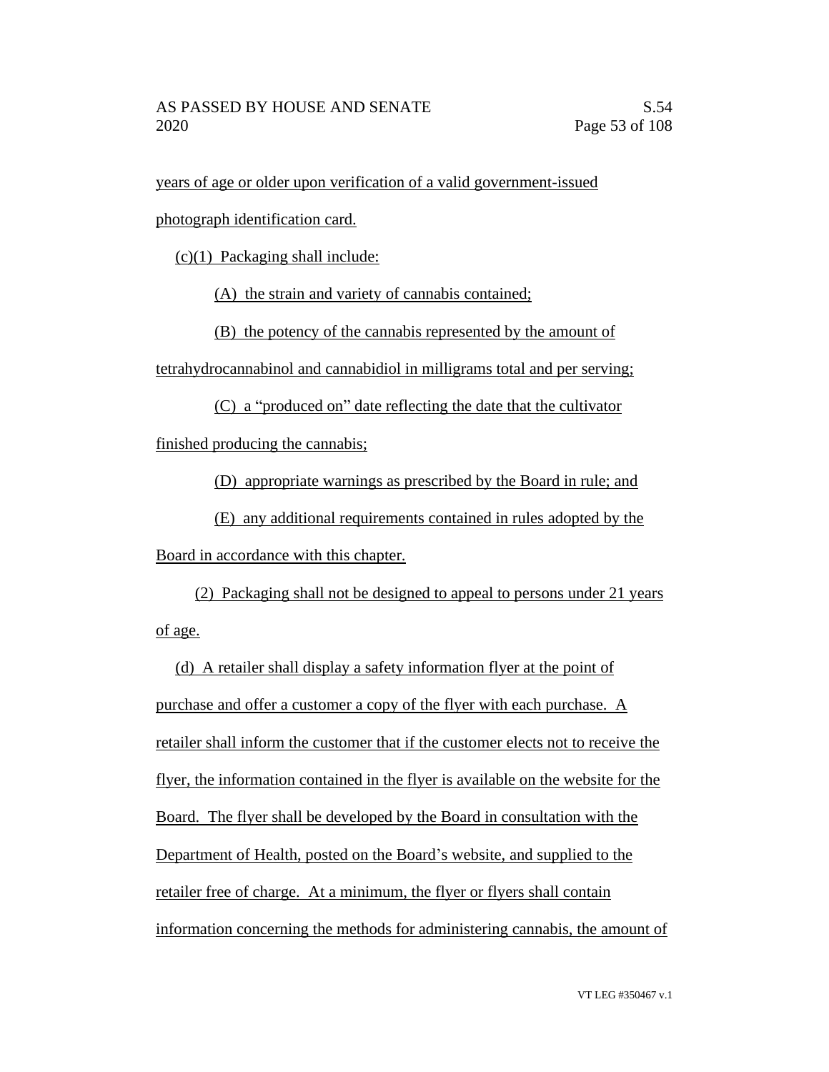years of age or older upon verification of a valid government-issued photograph identification card.

(c)(1) Packaging shall include:

(A) the strain and variety of cannabis contained;

(B) the potency of the cannabis represented by the amount of tetrahydrocannabinol and cannabidiol in milligrams total and per serving;

(C) a "produced on" date reflecting the date that the cultivator finished producing the cannabis;

(D) appropriate warnings as prescribed by the Board in rule; and

(E) any additional requirements contained in rules adopted by the Board in accordance with this chapter.

(2) Packaging shall not be designed to appeal to persons under 21 years of age.

(d) A retailer shall display a safety information flyer at the point of purchase and offer a customer a copy of the flyer with each purchase. A retailer shall inform the customer that if the customer elects not to receive the flyer, the information contained in the flyer is available on the website for the Board. The flyer shall be developed by the Board in consultation with the Department of Health, posted on the Board's website, and supplied to the retailer free of charge. At a minimum, the flyer or flyers shall contain information concerning the methods for administering cannabis, the amount of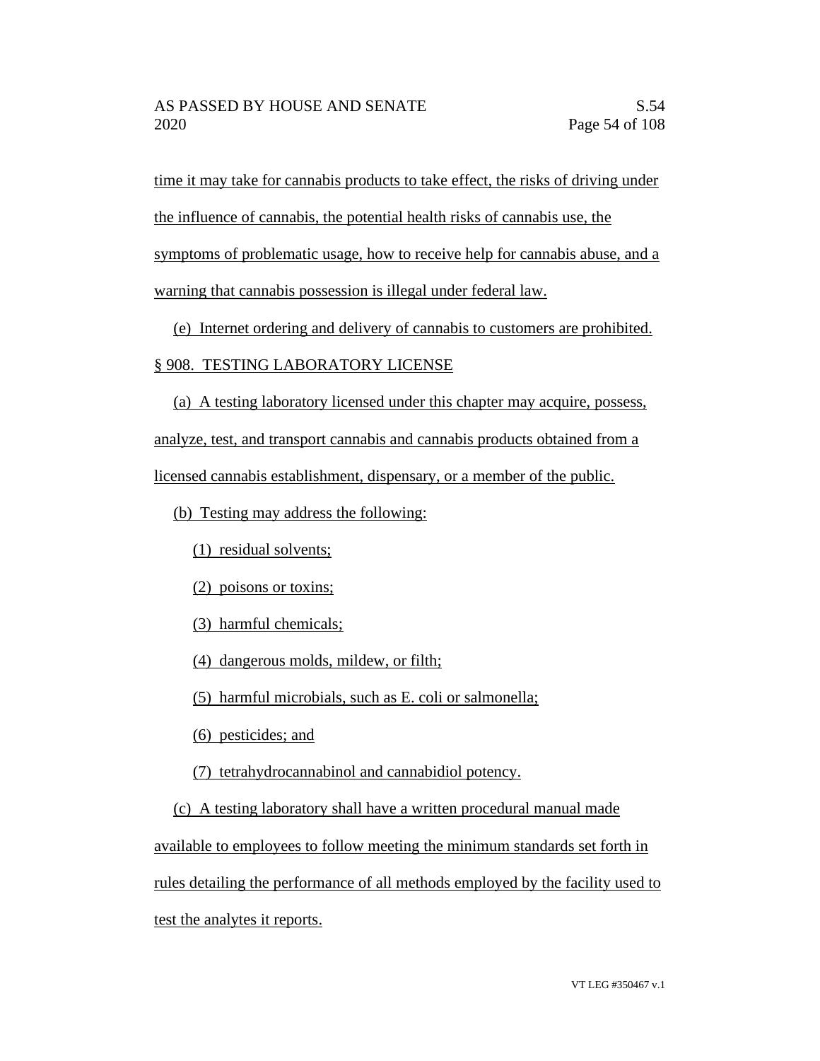time it may take for cannabis products to take effect, the risks of driving under the influence of cannabis, the potential health risks of cannabis use, the symptoms of problematic usage, how to receive help for cannabis abuse, and a warning that cannabis possession is illegal under federal law.

(e) Internet ordering and delivery of cannabis to customers are prohibited.

§ 908. TESTING LABORATORY LICENSE

(a) A testing laboratory licensed under this chapter may acquire, possess, analyze, test, and transport cannabis and cannabis products obtained from a licensed cannabis establishment, dispensary, or a member of the public.

(b) Testing may address the following:

(1) residual solvents;

(2) poisons or toxins;

(3) harmful chemicals;

(4) dangerous molds, mildew, or filth;

(5) harmful microbials, such as E. coli or salmonella;

(6) pesticides; and

(7) tetrahydrocannabinol and cannabidiol potency.

(c) A testing laboratory shall have a written procedural manual made available to employees to follow meeting the minimum standards set forth in rules detailing the performance of all methods employed by the facility used to test the analytes it reports.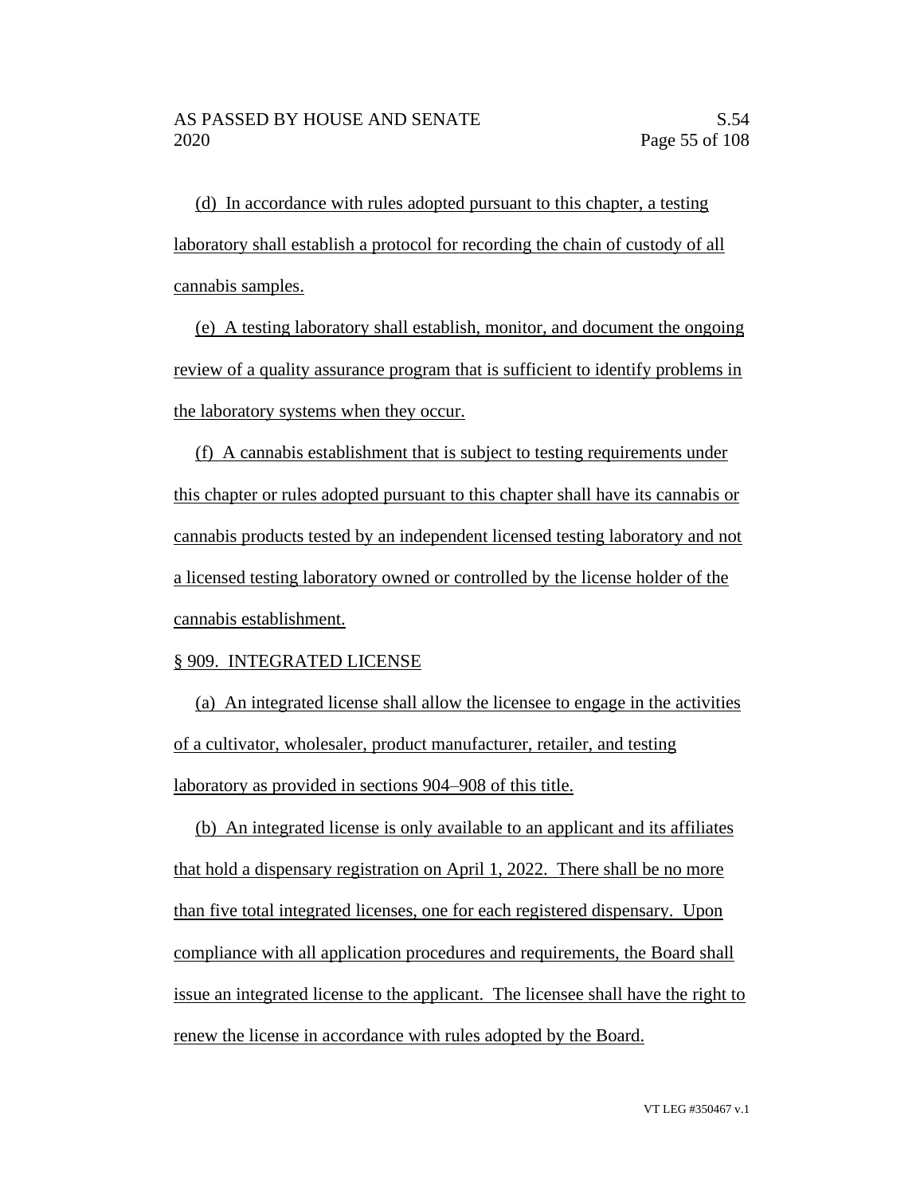(d) In accordance with rules adopted pursuant to this chapter, a testing laboratory shall establish a protocol for recording the chain of custody of all cannabis samples.

(e) A testing laboratory shall establish, monitor, and document the ongoing review of a quality assurance program that is sufficient to identify problems in the laboratory systems when they occur.

(f) A cannabis establishment that is subject to testing requirements under this chapter or rules adopted pursuant to this chapter shall have its cannabis or cannabis products tested by an independent licensed testing laboratory and not a licensed testing laboratory owned or controlled by the license holder of the cannabis establishment.

§ 909. INTEGRATED LICENSE

(a) An integrated license shall allow the licensee to engage in the activities of a cultivator, wholesaler, product manufacturer, retailer, and testing laboratory as provided in sections 904–908 of this title.

(b) An integrated license is only available to an applicant and its affiliates that hold a dispensary registration on April 1, 2022. There shall be no more than five total integrated licenses, one for each registered dispensary. Upon compliance with all application procedures and requirements, the Board shall issue an integrated license to the applicant. The licensee shall have the right to renew the license in accordance with rules adopted by the Board.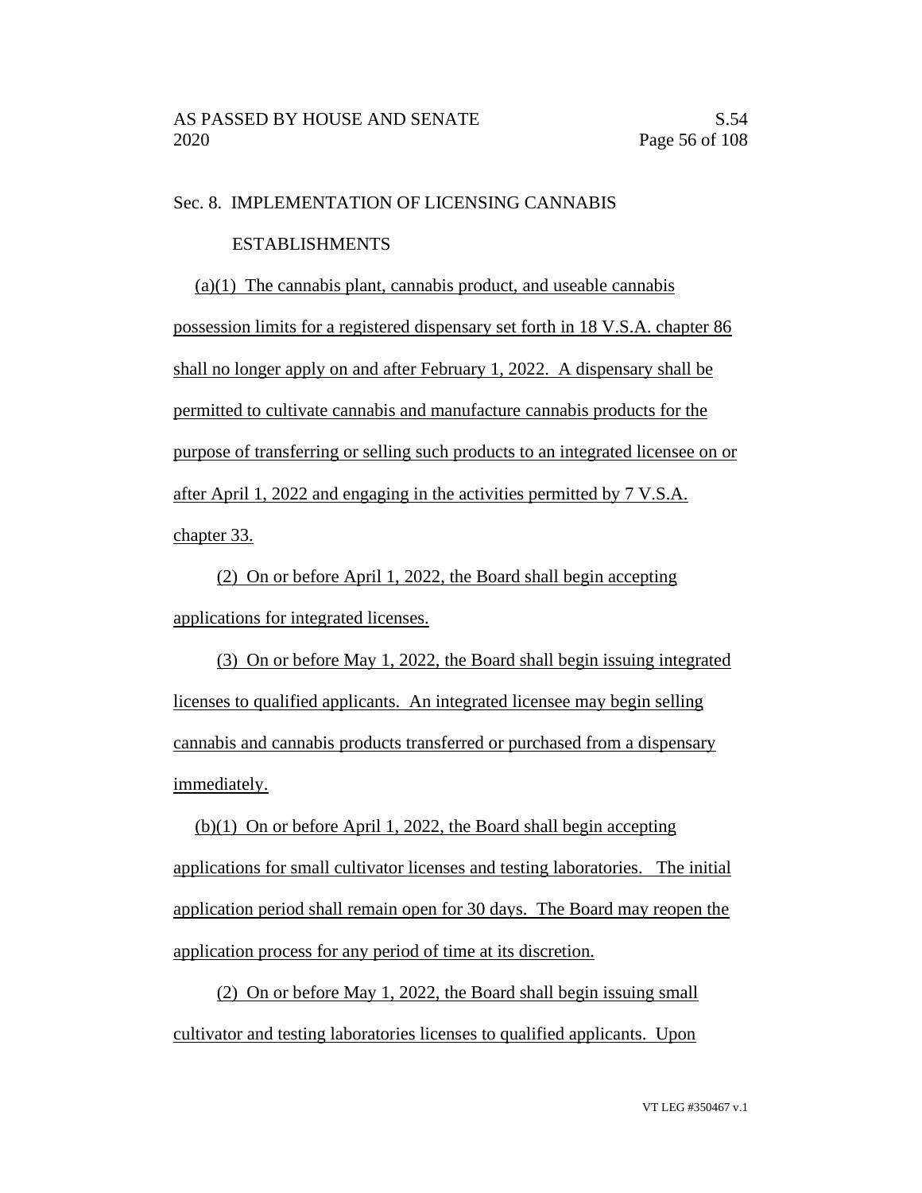Sec. 8. IMPLEMENTATION OF LICENSING CANNABIS ESTABLISHMENTS

(a)(1) The cannabis plant, cannabis product, and useable cannabis possession limits for a registered dispensary set forth in 18 V.S.A. chapter 86 shall no longer apply on and after February 1, 2022. A dispensary shall be permitted to cultivate cannabis and manufacture cannabis products for the purpose of transferring or selling such products to an integrated licensee on or after April 1, 2022 and engaging in the activities permitted by 7 V.S.A. chapter 33.

(2) On or before April 1, 2022, the Board shall begin accepting applications for integrated licenses.

(3) On or before May 1, 2022, the Board shall begin issuing integrated licenses to qualified applicants. An integrated licensee may begin selling cannabis and cannabis products transferred or purchased from a dispensary immediately.

(b)(1) On or before April 1, 2022, the Board shall begin accepting applications for small cultivator licenses and testing laboratories. The initial application period shall remain open for 30 days. The Board may reopen the application process for any period of time at its discretion.

(2) On or before May 1, 2022, the Board shall begin issuing small cultivator and testing laboratories licenses to qualified applicants. Upon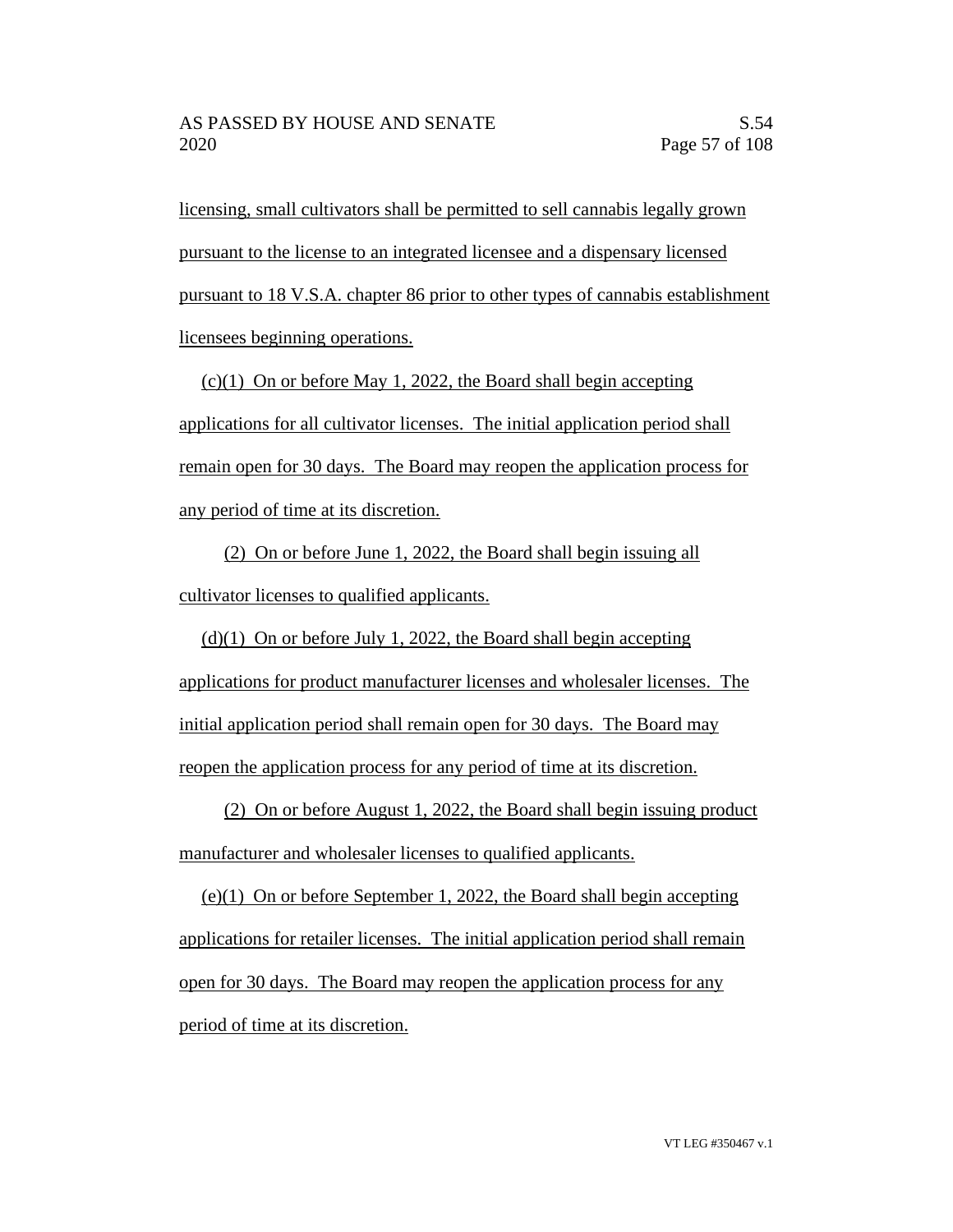licensing, small cultivators shall be permitted to sell cannabis legally grown pursuant to the license to an integrated licensee and a dispensary licensed pursuant to 18 V.S.A. chapter 86 prior to other types of cannabis establishment licensees beginning operations.

(c)(1) On or before May 1, 2022, the Board shall begin accepting applications for all cultivator licenses. The initial application period shall remain open for 30 days. The Board may reopen the application process for any period of time at its discretion.

(2) On or before June 1, 2022, the Board shall begin issuing all cultivator licenses to qualified applicants.

(d)(1) On or before July 1, 2022, the Board shall begin accepting applications for product manufacturer licenses and wholesaler licenses. The initial application period shall remain open for 30 days. The Board may reopen the application process for any period of time at its discretion.

(2) On or before August 1, 2022, the Board shall begin issuing product manufacturer and wholesaler licenses to qualified applicants.

(e)(1) On or before September 1, 2022, the Board shall begin accepting applications for retailer licenses. The initial application period shall remain open for 30 days. The Board may reopen the application process for any period of time at its discretion.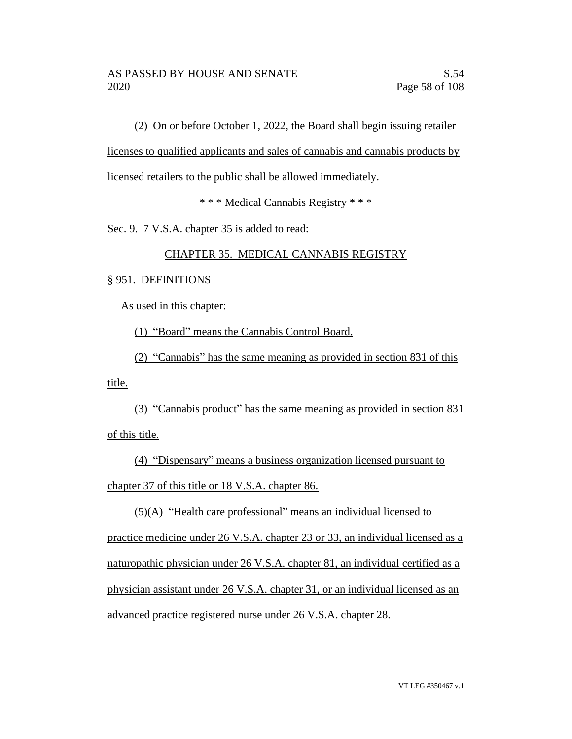(2) On or before October 1, 2022, the Board shall begin issuing retailer licenses to qualified applicants and sales of cannabis and cannabis products by licensed retailers to the public shall be allowed immediately.

\* \* \* Medical Cannabis Registry \* \* \*

Sec. 9. 7 V.S.A. chapter 35 is added to read:

CHAPTER 35. MEDICAL CANNABIS REGISTRY

§ 951. DEFINITIONS

As used in this chapter:

(1) "Board" means the Cannabis Control Board.

(2) "Cannabis" has the same meaning as provided in section 831 of this title.

(3) "Cannabis product" has the same meaning as provided in section 831 of this title.

(4) "Dispensary" means a business organization licensed pursuant to chapter 37 of this title or 18 V.S.A. chapter 86.

(5)(A) "Health care professional" means an individual licensed to practice medicine under 26 V.S.A. chapter 23 or 33, an individual licensed as a naturopathic physician under 26 V.S.A. chapter 81, an individual certified as a physician assistant under 26 V.S.A. chapter 31, or an individual licensed as an advanced practice registered nurse under 26 V.S.A. chapter 28.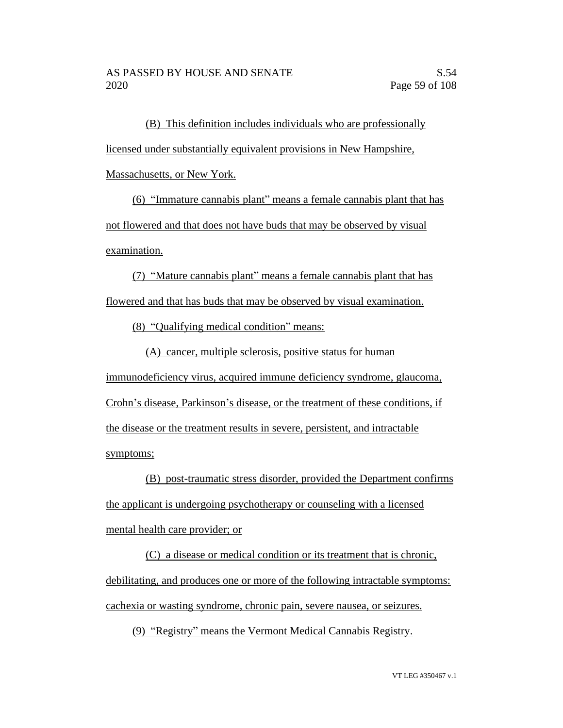(B) This definition includes individuals who are professionally licensed under substantially equivalent provisions in New Hampshire, Massachusetts, or New York.

(6) "Immature cannabis plant" means a female cannabis plant that has not flowered and that does not have buds that may be observed by visual examination.

(7) "Mature cannabis plant" means a female cannabis plant that has flowered and that has buds that may be observed by visual examination.

(8) "Qualifying medical condition" means:

(A) cancer, multiple sclerosis, positive status for human immunodeficiency virus, acquired immune deficiency syndrome, glaucoma, Crohn's disease, Parkinson's disease, or the treatment of these conditions, if the disease or the treatment results in severe, persistent, and intractable symptoms;

(B) post-traumatic stress disorder, provided the Department confirms the applicant is undergoing psychotherapy or counseling with a licensed mental health care provider; or

(C) a disease or medical condition or its treatment that is chronic, debilitating, and produces one or more of the following intractable symptoms: cachexia or wasting syndrome, chronic pain, severe nausea, or seizures.

(9) "Registry" means the Vermont Medical Cannabis Registry.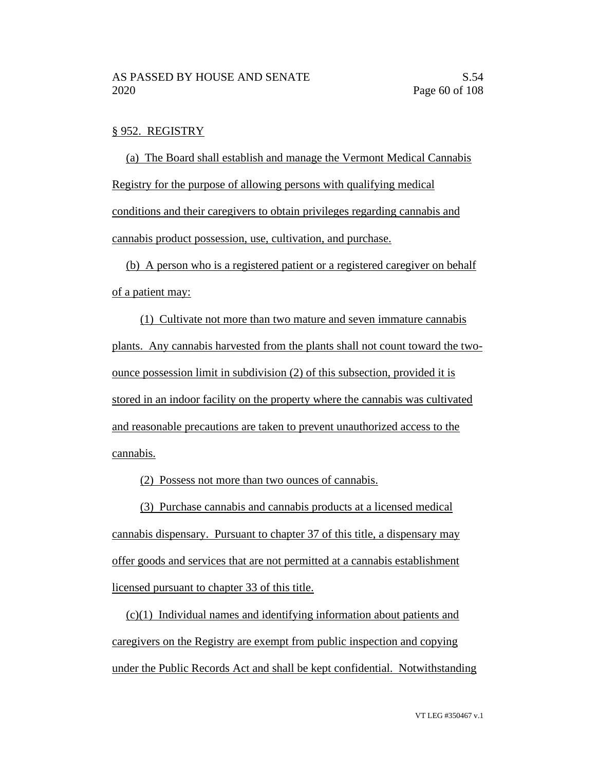§ 952. REGISTRY

(a) The Board shall establish and manage the Vermont Medical Cannabis Registry for the purpose of allowing persons with qualifying medical conditions and their caregivers to obtain privileges regarding cannabis and cannabis product possession, use, cultivation, and purchase.

(b) A person who is a registered patient or a registered caregiver on behalf of a patient may:

(1) Cultivate not more than two mature and seven immature cannabis plants. Any cannabis harvested from the plants shall not count toward the two-ounce possession limit in subdivision (2) of this subsection, provided it is stored in an indoor facility on the property where the cannabis was cultivated and reasonable precautions are taken to prevent unauthorized access to the cannabis.

(2) Possess not more than two ounces of cannabis.

(3) Purchase cannabis and cannabis products at a licensed medical cannabis dispensary. Pursuant to chapter 37 of this title, a dispensary may offer goods and services that are not permitted at a cannabis establishment licensed pursuant to chapter 33 of this title.

(c)(1) Individual names and identifying information about patients and caregivers on the Registry are exempt from public inspection and copying under the Public Records Act and shall be kept confidential. Notwithstanding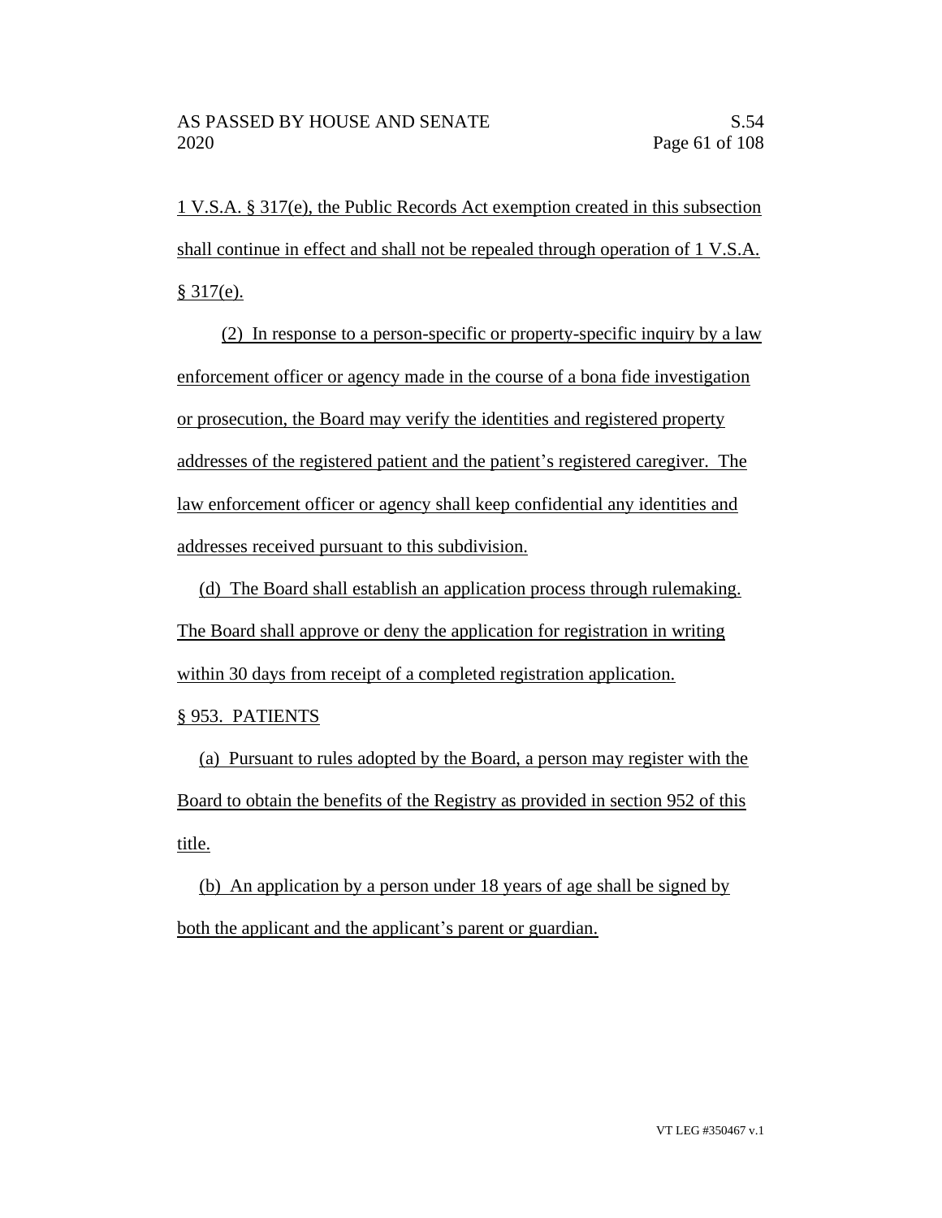1 V.S.A. § 317(e), the Public Records Act exemption created in this subsection shall continue in effect and shall not be repealed through operation of 1 V.S.A. § 317(e).

(2) In response to a person-specific or property-specific inquiry by a law enforcement officer or agency made in the course of a bona fide investigation or prosecution, the Board may verify the identities and registered property addresses of the registered patient and the patient's registered caregiver. The law enforcement officer or agency shall keep confidential any identities and addresses received pursuant to this subdivision.

(d) The Board shall establish an application process through rulemaking. The Board shall approve or deny the application for registration in writing within 30 days from receipt of a completed registration application.

§ 953. PATIENTS

(a) Pursuant to rules adopted by the Board, a person may register with the Board to obtain the benefits of the Registry as provided in section 952 of this title.

(b) An application by a person under 18 years of age shall be signed by both the applicant and the applicant's parent or guardian.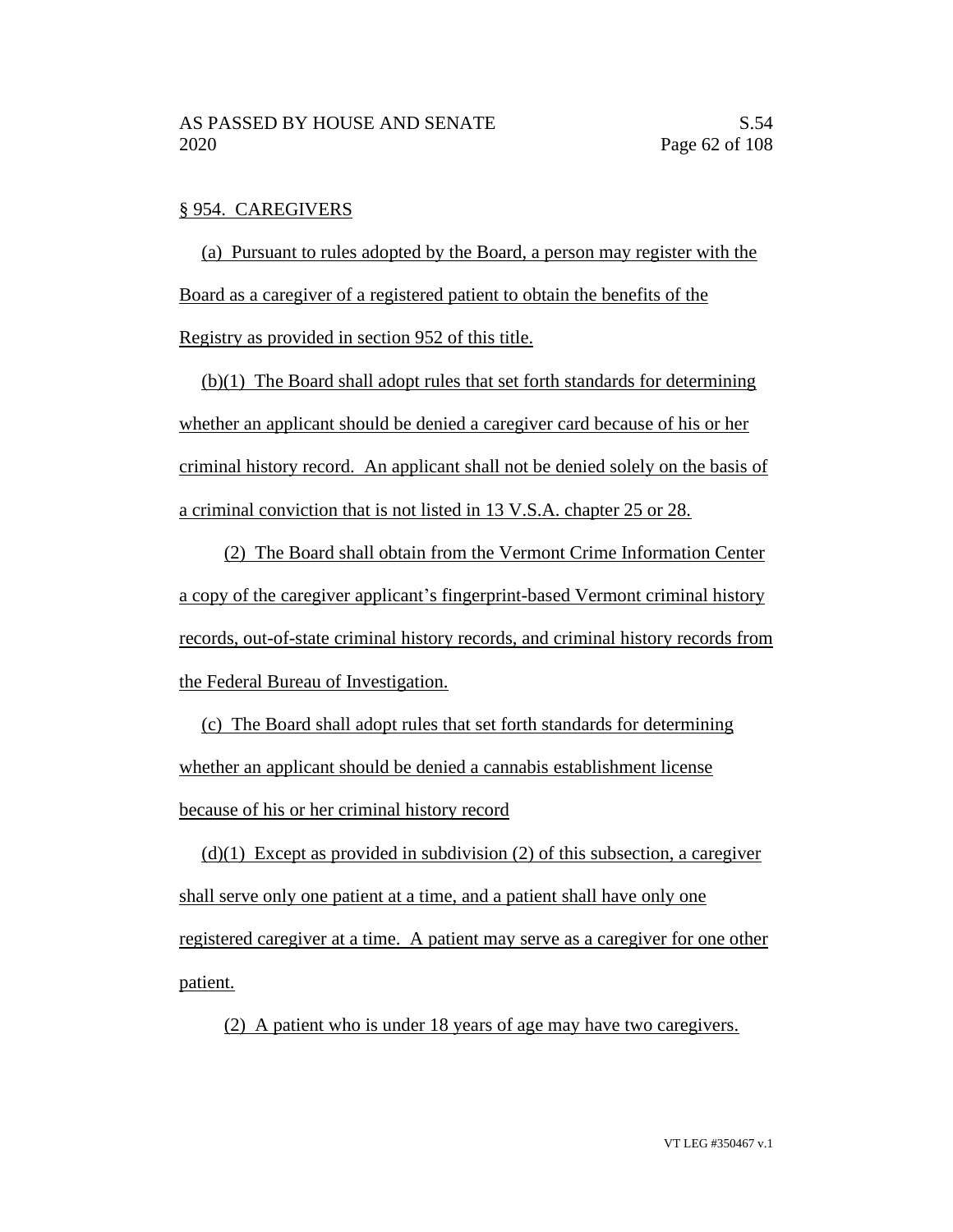§ 954. CAREGIVERS

(a) Pursuant to rules adopted by the Board, a person may register with the Board as a caregiver of a registered patient to obtain the benefits of the Registry as provided in section 952 of this title.

(b)(1) The Board shall adopt rules that set forth standards for determining whether an applicant should be denied a caregiver card because of his or her criminal history record. An applicant shall not be denied solely on the basis of a criminal conviction that is not listed in 13 V.S.A. chapter 25 or 28.

(2) The Board shall obtain from the Vermont Crime Information Center a copy of the caregiver applicant's fingerprint-based Vermont criminal history records, out-of-state criminal history records, and criminal history records from the Federal Bureau of Investigation.

(c) The Board shall adopt rules that set forth standards for determining whether an applicant should be denied a cannabis establishment license because of his or her criminal history record

(d)(1) Except as provided in subdivision (2) of this subsection, a caregiver shall serve only one patient at a time, and a patient shall have only one registered caregiver at a time. A patient may serve as a caregiver for one other patient.

(2) A patient who is under 18 years of age may have two caregivers.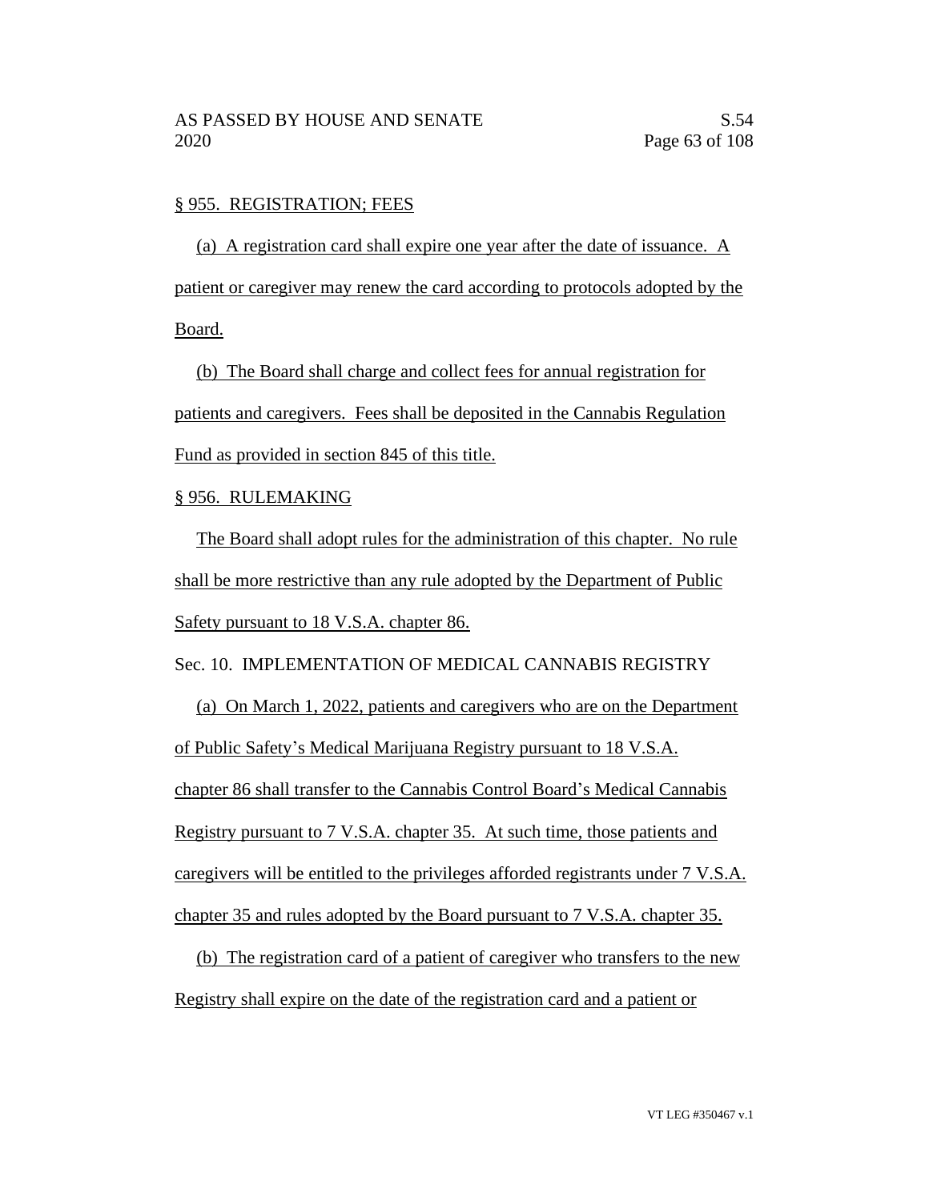§ 955. REGISTRATION; FEES

(a) A registration card shall expire one year after the date of issuance. A patient or caregiver may renew the card according to protocols adopted by the Board.

(b) The Board shall charge and collect fees for annual registration for patients and caregivers. Fees shall be deposited in the Cannabis Regulation Fund as provided in section 845 of this title.

§ 956. RULEMAKING

The Board shall adopt rules for the administration of this chapter. No rule shall be more restrictive than any rule adopted by the Department of Public Safety pursuant to 18 V.S.A. chapter 86.

Sec. 10. IMPLEMENTATION OF MEDICAL CANNABIS REGISTRY

(a) On March 1, 2022, patients and caregivers who are on the Department of Public Safety's Medical Marijuana Registry pursuant to 18 V.S.A. chapter 86 shall transfer to the Cannabis Control Board's Medical Cannabis Registry pursuant to 7 V.S.A. chapter 35. At such time, those patients and caregivers will be entitled to the privileges afforded registrants under 7 V.S.A. chapter 35 and rules adopted by the Board pursuant to 7 V.S.A. chapter 35.

(b) The registration card of a patient of caregiver who transfers to the new Registry shall expire on the date of the registration card and a patient or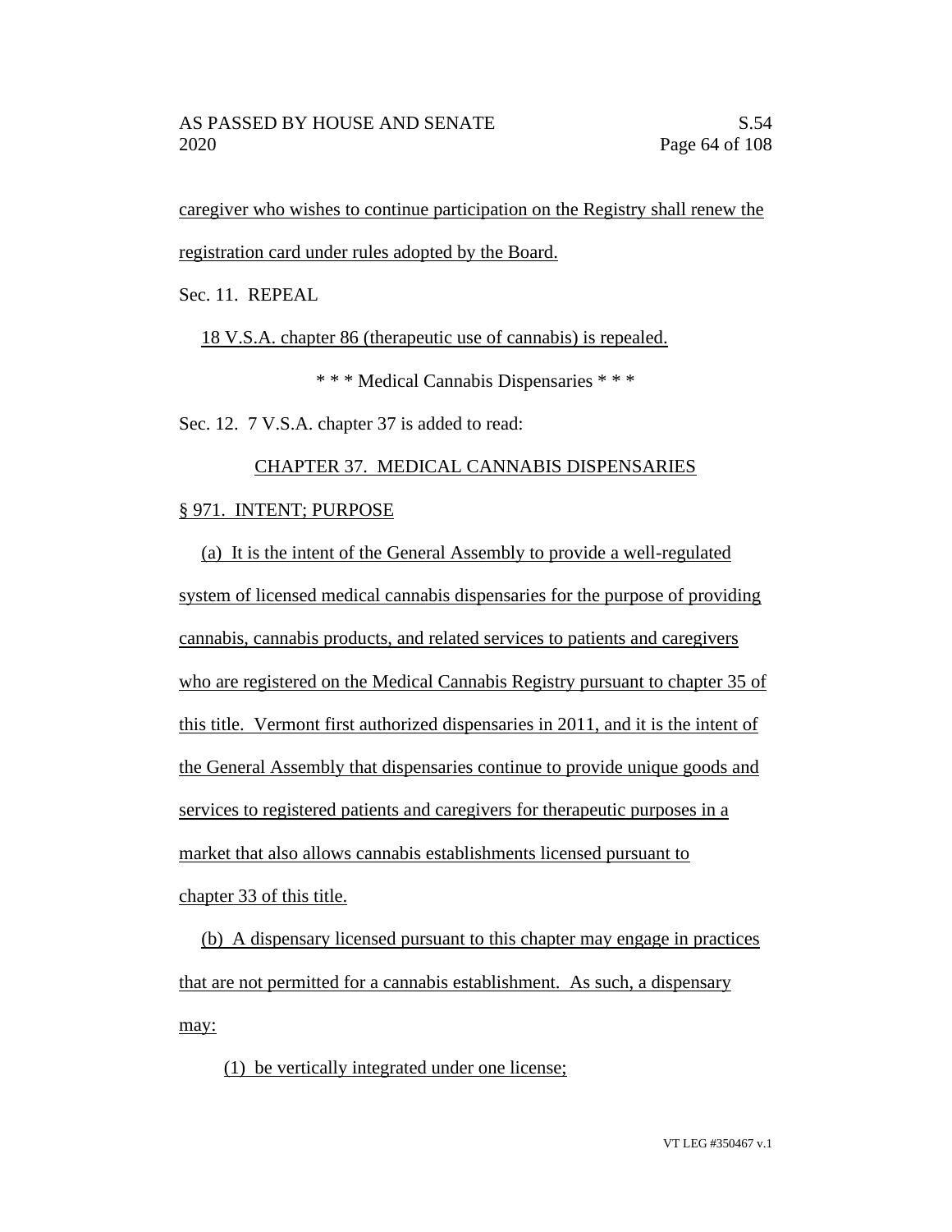caregiver who wishes to continue participation on the Registry shall renew the registration card under rules adopted by the Board.

Sec. 11. REPEAL

18 V.S.A. chapter 86 (therapeutic use of cannabis) is repealed.

\* \* \* Medical Cannabis Dispensaries \* \* \*

Sec. 12. 7 V.S.A. chapter 37 is added to read:

CHAPTER 37. MEDICAL CANNABIS DISPENSARIES

§ 971. INTENT; PURPOSE

(a) It is the intent of the General Assembly to provide a well-regulated system of licensed medical cannabis dispensaries for the purpose of providing cannabis, cannabis products, and related services to patients and caregivers who are registered on the Medical Cannabis Registry pursuant to chapter 35 of this title. Vermont first authorized dispensaries in 2011, and it is the intent of the General Assembly that dispensaries continue to provide unique goods and services to registered patients and caregivers for therapeutic purposes in a market that also allows cannabis establishments licensed pursuant to chapter 33 of this title.

(b) A dispensary licensed pursuant to this chapter may engage in practices that are not permitted for a cannabis establishment. As such, a dispensary may:

(1) be vertically integrated under one license;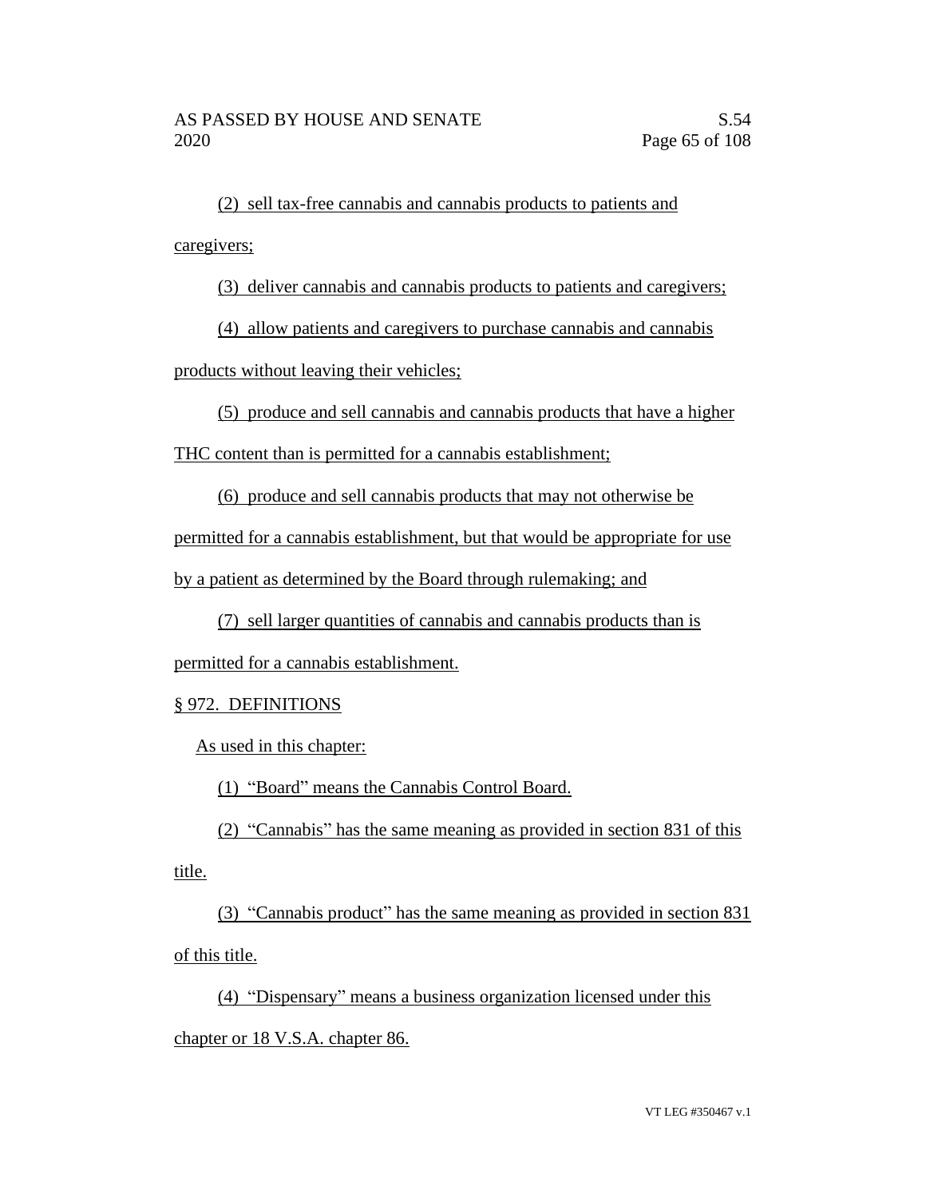(2) sell tax-free cannabis and cannabis products to patients and caregivers;

(3) deliver cannabis and cannabis products to patients and caregivers;

(4) allow patients and caregivers to purchase cannabis and cannabis products without leaving their vehicles;

(5) produce and sell cannabis and cannabis products that have a higher THC content than is permitted for a cannabis establishment;

(6) produce and sell cannabis products that may not otherwise be permitted for a cannabis establishment, but that would be appropriate for use by a patient as determined by the Board through rulemaking; and

(7) sell larger quantities of cannabis and cannabis products than is permitted for a cannabis establishment.

§ 972. DEFINITIONS

As used in this chapter:

(1) "Board" means the Cannabis Control Board.

(2) "Cannabis" has the same meaning as provided in section 831 of this title.

(3) "Cannabis product" has the same meaning as provided in section 831 of this title.

(4) "Dispensary" means a business organization licensed under this chapter or 18 V.S.A. chapter 86.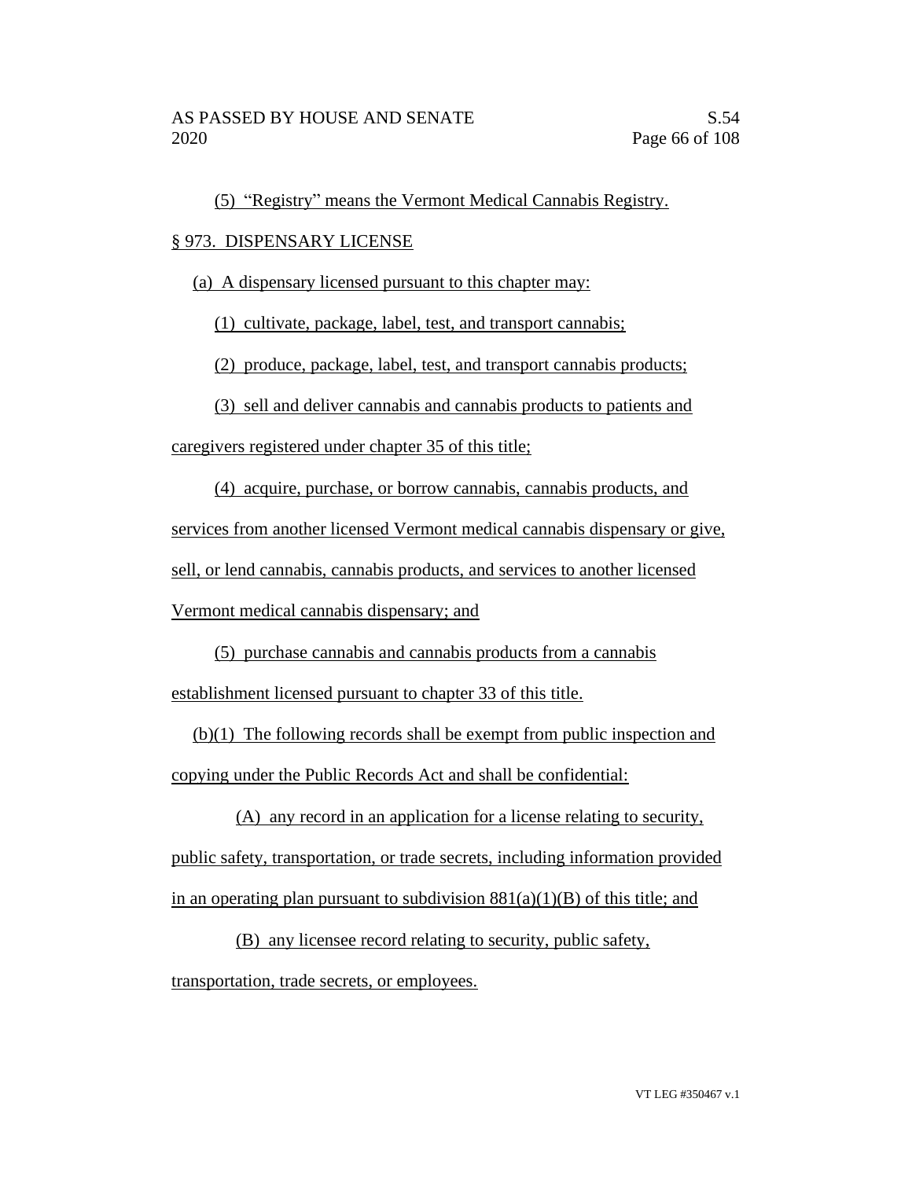(5) "Registry" means the Vermont Medical Cannabis Registry.

§ 973. DISPENSARY LICENSE

(a) A dispensary licensed pursuant to this chapter may:

(1) cultivate, package, label, test, and transport cannabis;

(2) produce, package, label, test, and transport cannabis products;

(3) sell and deliver cannabis and cannabis products to patients and caregivers registered under chapter 35 of this title;

(4) acquire, purchase, or borrow cannabis, cannabis products, and services from another licensed Vermont medical cannabis dispensary or give, sell, or lend cannabis, cannabis products, and services to another licensed Vermont medical cannabis dispensary; and

(5) purchase cannabis and cannabis products from a cannabis establishment licensed pursuant to chapter 33 of this title.

(b)(1) The following records shall be exempt from public inspection and copying under the Public Records Act and shall be confidential:

(A) any record in an application for a license relating to security, public safety, transportation, or trade secrets, including information provided in an operating plan pursuant to subdivision 881(a)(1)(B) of this title; and

(B) any licensee record relating to security, public safety, transportation, trade secrets, or employees.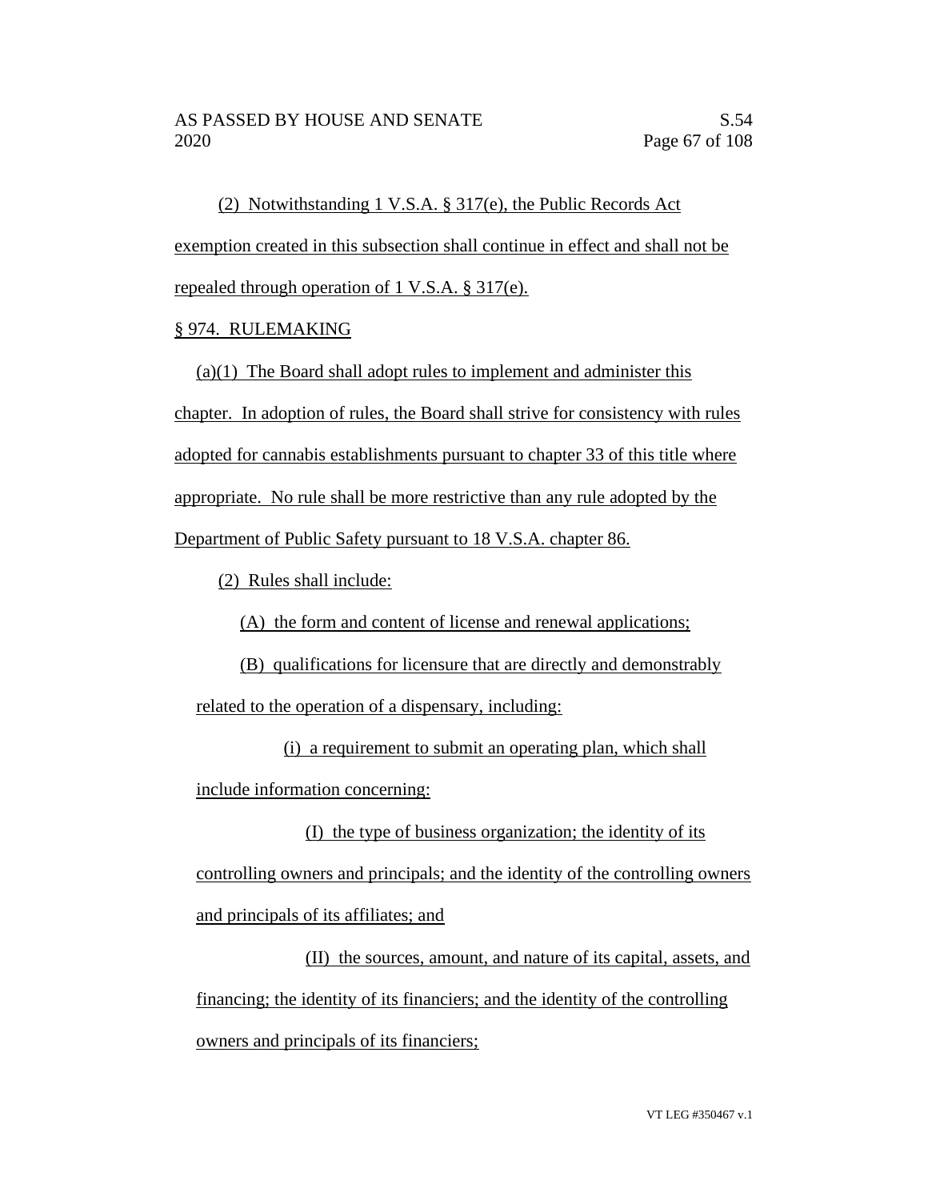(2) Notwithstanding 1 V.S.A. § 317(e), the Public Records Act exemption created in this subsection shall continue in effect and shall not be repealed through operation of 1 V.S.A. § 317(e).

§ 974. RULEMAKING

(a)(1) The Board shall adopt rules to implement and administer this chapter. In adoption of rules, the Board shall strive for consistency with rules adopted for cannabis establishments pursuant to chapter 33 of this title where appropriate. No rule shall be more restrictive than any rule adopted by the Department of Public Safety pursuant to 18 V.S.A. chapter 86.

(2) Rules shall include:

(A) the form and content of license and renewal applications;

(B) qualifications for licensure that are directly and demonstrably related to the operation of a dispensary, including:

(i) a requirement to submit an operating plan, which shall include information concerning:

(I) the type of business organization; the identity of its controlling owners and principals; and the identity of the controlling owners and principals of its affiliates; and

(II) the sources, amount, and nature of its capital, assets, and financing; the identity of its financiers; and the identity of the controlling owners and principals of its financiers;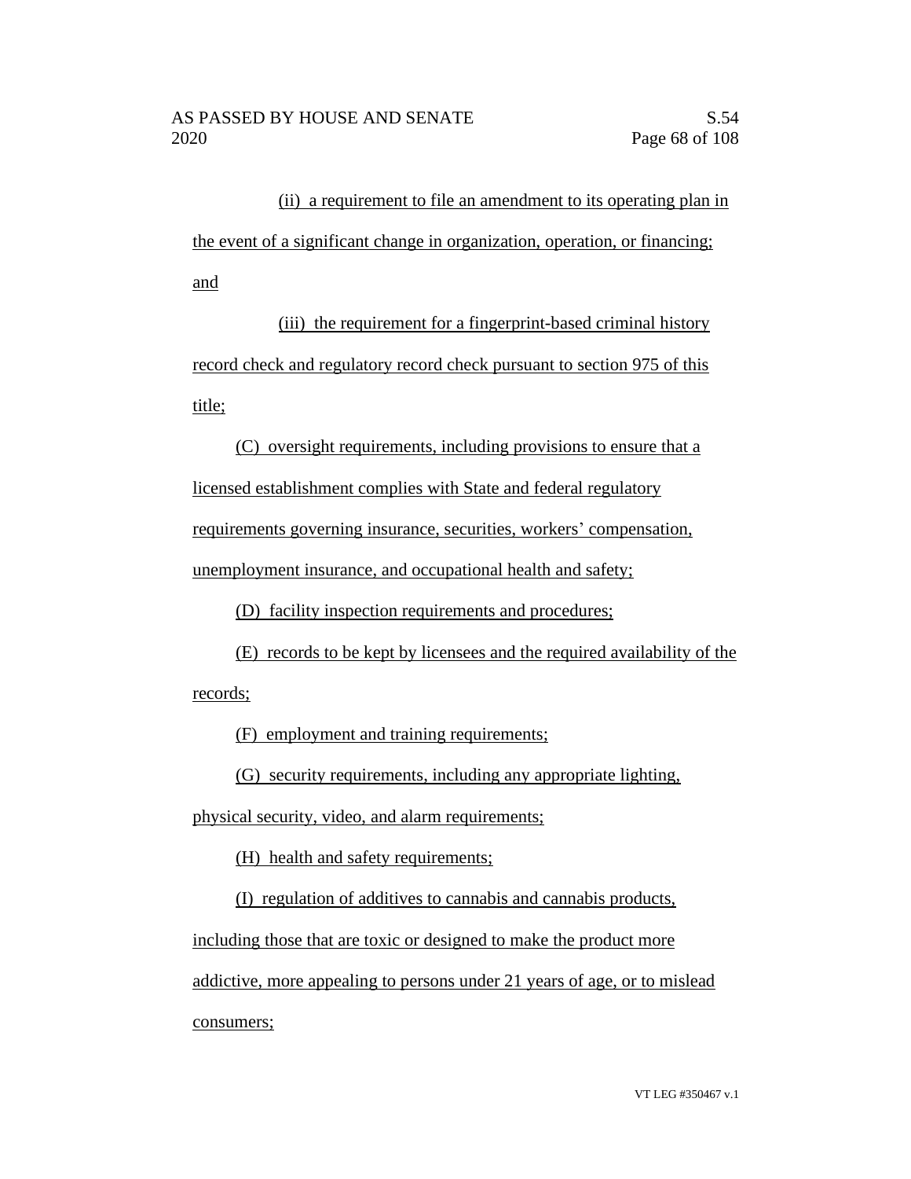(ii) a requirement to file an amendment to its operating plan in the event of a significant change in organization, operation, or financing; and

(iii) the requirement for a fingerprint-based criminal history record check and regulatory record check pursuant to section 975 of this title;

(C) oversight requirements, including provisions to ensure that a licensed establishment complies with State and federal regulatory requirements governing insurance, securities, workers' compensation, unemployment insurance, and occupational health and safety;

(D) facility inspection requirements and procedures;

(E) records to be kept by licensees and the required availability of the records;

(F) employment and training requirements;

(G) security requirements, including any appropriate lighting, physical security, video, and alarm requirements;

(H) health and safety requirements;

(I) regulation of additives to cannabis and cannabis products, including those that are toxic or designed to make the product more addictive, more appealing to persons under 21 years of age, or to mislead consumers;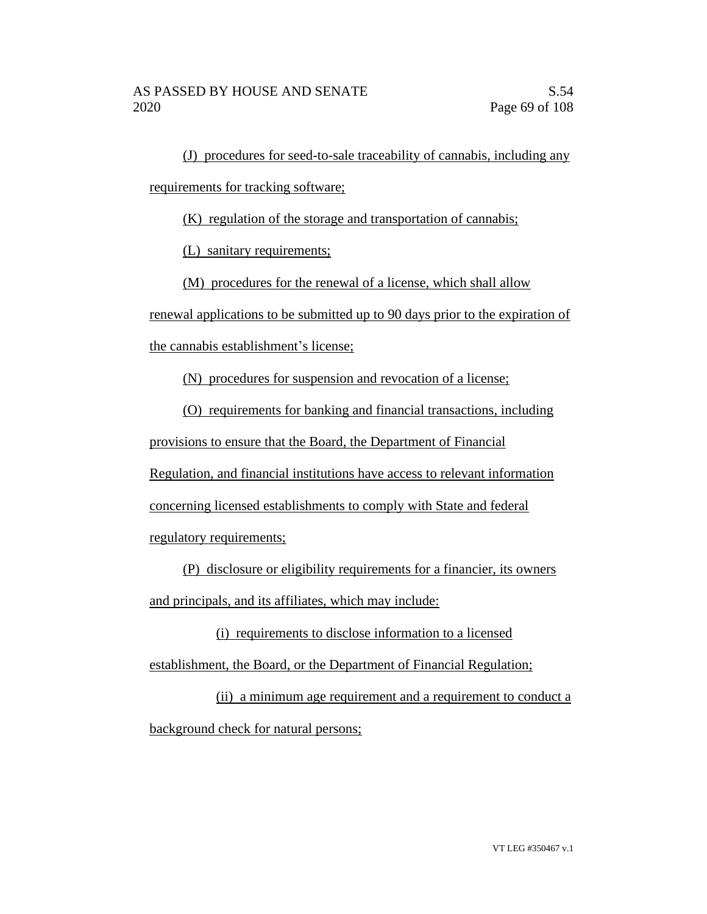(J) procedures for seed-to-sale traceability of cannabis, including any requirements for tracking software;

(K) regulation of the storage and transportation of cannabis;

(L) sanitary requirements;

(M) procedures for the renewal of a license, which shall allow renewal applications to be submitted up to 90 days prior to the expiration of the cannabis establishment's license;

(N) procedures for suspension and revocation of a license;

(O) requirements for banking and financial transactions, including provisions to ensure that the Board, the Department of Financial Regulation, and financial institutions have access to relevant information concerning licensed establishments to comply with State and federal regulatory requirements;

(P) disclosure or eligibility requirements for a financier, its owners and principals, and its affiliates, which may include:

(i) requirements to disclose information to a licensed establishment, the Board, or the Department of Financial Regulation;

(ii) a minimum age requirement and a requirement to conduct a background check for natural persons;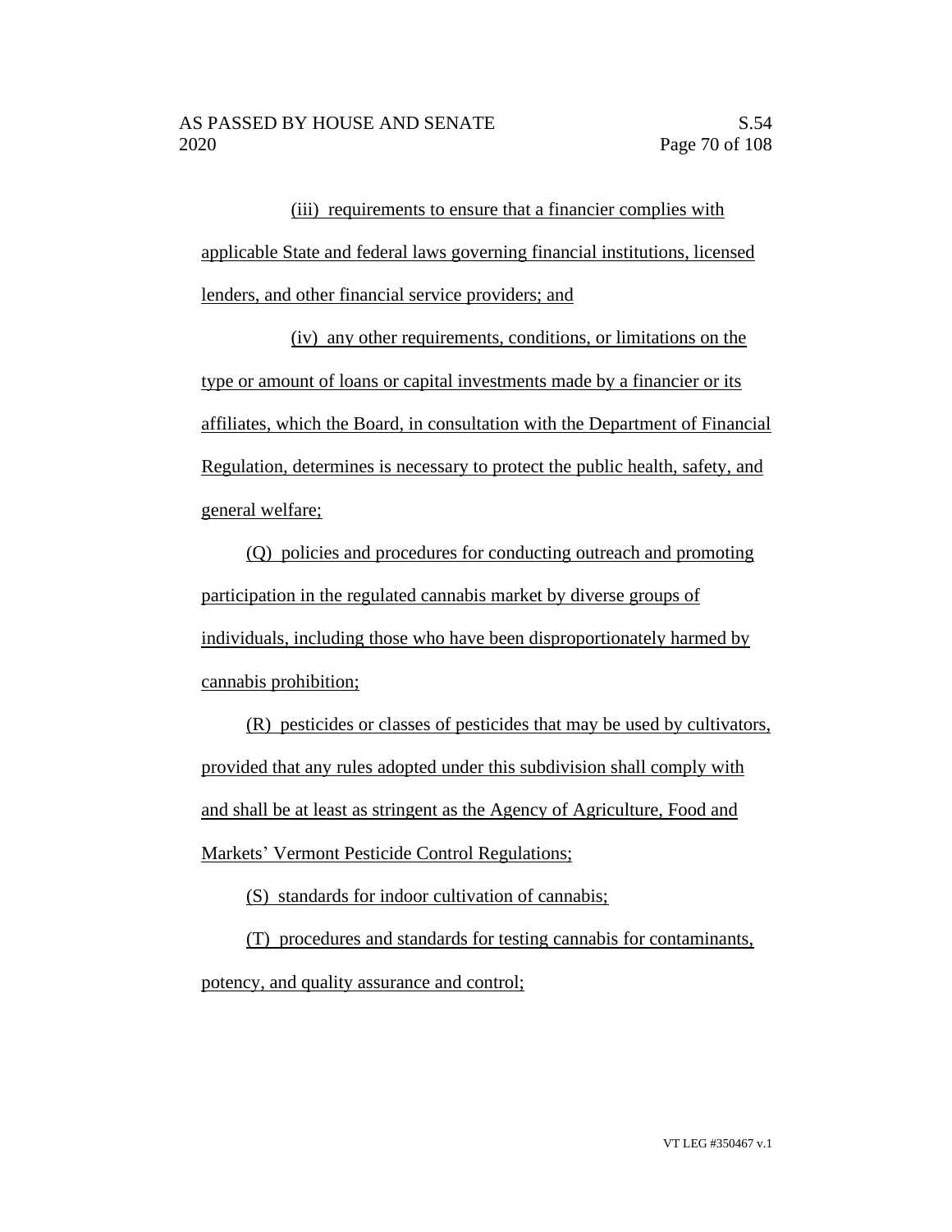(iii) requirements to ensure that a financier complies with applicable State and federal laws governing financial institutions, licensed lenders, and other financial service providers; and

(iv) any other requirements, conditions, or limitations on the type or amount of loans or capital investments made by a financier or its affiliates, which the Board, in consultation with the Department of Financial Regulation, determines is necessary to protect the public health, safety, and general welfare;

(Q) policies and procedures for conducting outreach and promoting participation in the regulated cannabis market by diverse groups of individuals, including those who have been disproportionately harmed by cannabis prohibition;

(R) pesticides or classes of pesticides that may be used by cultivators, provided that any rules adopted under this subdivision shall comply with and shall be at least as stringent as the Agency of Agriculture, Food and Markets' Vermont Pesticide Control Regulations;

(S) standards for indoor cultivation of cannabis;

(T) procedures and standards for testing cannabis for contaminants, potency, and quality assurance and control;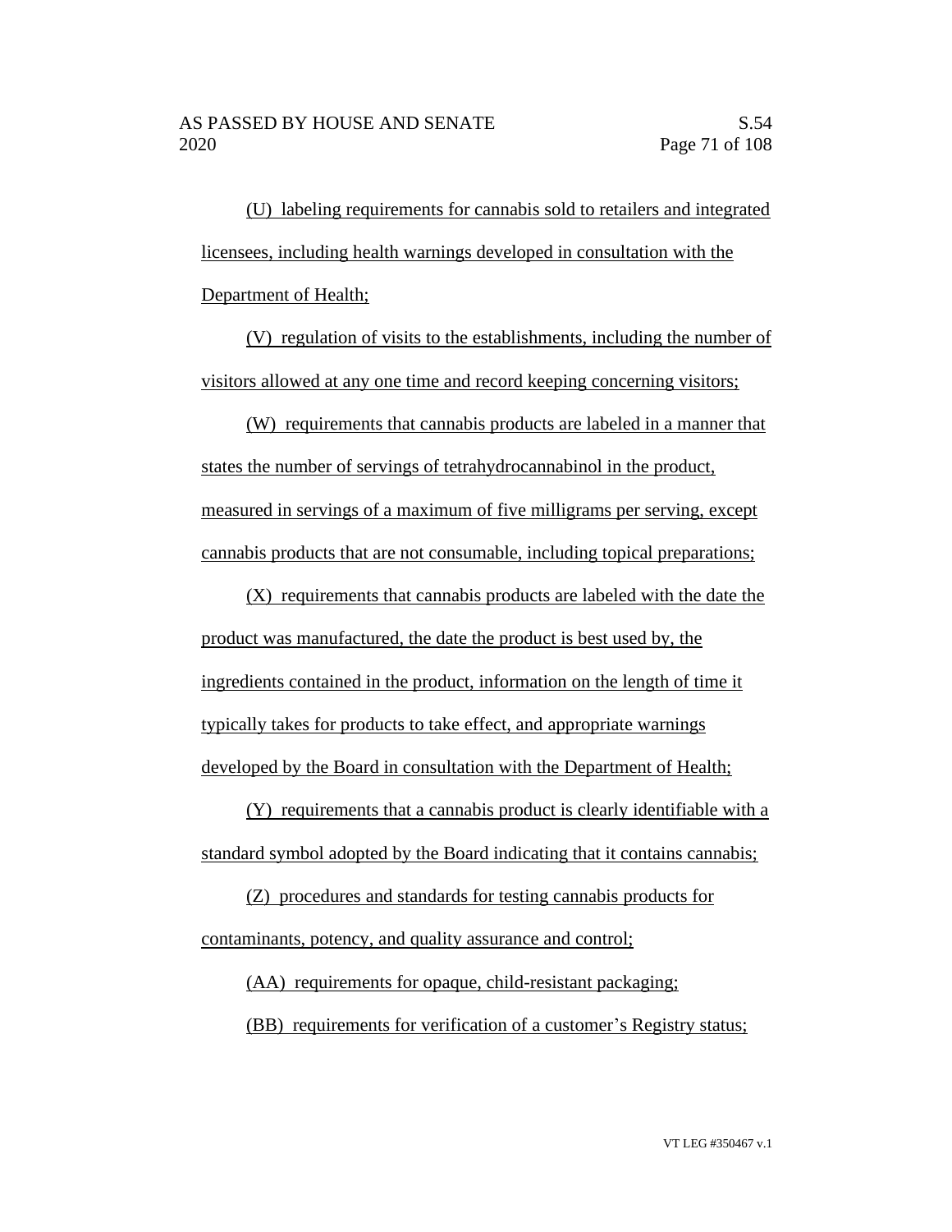(U) labeling requirements for cannabis sold to retailers and integrated licensees, including health warnings developed in consultation with the Department of Health;

(V) regulation of visits to the establishments, including the number of visitors allowed at any one time and record keeping concerning visitors;

(W) requirements that cannabis products are labeled in a manner that states the number of servings of tetrahydrocannabinol in the product, measured in servings of a maximum of five milligrams per serving, except cannabis products that are not consumable, including topical preparations;

(X) requirements that cannabis products are labeled with the date the product was manufactured, the date the product is best used by, the ingredients contained in the product, information on the length of time it typically takes for products to take effect, and appropriate warnings developed by the Board in consultation with the Department of Health;

(Y) requirements that a cannabis product is clearly identifiable with a standard symbol adopted by the Board indicating that it contains cannabis;

(Z) procedures and standards for testing cannabis products for contaminants, potency, and quality assurance and control;

(AA) requirements for opaque, child-resistant packaging;

(BB) requirements for verification of a customer's Registry status;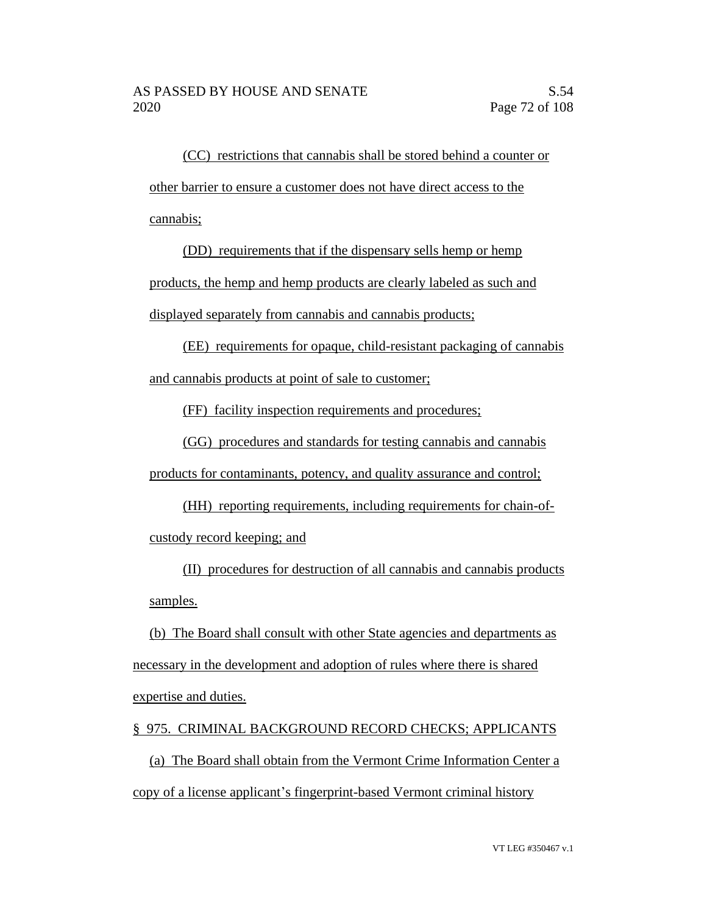(CC) restrictions that cannabis shall be stored behind a counter or other barrier to ensure a customer does not have direct access to the cannabis;

(DD) requirements that if the dispensary sells hemp or hemp products, the hemp and hemp products are clearly labeled as such and displayed separately from cannabis and cannabis products;

(EE) requirements for opaque, child-resistant packaging of cannabis and cannabis products at point of sale to customer;

(FF) facility inspection requirements and procedures;

(GG) procedures and standards for testing cannabis and cannabis products for contaminants, potency, and quality assurance and control;

(HH) reporting requirements, including requirements for chain-of-custody record keeping; and

(II) procedures for destruction of all cannabis and cannabis products samples.

(b) The Board shall consult with other State agencies and departments as necessary in the development and adoption of rules where there is shared expertise and duties.

§ 975. CRIMINAL BACKGROUND RECORD CHECKS; APPLICANTS

(a) The Board shall obtain from the Vermont Crime Information Center a copy of a license applicant's fingerprint-based Vermont criminal history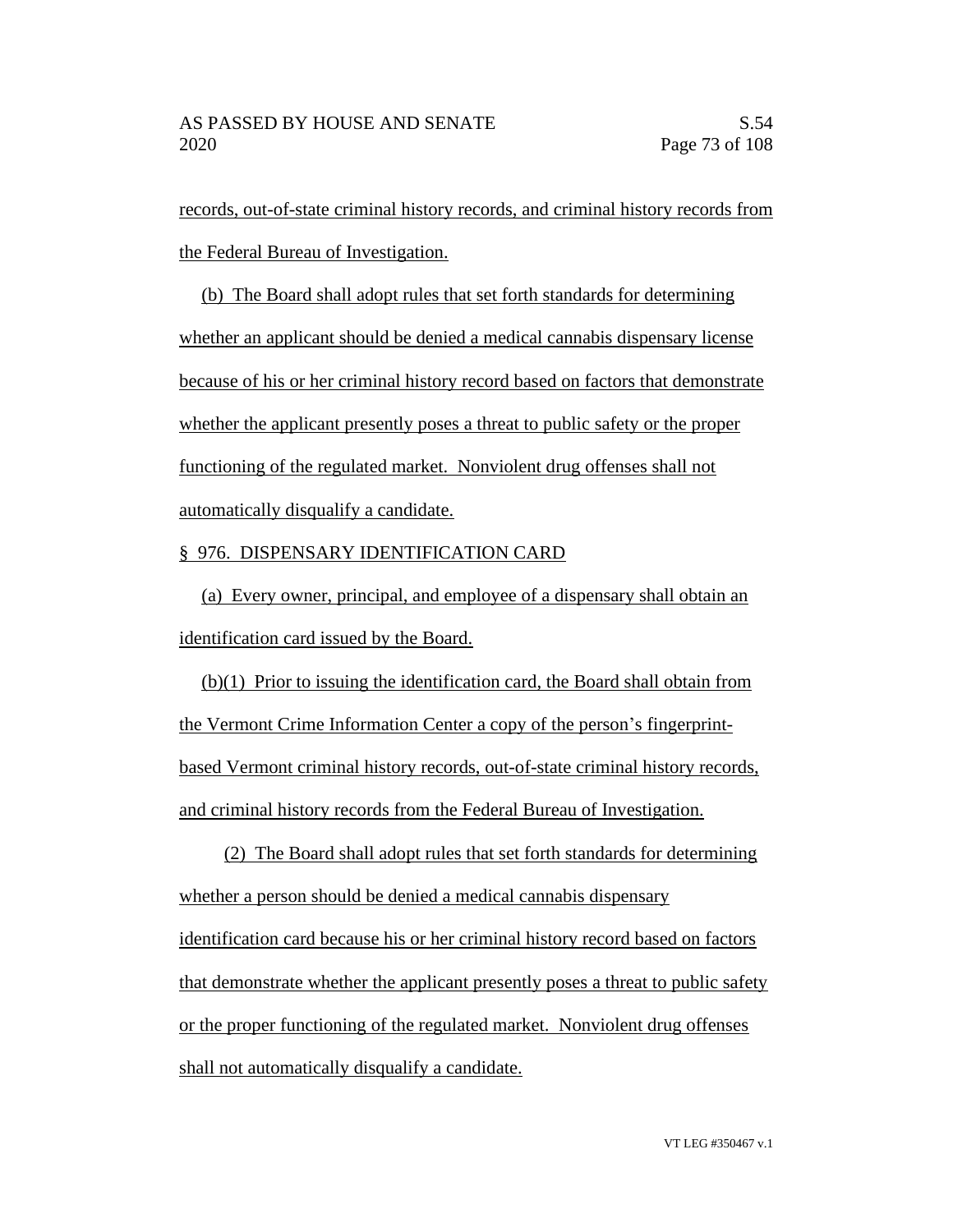records, out-of-state criminal history records, and criminal history records from the Federal Bureau of Investigation.

(b) The Board shall adopt rules that set forth standards for determining whether an applicant should be denied a medical cannabis dispensary license because of his or her criminal history record based on factors that demonstrate whether the applicant presently poses a threat to public safety or the proper functioning of the regulated market. Nonviolent drug offenses shall not automatically disqualify a candidate.

§ 976. DISPENSARY IDENTIFICATION CARD

(a) Every owner, principal, and employee of a dispensary shall obtain an identification card issued by the Board.

(b)(1) Prior to issuing the identification card, the Board shall obtain from the Vermont Crime Information Center a copy of the person's fingerprint-based Vermont criminal history records, out-of-state criminal history records, and criminal history records from the Federal Bureau of Investigation.

(2) The Board shall adopt rules that set forth standards for determining whether a person should be denied a medical cannabis dispensary identification card because his or her criminal history record based on factors that demonstrate whether the applicant presently poses a threat to public safety or the proper functioning of the regulated market. Nonviolent drug offenses shall not automatically disqualify a candidate.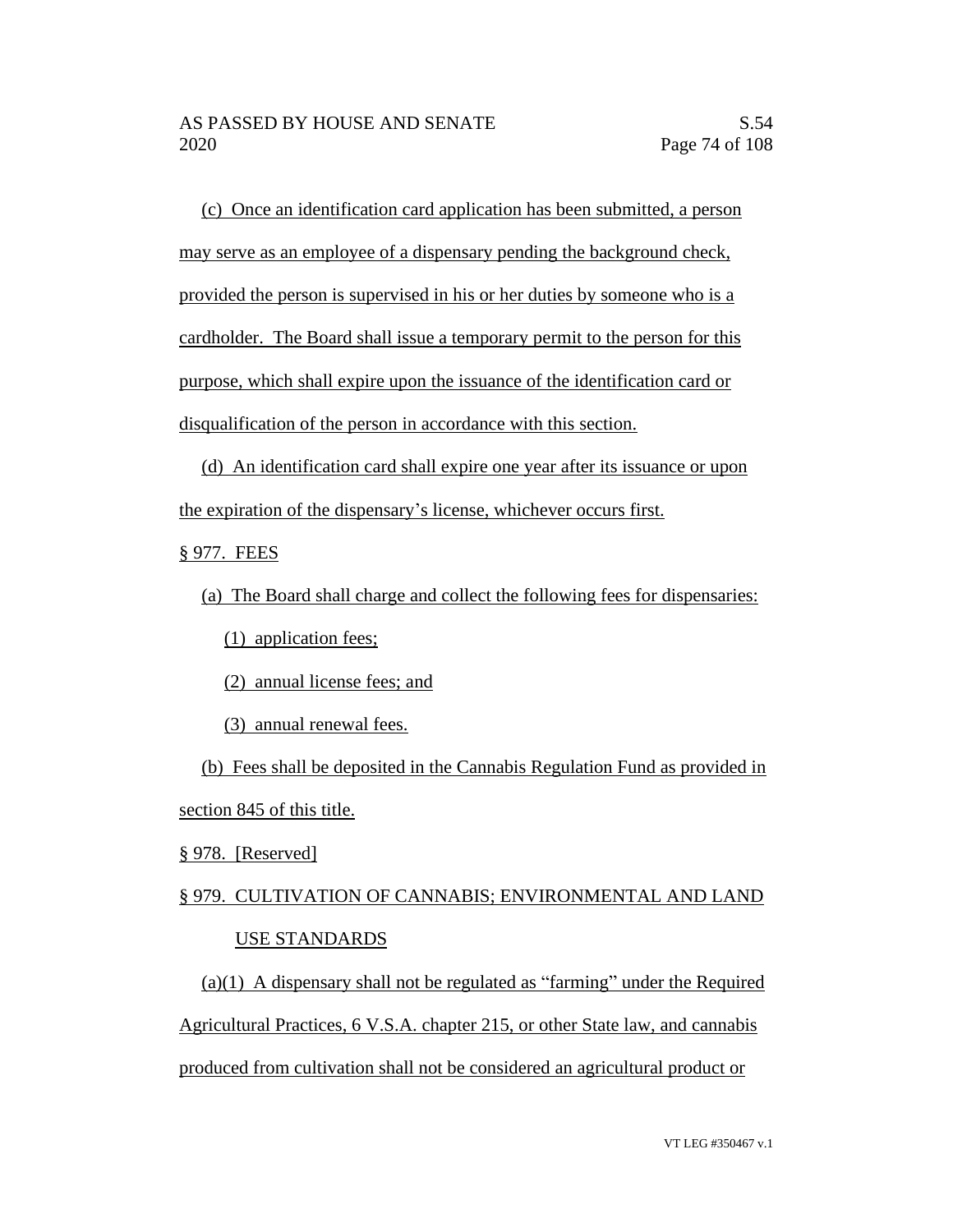(c) Once an identification card application has been submitted, a person may serve as an employee of a dispensary pending the background check, provided the person is supervised in his or her duties by someone who is a cardholder. The Board shall issue a temporary permit to the person for this purpose, which shall expire upon the issuance of the identification card or disqualification of the person in accordance with this section.

(d) An identification card shall expire one year after its issuance or upon the expiration of the dispensary's license, whichever occurs first.

§ 977. FEES

(a) The Board shall charge and collect the following fees for dispensaries:

(1) application fees;

(2) annual license fees; and

(3) annual renewal fees.

(b) Fees shall be deposited in the Cannabis Regulation Fund as provided in section 845 of this title.

§ 978. [Reserved]

§ 979. CULTIVATION OF CANNABIS; ENVIRONMENTAL AND LAND USE STANDARDS

(a)(1) A dispensary shall not be regulated as "farming" under the Required Agricultural Practices, 6 V.S.A. chapter 215, or other State law, and cannabis produced from cultivation shall not be considered an agricultural product or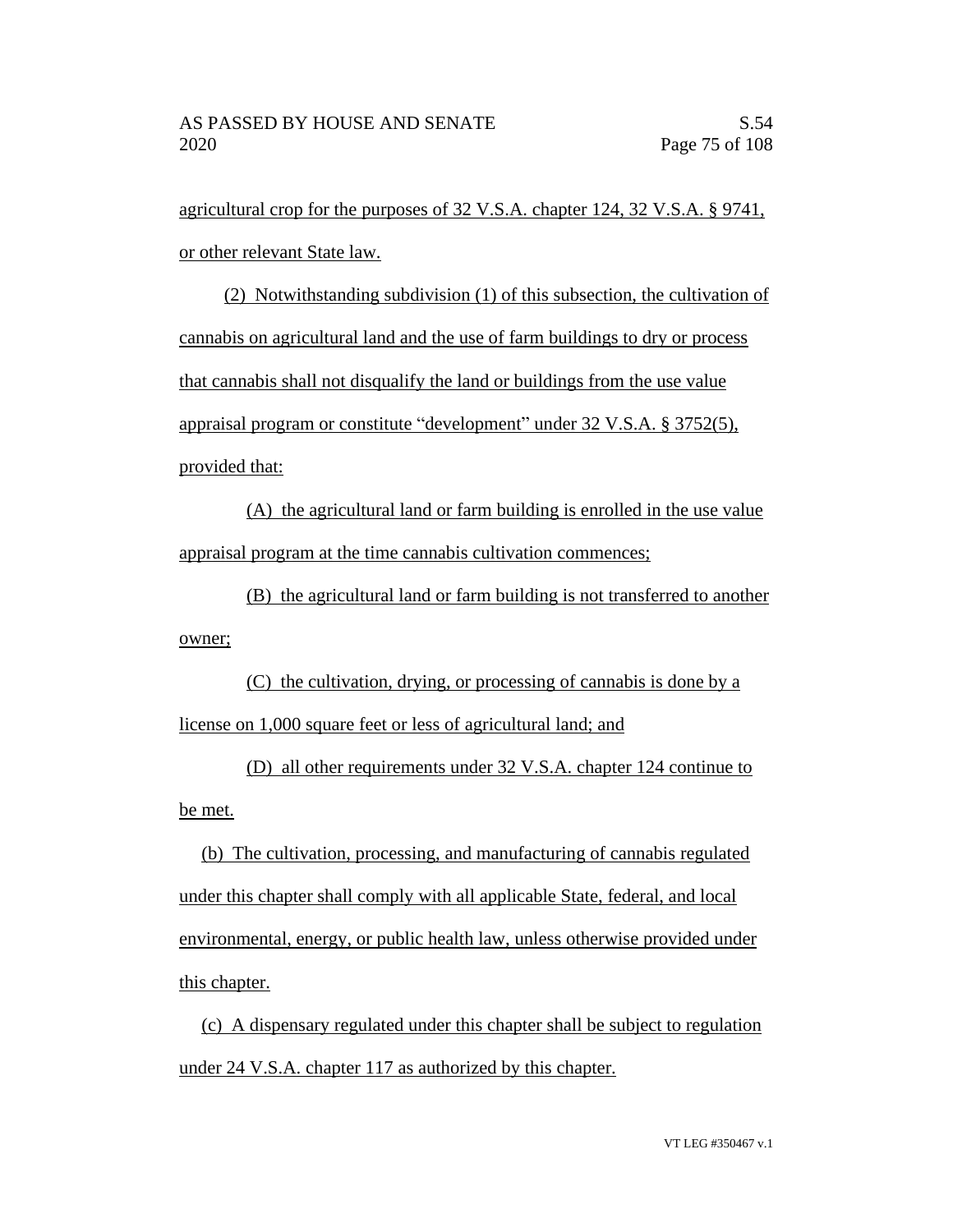agricultural crop for the purposes of 32 V.S.A. chapter 124, 32 V.S.A. § 9741, or other relevant State law.

(2) Notwithstanding subdivision (1) of this subsection, the cultivation of cannabis on agricultural land and the use of farm buildings to dry or process that cannabis shall not disqualify the land or buildings from the use value appraisal program or constitute "development" under 32 V.S.A. § 3752(5), provided that:

(A) the agricultural land or farm building is enrolled in the use value appraisal program at the time cannabis cultivation commences;

(B) the agricultural land or farm building is not transferred to another owner;

(C) the cultivation, drying, or processing of cannabis is done by a license on 1,000 square feet or less of agricultural land; and

(D) all other requirements under 32 V.S.A. chapter 124 continue to be met.

(b) The cultivation, processing, and manufacturing of cannabis regulated under this chapter shall comply with all applicable State, federal, and local environmental, energy, or public health law, unless otherwise provided under this chapter.

(c) A dispensary regulated under this chapter shall be subject to regulation under 24 V.S.A. chapter 117 as authorized by this chapter.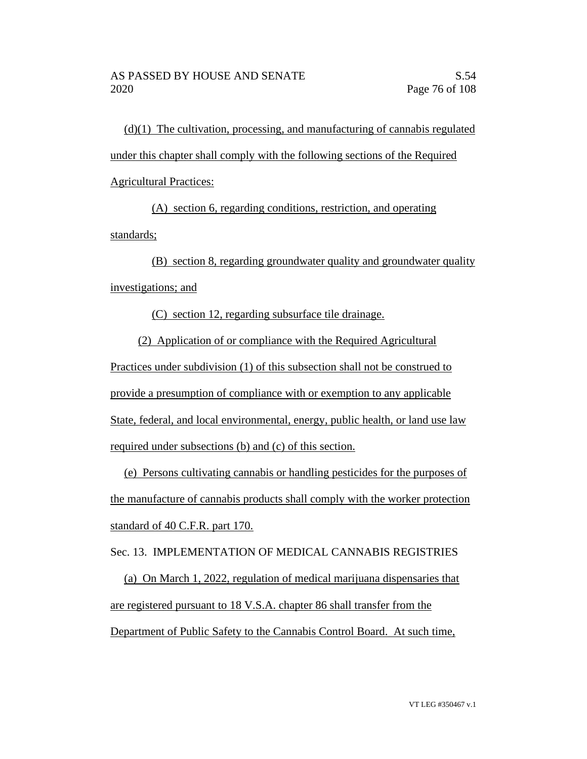(d)(1) The cultivation, processing, and manufacturing of cannabis regulated under this chapter shall comply with the following sections of the Required Agricultural Practices:

(A) section 6, regarding conditions, restriction, and operating standards;

(B) section 8, regarding groundwater quality and groundwater quality investigations; and

(C) section 12, regarding subsurface tile drainage.

(2) Application of or compliance with the Required Agricultural Practices under subdivision (1) of this subsection shall not be construed to provide a presumption of compliance with or exemption to any applicable State, federal, and local environmental, energy, public health, or land use law required under subsections (b) and (c) of this section.

(e) Persons cultivating cannabis or handling pesticides for the purposes of the manufacture of cannabis products shall comply with the worker protection standard of 40 C.F.R. part 170.

Sec. 13. IMPLEMENTATION OF MEDICAL CANNABIS REGISTRIES

(a) On March 1, 2022, regulation of medical marijuana dispensaries that are registered pursuant to 18 V.S.A. chapter 86 shall transfer from the Department of Public Safety to the Cannabis Control Board. At such time,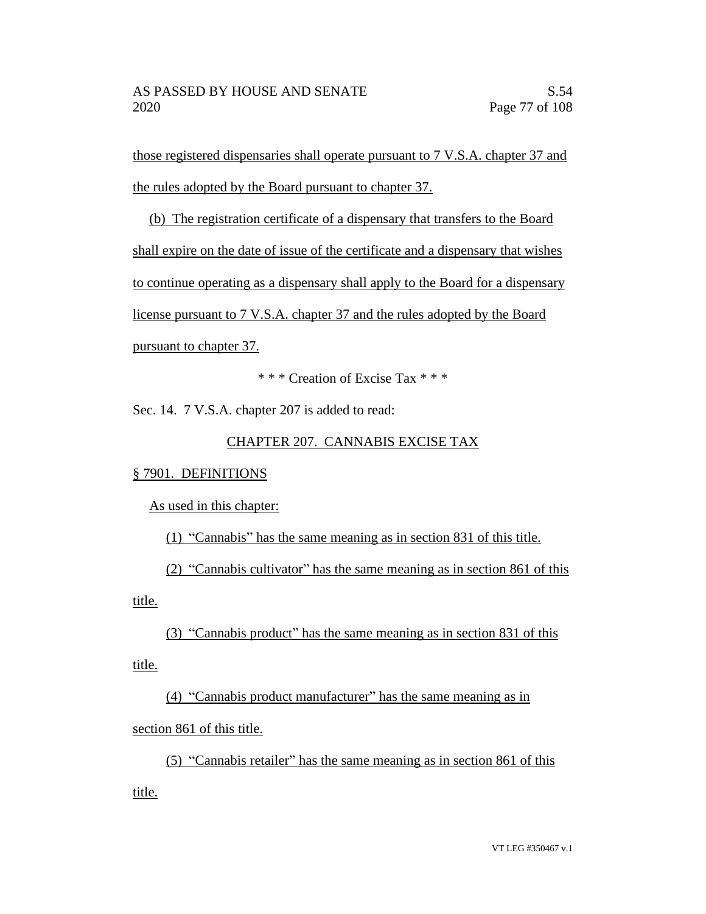those registered dispensaries shall operate pursuant to 7 V.S.A. chapter 37 and the rules adopted by the Board pursuant to chapter 37.

(b) The registration certificate of a dispensary that transfers to the Board shall expire on the date of issue of the certificate and a dispensary that wishes to continue operating as a dispensary shall apply to the Board for a dispensary license pursuant to 7 V.S.A. chapter 37 and the rules adopted by the Board pursuant to chapter 37.

\* \* \* Creation of Excise Tax \* \* \*

Sec. 14. 7 V.S.A. chapter 207 is added to read:

CHAPTER 207. CANNABIS EXCISE TAX

§ 7901. DEFINITIONS

As used in this chapter:

(1) "Cannabis" has the same meaning as in section 831 of this title.

(2) "Cannabis cultivator" has the same meaning as in section 861 of this title.

(3) "Cannabis product" has the same meaning as in section 831 of this title.

(4) "Cannabis product manufacturer" has the same meaning as in section 861 of this title.

(5) "Cannabis retailer" has the same meaning as in section 861 of this title.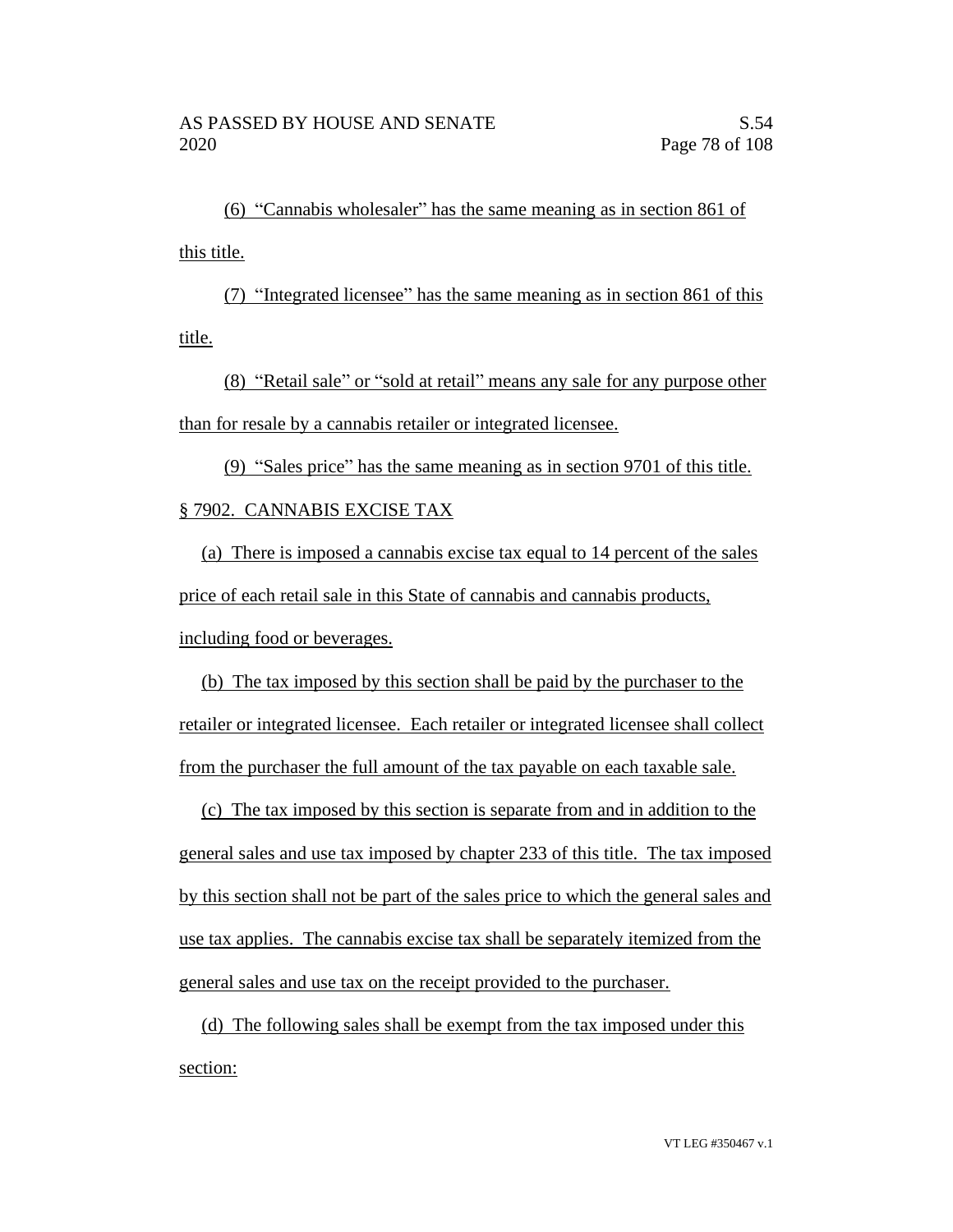(6) "Cannabis wholesaler" has the same meaning as in section 861 of this title.

(7) "Integrated licensee" has the same meaning as in section 861 of this title.

(8) "Retail sale" or "sold at retail" means any sale for any purpose other than for resale by a cannabis retailer or integrated licensee.

(9) "Sales price" has the same meaning as in section 9701 of this title.

§ 7902. CANNABIS EXCISE TAX

(a) There is imposed a cannabis excise tax equal to 14 percent of the sales price of each retail sale in this State of cannabis and cannabis products, including food or beverages.

(b) The tax imposed by this section shall be paid by the purchaser to the retailer or integrated licensee. Each retailer or integrated licensee shall collect from the purchaser the full amount of the tax payable on each taxable sale.

(c) The tax imposed by this section is separate from and in addition to the general sales and use tax imposed by chapter 233 of this title. The tax imposed by this section shall not be part of the sales price to which the general sales and use tax applies. The cannabis excise tax shall be separately itemized from the general sales and use tax on the receipt provided to the purchaser.

(d) The following sales shall be exempt from the tax imposed under this section: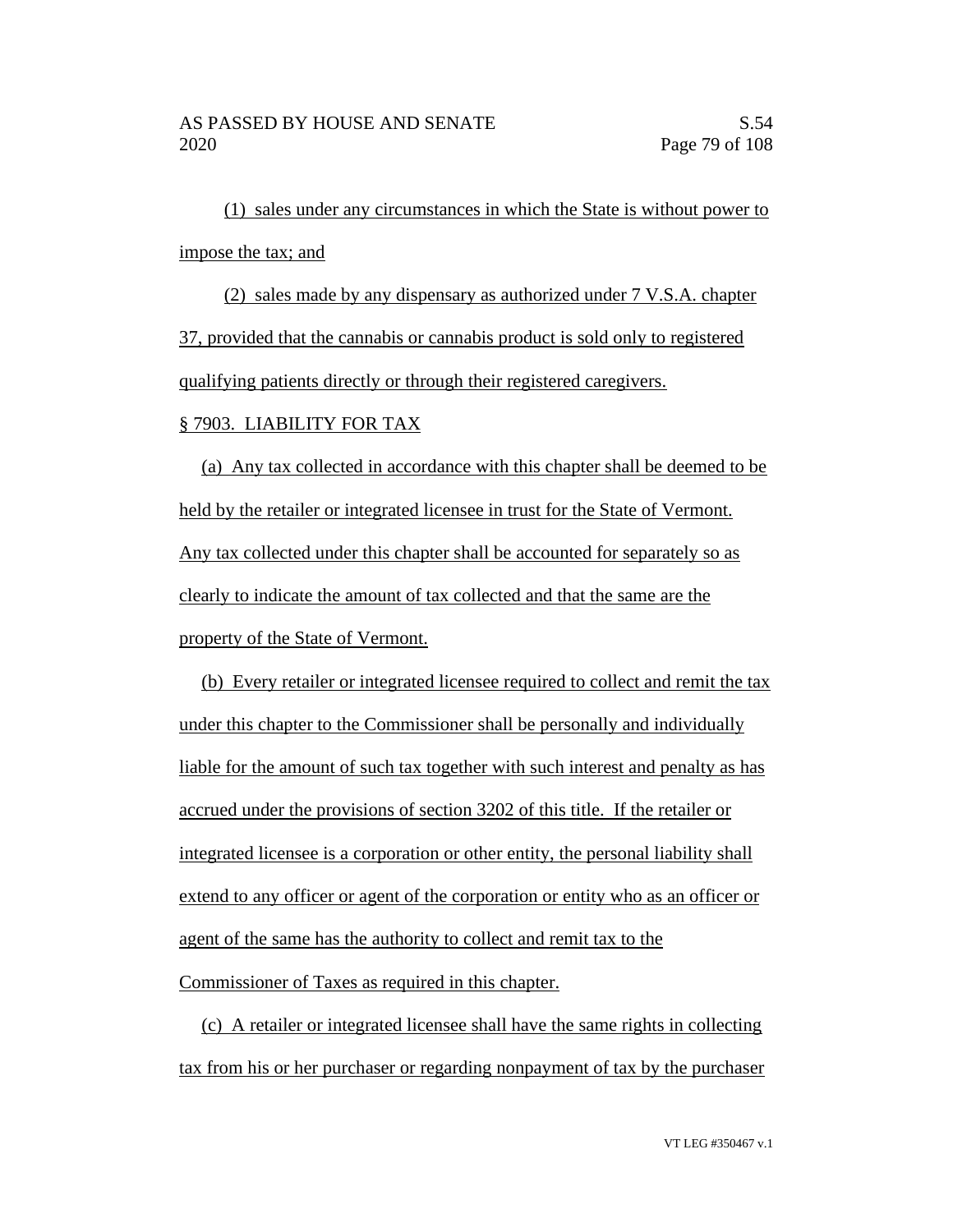(1) sales under any circumstances in which the State is without power to impose the tax; and

(2) sales made by any dispensary as authorized under 7 V.S.A. chapter 37, provided that the cannabis or cannabis product is sold only to registered qualifying patients directly or through their registered caregivers.

§ 7903. LIABILITY FOR TAX

(a) Any tax collected in accordance with this chapter shall be deemed to be held by the retailer or integrated licensee in trust for the State of Vermont. Any tax collected under this chapter shall be accounted for separately so as clearly to indicate the amount of tax collected and that the same are the property of the State of Vermont.

(b) Every retailer or integrated licensee required to collect and remit the tax under this chapter to the Commissioner shall be personally and individually liable for the amount of such tax together with such interest and penalty as has accrued under the provisions of section 3202 of this title. If the retailer or integrated licensee is a corporation or other entity, the personal liability shall extend to any officer or agent of the corporation or entity who as an officer or agent of the same has the authority to collect and remit tax to the Commissioner of Taxes as required in this chapter.

(c) A retailer or integrated licensee shall have the same rights in collecting tax from his or her purchaser or regarding nonpayment of tax by the purchaser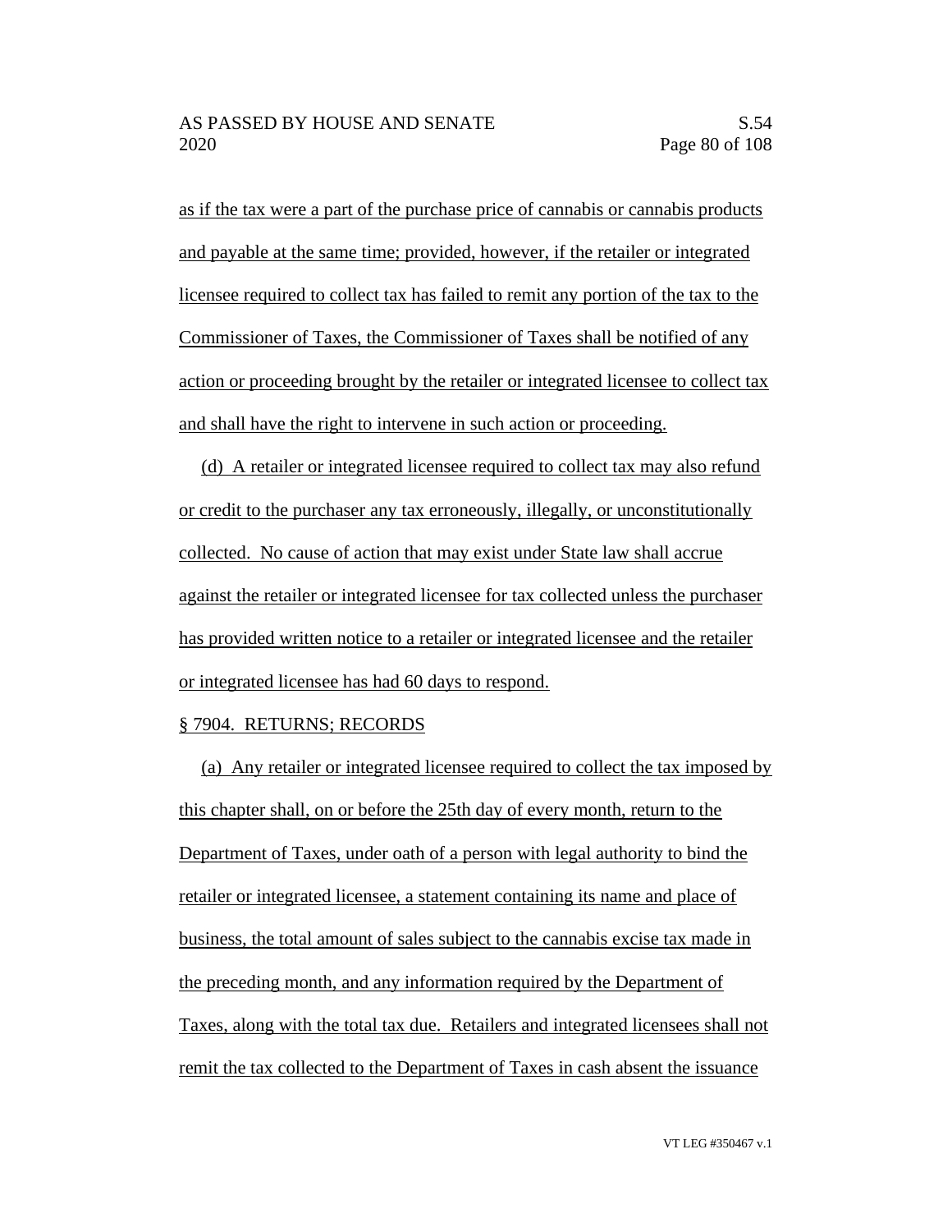as if the tax were a part of the purchase price of cannabis or cannabis products and payable at the same time; provided, however, if the retailer or integrated licensee required to collect tax has failed to remit any portion of the tax to the Commissioner of Taxes, the Commissioner of Taxes shall be notified of any action or proceeding brought by the retailer or integrated licensee to collect tax and shall have the right to intervene in such action or proceeding.

(d) A retailer or integrated licensee required to collect tax may also refund or credit to the purchaser any tax erroneously, illegally, or unconstitutionally collected. No cause of action that may exist under State law shall accrue against the retailer or integrated licensee for tax collected unless the purchaser has provided written notice to a retailer or integrated licensee and the retailer or integrated licensee has had 60 days to respond.

§ 7904. RETURNS; RECORDS

(a) Any retailer or integrated licensee required to collect the tax imposed by this chapter shall, on or before the 25th day of every month, return to the Department of Taxes, under oath of a person with legal authority to bind the retailer or integrated licensee, a statement containing its name and place of business, the total amount of sales subject to the cannabis excise tax made in the preceding month, and any information required by the Department of Taxes, along with the total tax due. Retailers and integrated licensees shall not remit the tax collected to the Department of Taxes in cash absent the issuance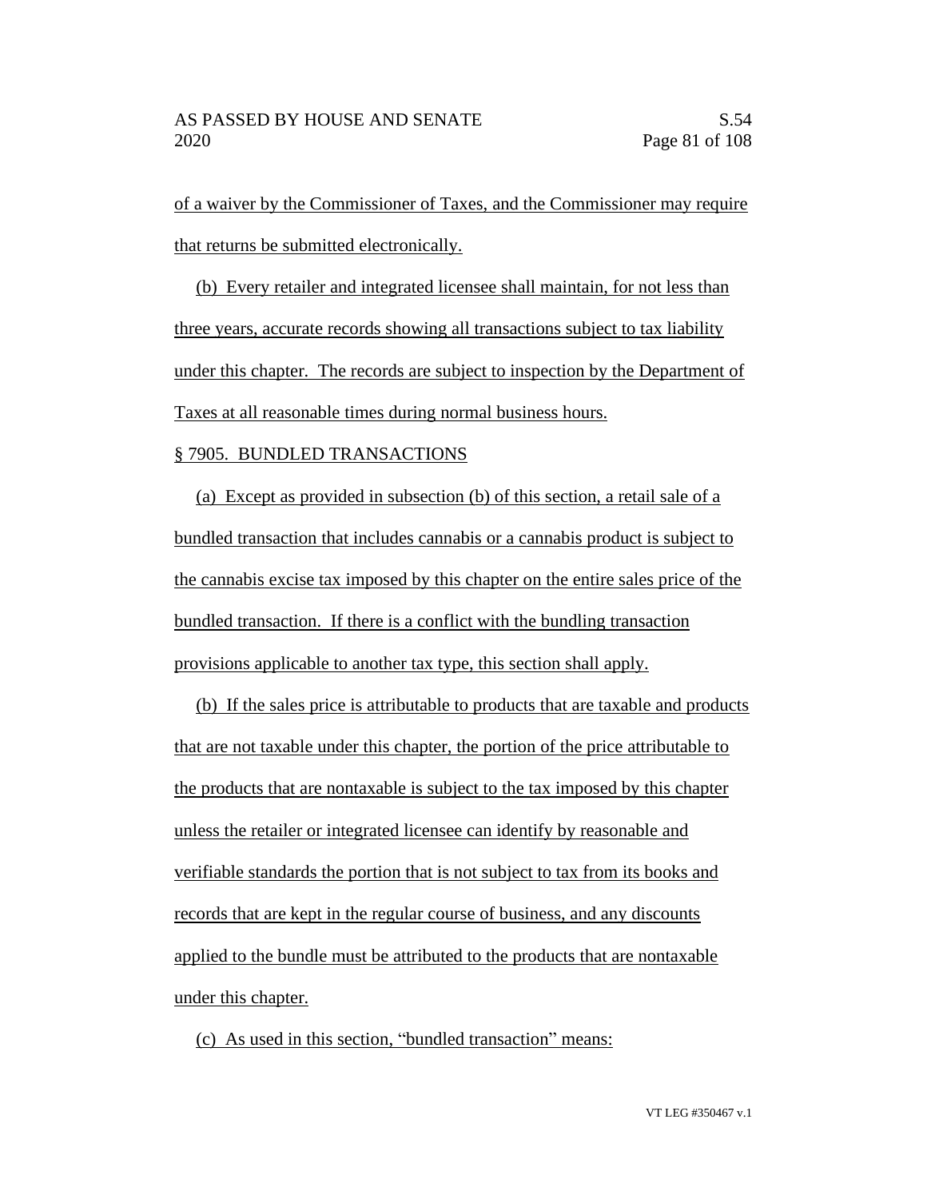of a waiver by the Commissioner of Taxes, and the Commissioner may require that returns be submitted electronically.

(b) Every retailer and integrated licensee shall maintain, for not less than three years, accurate records showing all transactions subject to tax liability under this chapter. The records are subject to inspection by the Department of Taxes at all reasonable times during normal business hours.

§ 7905. BUNDLED TRANSACTIONS

(a) Except as provided in subsection (b) of this section, a retail sale of a bundled transaction that includes cannabis or a cannabis product is subject to the cannabis excise tax imposed by this chapter on the entire sales price of the bundled transaction. If there is a conflict with the bundling transaction provisions applicable to another tax type, this section shall apply.

(b) If the sales price is attributable to products that are taxable and products that are not taxable under this chapter, the portion of the price attributable to the products that are nontaxable is subject to the tax imposed by this chapter unless the retailer or integrated licensee can identify by reasonable and verifiable standards the portion that is not subject to tax from its books and records that are kept in the regular course of business, and any discounts applied to the bundle must be attributed to the products that are nontaxable under this chapter.

(c) As used in this section, "bundled transaction" means: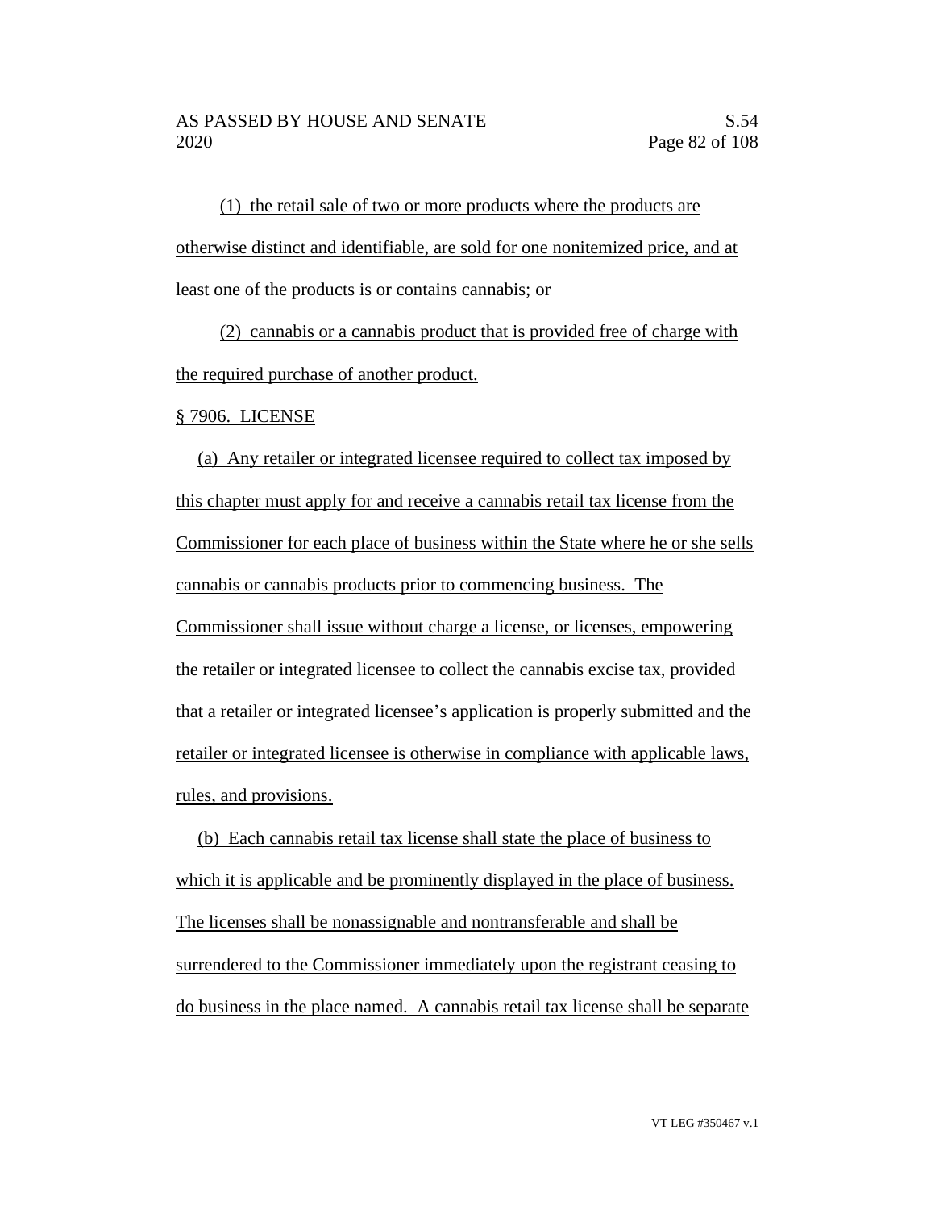(1) the retail sale of two or more products where the products are otherwise distinct and identifiable, are sold for one nonitemized price, and at least one of the products is or contains cannabis; or

(2) cannabis or a cannabis product that is provided free of charge with the required purchase of another product.

§ 7906. LICENSE

(a) Any retailer or integrated licensee required to collect tax imposed by this chapter must apply for and receive a cannabis retail tax license from the Commissioner for each place of business within the State where he or she sells cannabis or cannabis products prior to commencing business. The Commissioner shall issue without charge a license, or licenses, empowering the retailer or integrated licensee to collect the cannabis excise tax, provided that a retailer or integrated licensee's application is properly submitted and the retailer or integrated licensee is otherwise in compliance with applicable laws, rules, and provisions.

(b) Each cannabis retail tax license shall state the place of business to which it is applicable and be prominently displayed in the place of business. The licenses shall be nonassignable and nontransferable and shall be surrendered to the Commissioner immediately upon the registrant ceasing to do business in the place named. A cannabis retail tax license shall be separate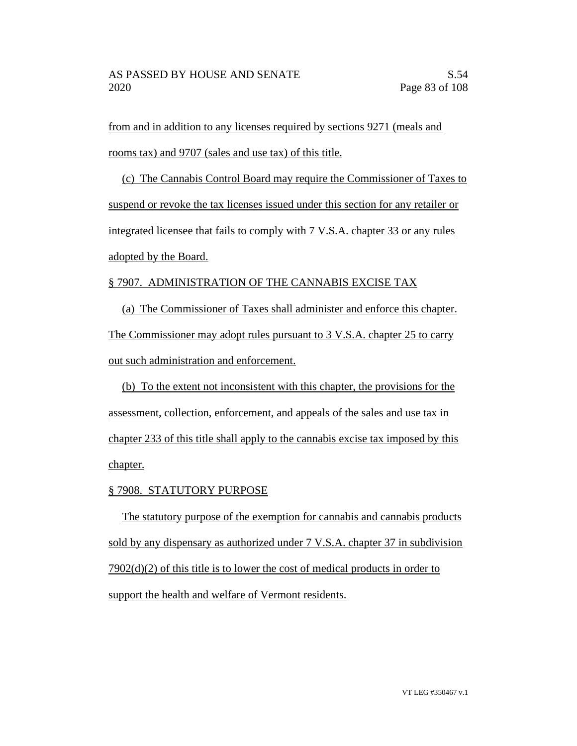from and in addition to any licenses required by sections 9271 (meals and rooms tax) and 9707 (sales and use tax) of this title.

(c) The Cannabis Control Board may require the Commissioner of Taxes to suspend or revoke the tax licenses issued under this section for any retailer or integrated licensee that fails to comply with 7 V.S.A. chapter 33 or any rules adopted by the Board.

§ 7907. ADMINISTRATION OF THE CANNABIS EXCISE TAX

(a) The Commissioner of Taxes shall administer and enforce this chapter. The Commissioner may adopt rules pursuant to 3 V.S.A. chapter 25 to carry out such administration and enforcement.

(b) To the extent not inconsistent with this chapter, the provisions for the assessment, collection, enforcement, and appeals of the sales and use tax in chapter 233 of this title shall apply to the cannabis excise tax imposed by this chapter.

§ 7908. STATUTORY PURPOSE

The statutory purpose of the exemption for cannabis and cannabis products sold by any dispensary as authorized under 7 V.S.A. chapter 37 in subdivision 7902(d)(2) of this title is to lower the cost of medical products in order to support the health and welfare of Vermont residents.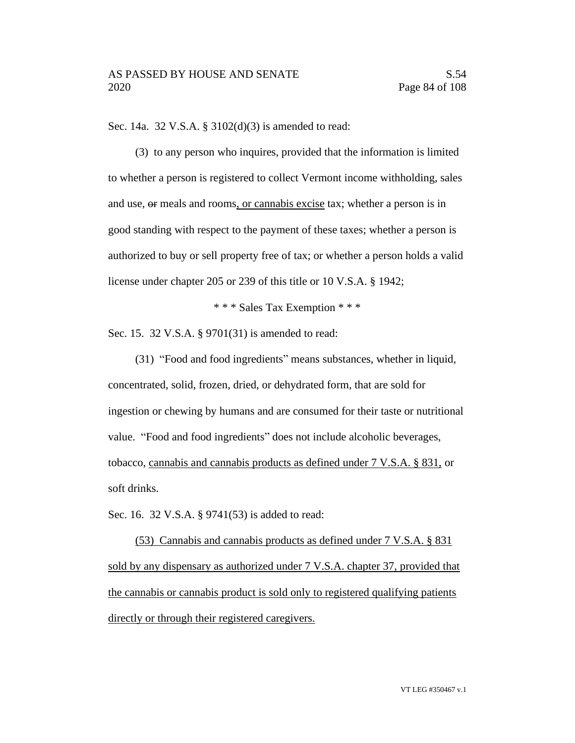Sec. 14a. 32 V.S.A. § 3102(d)(3) is amended to read:

(3) to any person who inquires, provided that the information is limited to whether a person is registered to collect Vermont income withholding, sales and use, ~~or~~ meals and rooms, or cannabis excise tax; whether a person is in good standing with respect to the payment of these taxes; whether a person is authorized to buy or sell property free of tax; or whether a person holds a valid license under chapter 205 or 239 of this title or 10 V.S.A. § 1942;

\* \* \* Sales Tax Exemption \* \* \*

Sec. 15. 32 V.S.A. § 9701(31) is amended to read:

(31) "Food and food ingredients" means substances, whether in liquid, concentrated, solid, frozen, dried, or dehydrated form, that are sold for ingestion or chewing by humans and are consumed for their taste or nutritional value. "Food and food ingredients" does not include alcoholic beverages, tobacco, cannabis and cannabis products as defined under 7 V.S.A. § 831, or soft drinks.

Sec. 16. 32 V.S.A. § 9741(53) is added to read:

(53) Cannabis and cannabis products as defined under 7 V.S.A. § 831 sold by any dispensary as authorized under 7 V.S.A. chapter 37, provided that the cannabis or cannabis product is sold only to registered qualifying patients directly or through their registered caregivers.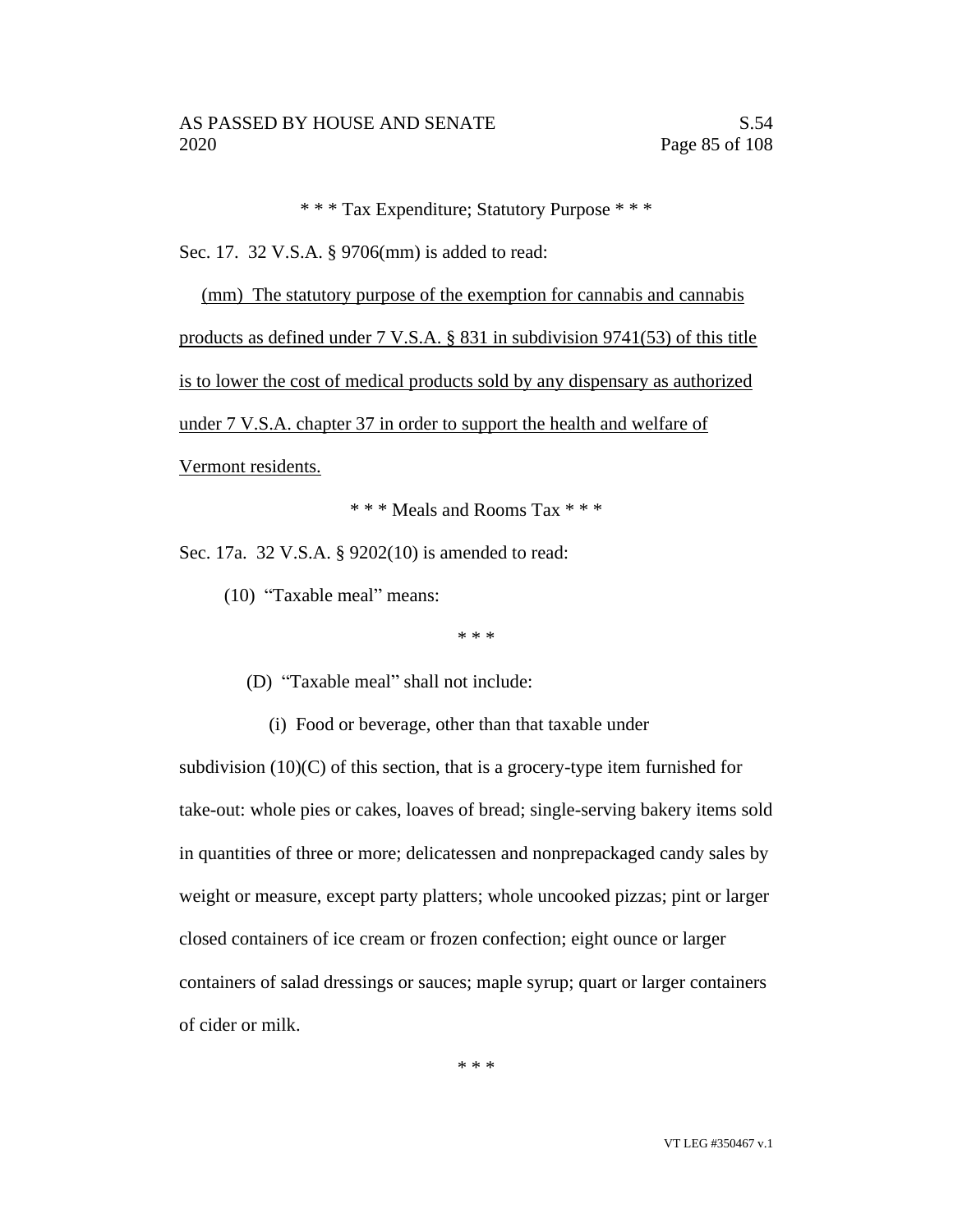\* \* \* Tax Expenditure; Statutory Purpose \* \* \*

Sec. 17. 32 V.S.A. § 9706(mm) is added to read:

<u>(mm) The statutory purpose of the exemption for cannabis and cannabis products as defined under 7 V.S.A. § 831 in subdivision 9741(53) of this title is to lower the cost of medical products sold by any dispensary as authorized under 7 V.S.A. chapter 37 in order to support the health and welfare of Vermont residents.</u>

\* \* \* Meals and Rooms Tax \* \* \*

Sec. 17a. 32 V.S.A. § 9202(10) is amended to read:

(10) "Taxable meal" means:

\* \* \*

(D) "Taxable meal" shall not include:

(i) Food or beverage, other than that taxable under subdivision (10)(C) of this section, that is a grocery-type item furnished for take-out: whole pies or cakes, loaves of bread; single-serving bakery items sold in quantities of three or more; delicatessen and nonprepackaged candy sales by weight or measure, except party platters; whole uncooked pizzas; pint or larger closed containers of ice cream or frozen confection; eight ounce or larger containers of salad dressings or sauces; maple syrup; quart or larger containers of cider or milk.

\* \* \*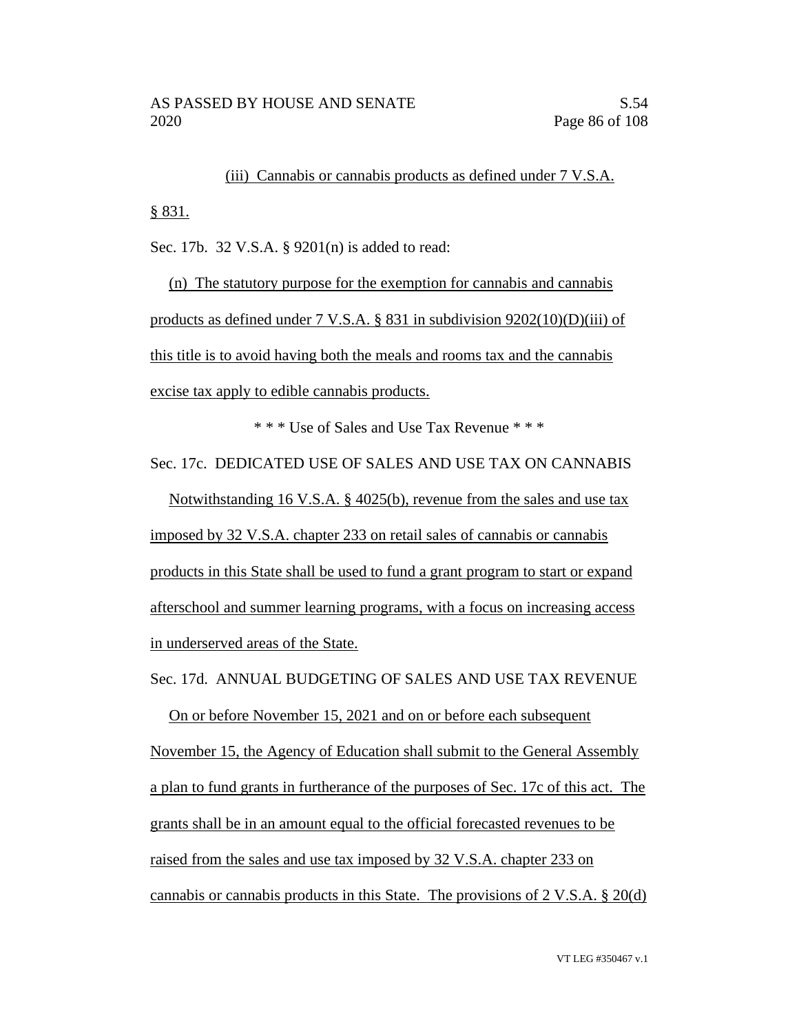(iii) Cannabis or cannabis products as defined under 7 V.S.A. § 831.

Sec. 17b. 32 V.S.A. § 9201(n) is added to read:

(n) The statutory purpose for the exemption for cannabis and cannabis products as defined under 7 V.S.A. § 831 in subdivision 9202(10)(D)(iii) of this title is to avoid having both the meals and rooms tax and the cannabis excise tax apply to edible cannabis products.

\* \* \* Use of Sales and Use Tax Revenue \* \* \*

Sec. 17c. DEDICATED USE OF SALES AND USE TAX ON CANNABIS

Notwithstanding 16 V.S.A. § 4025(b), revenue from the sales and use tax imposed by 32 V.S.A. chapter 233 on retail sales of cannabis or cannabis products in this State shall be used to fund a grant program to start or expand afterschool and summer learning programs, with a focus on increasing access in underserved areas of the State.

Sec. 17d. ANNUAL BUDGETING OF SALES AND USE TAX REVENUE

On or before November 15, 2021 and on or before each subsequent November 15, the Agency of Education shall submit to the General Assembly a plan to fund grants in furtherance of the purposes of Sec. 17c of this act. The grants shall be in an amount equal to the official forecasted revenues to be raised from the sales and use tax imposed by 32 V.S.A. chapter 233 on cannabis or cannabis products in this State. The provisions of 2 V.S.A. § 20(d)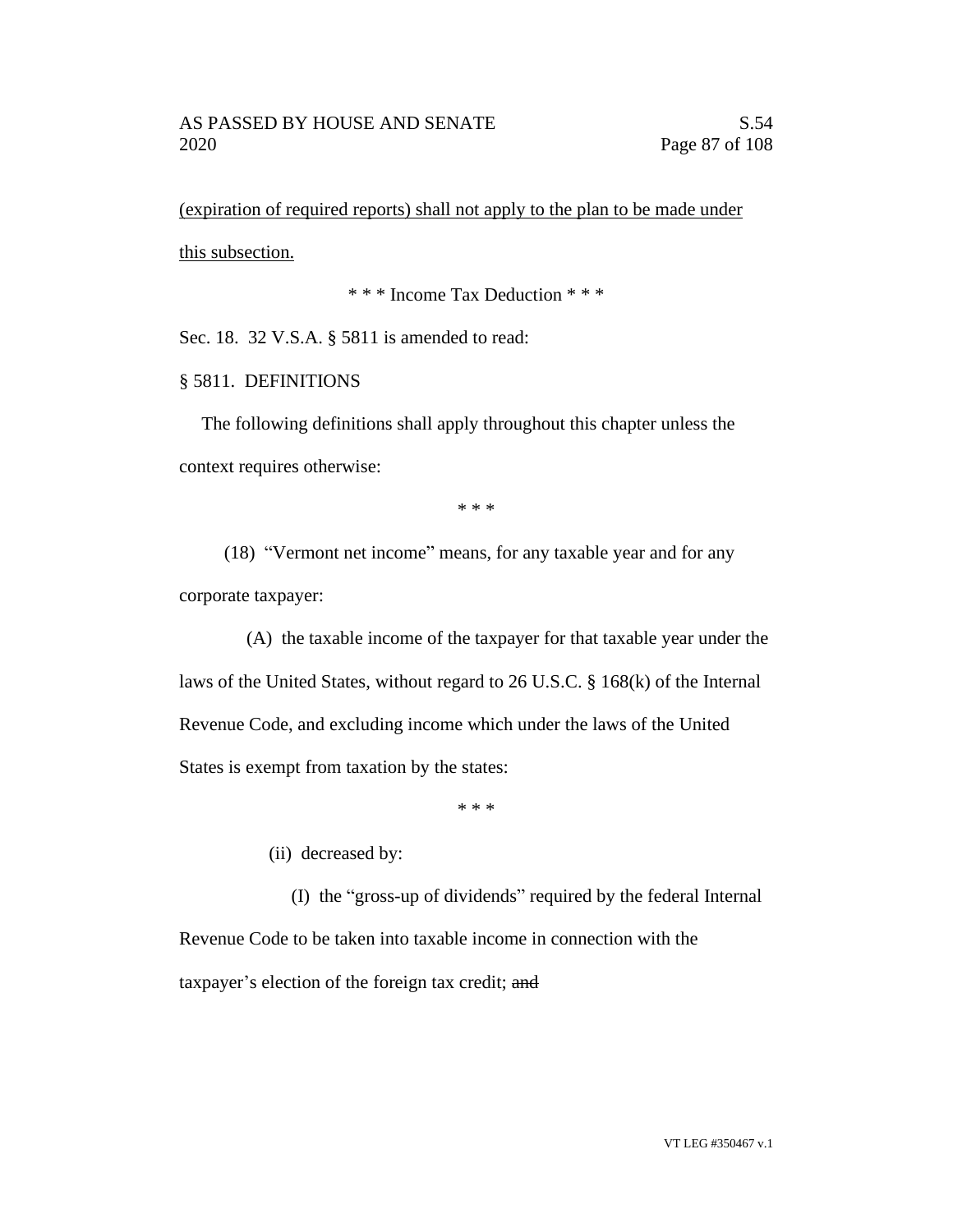<u>(expiration of required reports) shall not apply to the plan to be made under this subsection.</u>

\* \* \* Income Tax Deduction \* \* \*

Sec. 18. 32 V.S.A. § 5811 is amended to read:

§ 5811. DEFINITIONS

The following definitions shall apply throughout this chapter unless the context requires otherwise:

\* \* \*

(18) "Vermont net income" means, for any taxable year and for any corporate taxpayer:

(A) the taxable income of the taxpayer for that taxable year under the laws of the United States, without regard to 26 U.S.C. § 168(k) of the Internal Revenue Code, and excluding income which under the laws of the United States is exempt from taxation by the states:

\* \* \*

(ii) decreased by:

(I) the "gross-up of dividends" required by the federal Internal Revenue Code to be taken into taxable income in connection with the taxpayer's election of the foreign tax credit; ~~and~~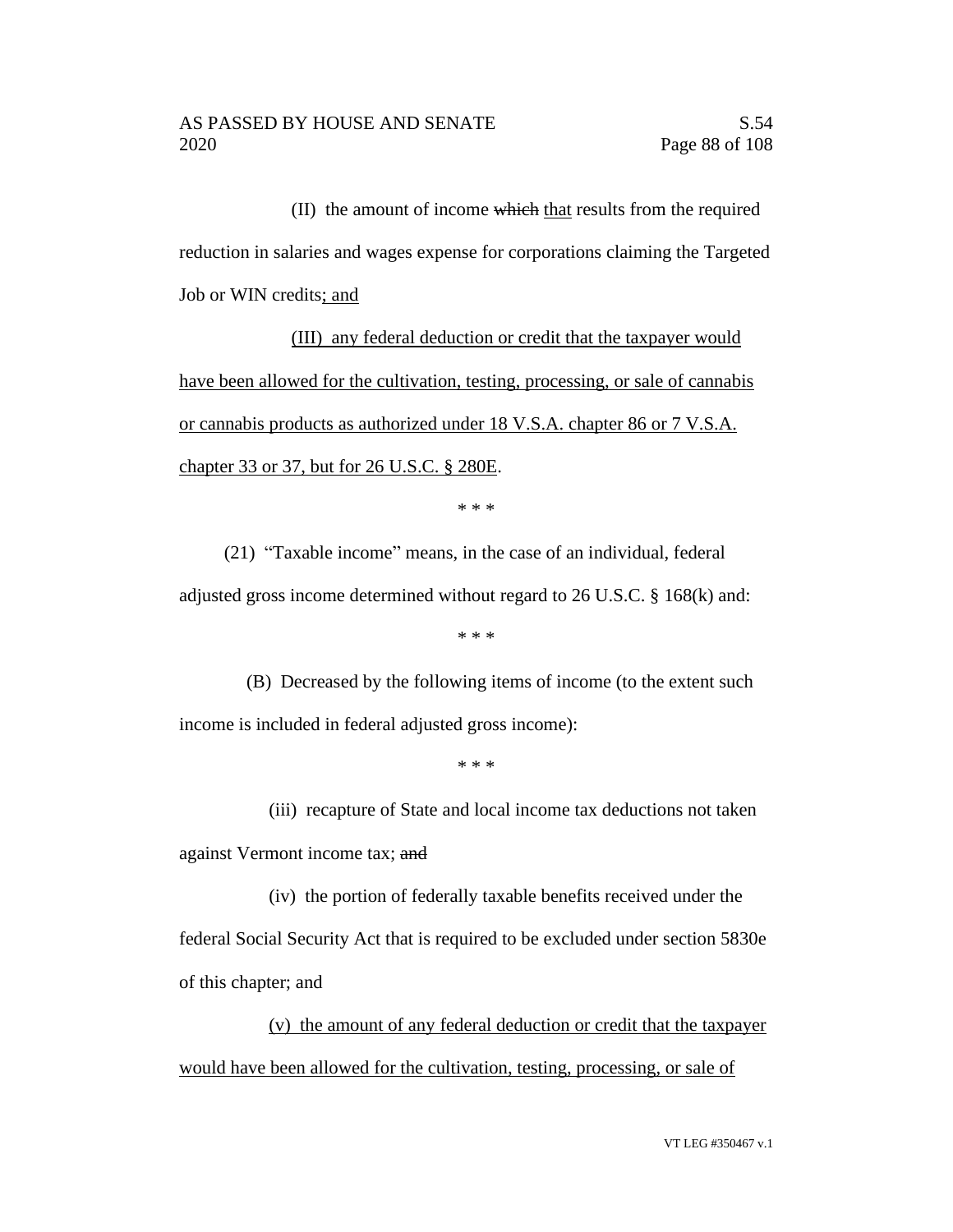(II) the amount of income ~~which~~ <u>that</u> results from the required reduction in salaries and wages expense for corporations claiming the Targeted Job or WIN credits<u>; and</u>

<u>(III) any federal deduction or credit that the taxpayer would have been allowed for the cultivation, testing, processing, or sale of cannabis or cannabis products as authorized under 18 V.S.A. chapter 86 or 7 V.S.A. chapter 33 or 37, but for 26 U.S.C. § 280E</u>.

\* \* \*

(21) "Taxable income" means, in the case of an individual, federal adjusted gross income determined without regard to 26 U.S.C. § 168(k) and:

\* \* \*

(B) Decreased by the following items of income (to the extent such income is included in federal adjusted gross income):

\* \* \*

(iii) recapture of State and local income tax deductions not taken against Vermont income tax; ~~and~~

(iv) the portion of federally taxable benefits received under the federal Social Security Act that is required to be excluded under section 5830e of this chapter; and

<u>(v) the amount of any federal deduction or credit that the taxpayer would have been allowed for the cultivation, testing, processing, or sale of</u>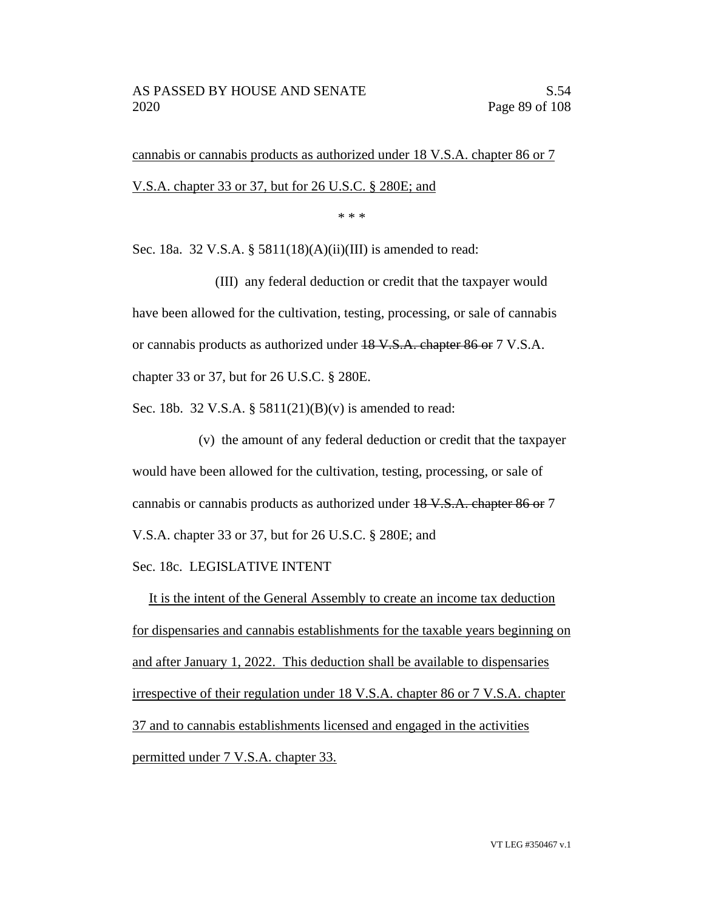<u>cannabis or cannabis products as authorized under 18 V.S.A. chapter 86 or 7 V.S.A. chapter 33 or 37, but for 26 U.S.C. § 280E; and</u>

\* \* \*

Sec. 18a. 32 V.S.A. § 5811(18)(A)(ii)(III) is amended to read:

(III) any federal deduction or credit that the taxpayer would have been allowed for the cultivation, testing, processing, or sale of cannabis or cannabis products as authorized under ~~18 V.S.A. chapter 86 or~~ 7 V.S.A. chapter 33 or 37, but for 26 U.S.C. § 280E.

Sec. 18b. 32 V.S.A. § 5811(21)(B)(v) is amended to read:

(v) the amount of any federal deduction or credit that the taxpayer would have been allowed for the cultivation, testing, processing, or sale of cannabis or cannabis products as authorized under ~~18 V.S.A. chapter 86 or~~ 7 V.S.A. chapter 33 or 37, but for 26 U.S.C. § 280E; and

Sec. 18c. LEGISLATIVE INTENT

<u>It is the intent of the General Assembly to create an income tax deduction for dispensaries and cannabis establishments for the taxable years beginning on and after January 1, 2022. This deduction shall be available to dispensaries irrespective of their regulation under 18 V.S.A. chapter 86 or 7 V.S.A. chapter 37 and to cannabis establishments licensed and engaged in the activities permitted under 7 V.S.A. chapter 33.</u>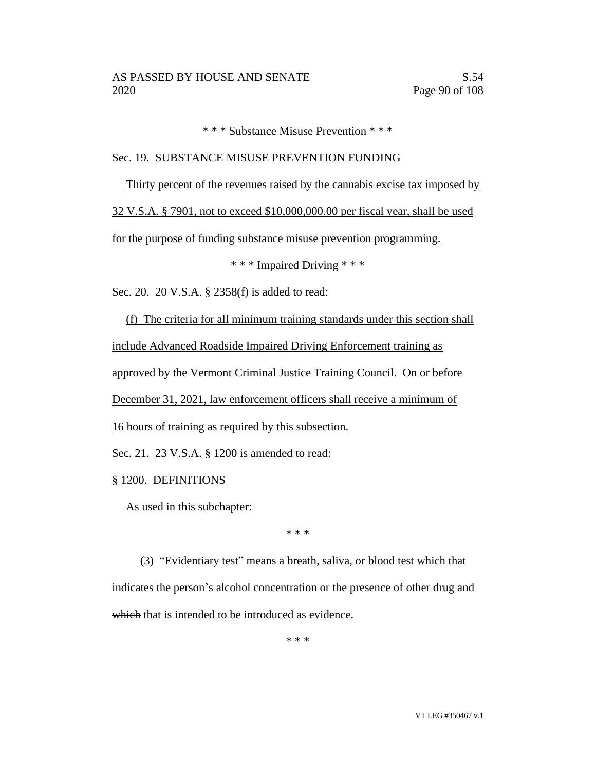\* \* \* Substance Misuse Prevention \* \* \*

Sec. 19. SUBSTANCE MISUSE PREVENTION FUNDING

<u>Thirty percent of the revenues raised by the cannabis excise tax imposed by 32 V.S.A. § 7901, not to exceed $10,000,000.00 per fiscal year, shall be used for the purpose of funding substance misuse prevention programming.</u>

\* \* \* Impaired Driving \* \* \*

Sec. 20. 20 V.S.A. § 2358(f) is added to read:

<u>(f) The criteria for all minimum training standards under this section shall include Advanced Roadside Impaired Driving Enforcement training as approved by the Vermont Criminal Justice Training Council. On or before December 31, 2021, law enforcement officers shall receive a minimum of 16 hours of training as required by this subsection.</u>

Sec. 21. 23 V.S.A. § 1200 is amended to read:

§ 1200. DEFINITIONS

As used in this subchapter:

\* \* \*

(3) "Evidentiary test" means a breath<u>, saliva,</u> or blood test ~~which~~ <u>that</u> indicates the person's alcohol concentration or the presence of other drug and ~~which~~ <u>that</u> is intended to be introduced as evidence.

\* \* \*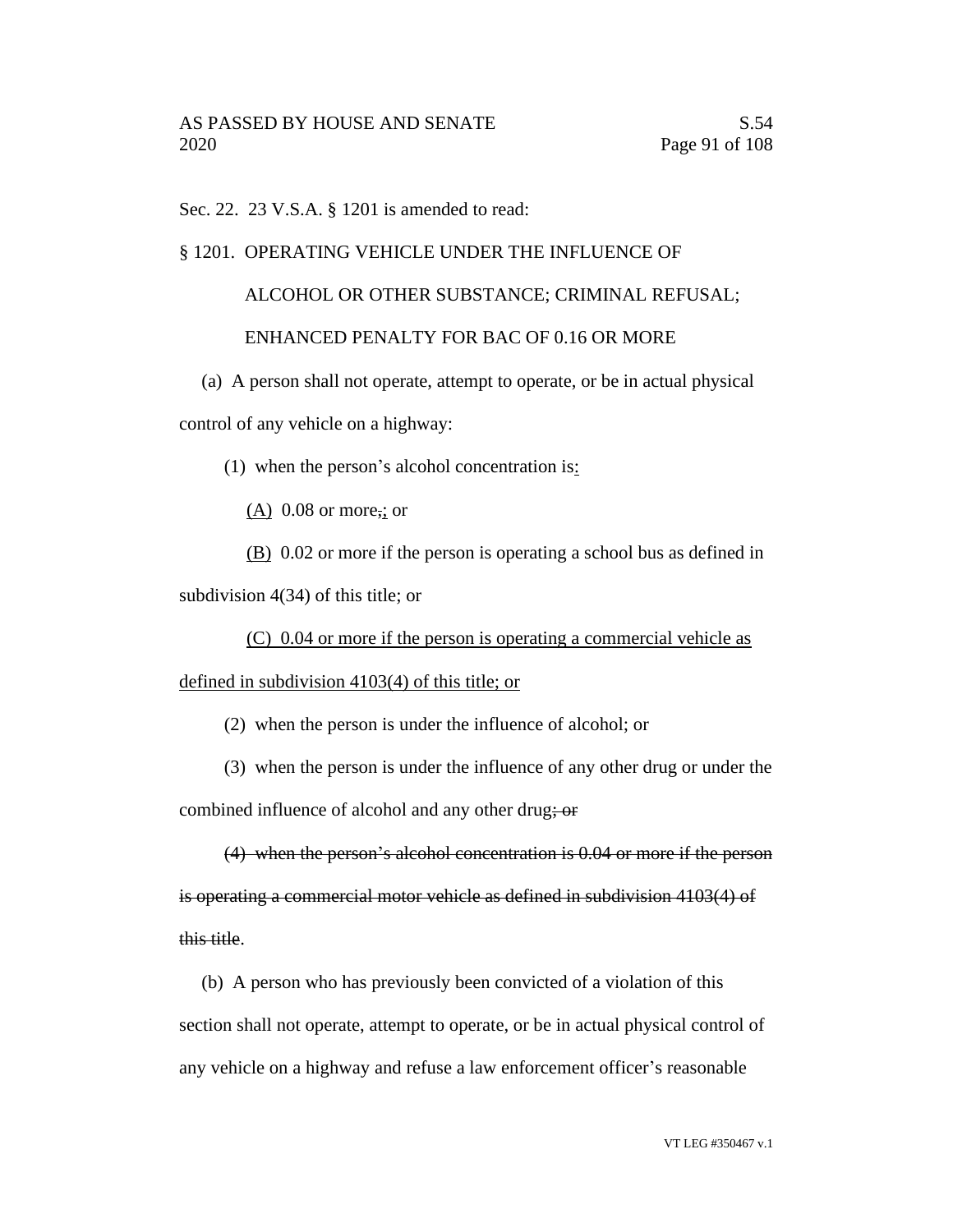Sec. 22. 23 V.S.A. § 1201 is amended to read:

§ 1201. OPERATING VEHICLE UNDER THE INFLUENCE OF ALCOHOL OR OTHER SUBSTANCE; CRIMINAL REFUSAL; ENHANCED PENALTY FOR BAC OF 0.16 OR MORE

(a) A person shall not operate, attempt to operate, or be in actual physical control of any vehicle on a highway:

(1) when the person's alcohol concentration is<u>:</u>

<u>(A)</u> 0.08 or more~~,~~<u>;</u> or

<u>(B)</u> 0.02 or more if the person is operating a school bus as defined in subdivision 4(34) of this title; or

<u>(C) 0.04 or more if the person is operating a commercial vehicle as defined in subdivision 4103(4) of this title; or</u>

(2) when the person is under the influence of alcohol; or

(3) when the person is under the influence of any other drug or under the combined influence of alcohol and any other drug~~; or~~

~~(4) when the person's alcohol concentration is 0.04 or more if the person is operating a commercial motor vehicle as defined in subdivision 4103(4) of this title~~.

(b) A person who has previously been convicted of a violation of this section shall not operate, attempt to operate, or be in actual physical control of any vehicle on a highway and refuse a law enforcement officer's reasonable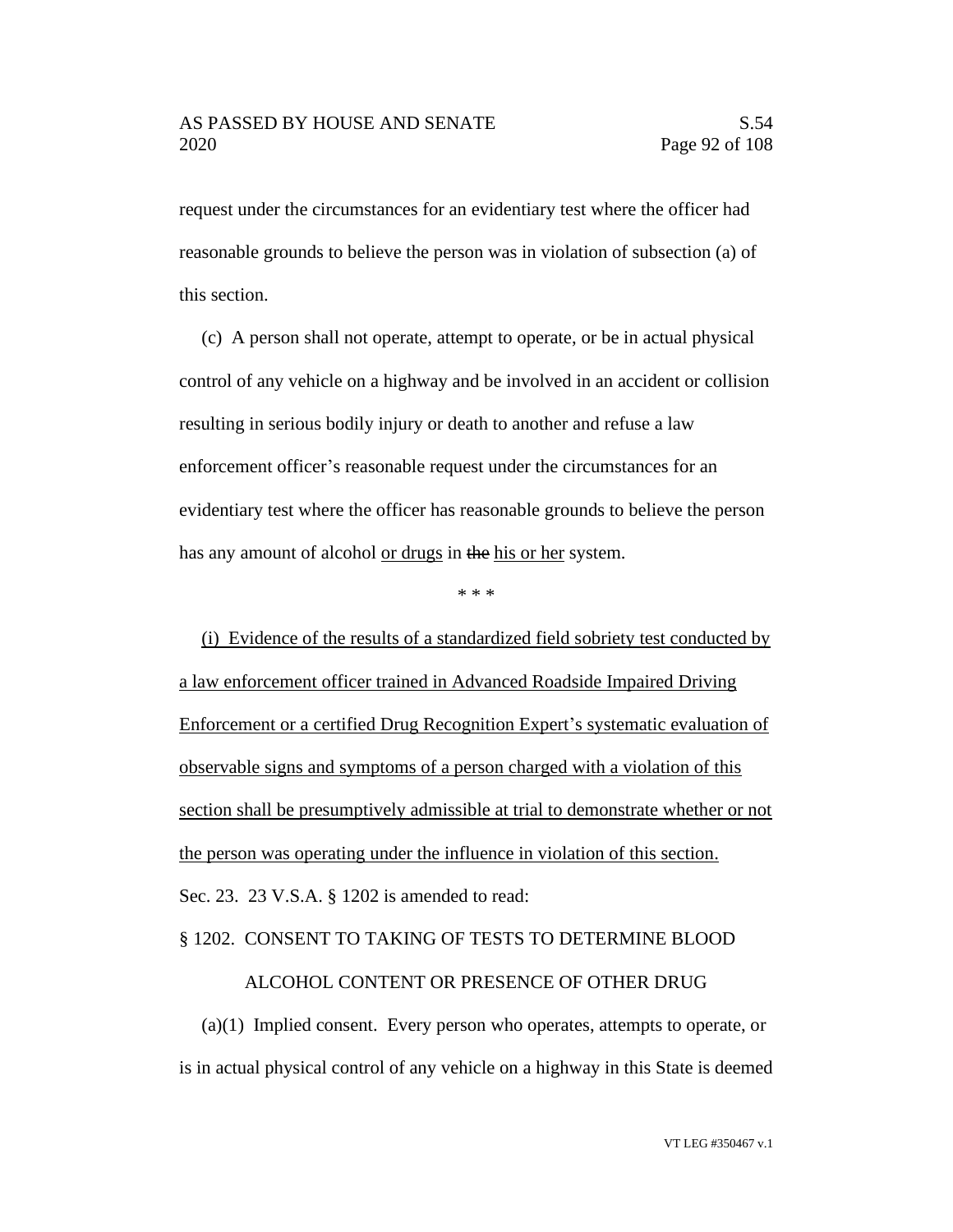request under the circumstances for an evidentiary test where the officer had reasonable grounds to believe the person was in violation of subsection (a) of this section.

(c) A person shall not operate, attempt to operate, or be in actual physical control of any vehicle on a highway and be involved in an accident or collision resulting in serious bodily injury or death to another and refuse a law enforcement officer's reasonable request under the circumstances for an evidentiary test where the officer has reasonable grounds to believe the person has any amount of alcohol <u>or drugs</u> in ~~the~~ <u>his or her</u> system.

\* \* \*

<u>(i) Evidence of the results of a standardized field sobriety test conducted by a law enforcement officer trained in Advanced Roadside Impaired Driving Enforcement or a certified Drug Recognition Expert's systematic evaluation of observable signs and symptoms of a person charged with a violation of this section shall be presumptively admissible at trial to demonstrate whether or not the person was operating under the influence in violation of this section.</u>

Sec. 23. 23 V.S.A. § 1202 is amended to read:

§ 1202. CONSENT TO TAKING OF TESTS TO DETERMINE BLOOD ALCOHOL CONTENT OR PRESENCE OF OTHER DRUG

(a)(1) Implied consent. Every person who operates, attempts to operate, or is in actual physical control of any vehicle on a highway in this State is deemed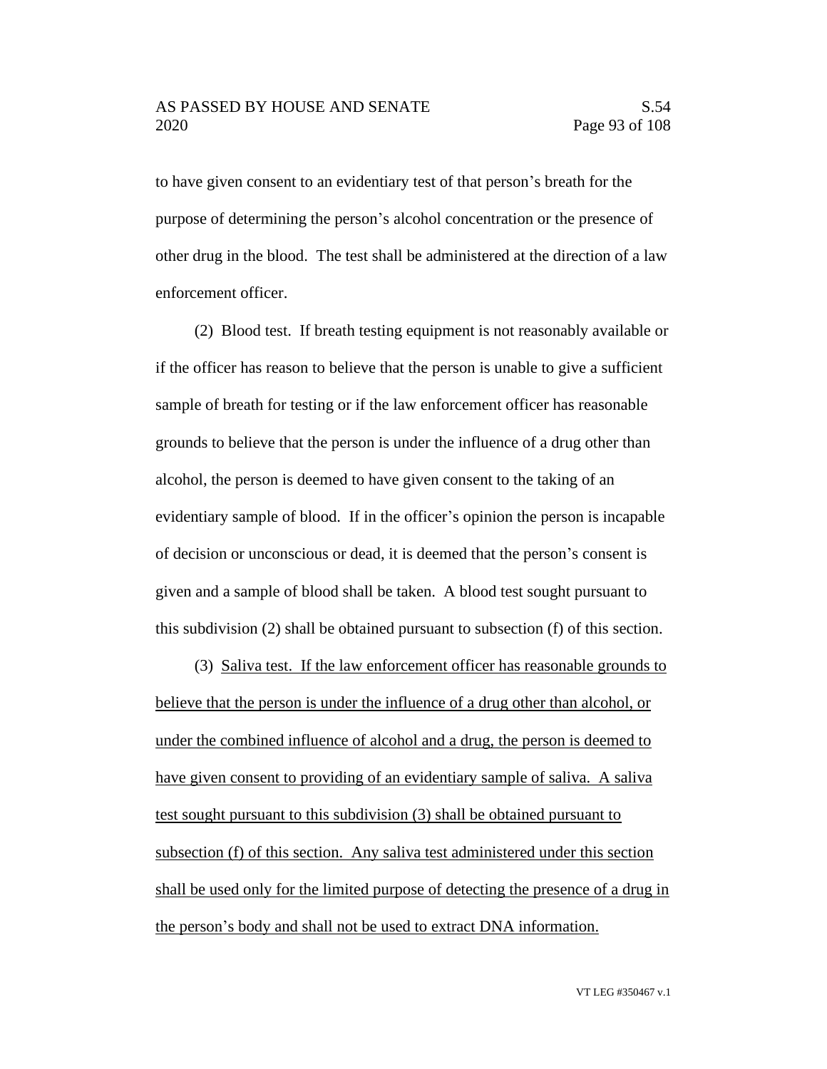to have given consent to an evidentiary test of that person's breath for the purpose of determining the person's alloy concentration or the presence of other drug in the blood. The test shall be administered at the direction of a law enforcement officer.

(2) Blood test. If breath testing equipment is not reasonably available or if the officer has reason to believe that the person is unable to give a sufficient sample of breath for testing or if the law enforcement officer has reasonable grounds to believe that the person is under the influence of a drug other than alcohol, the person is deemed to have given consent to the taking of an evidentiary sample of blood. If in the officer's opinion the person is incapable of decision or unconscious or dead, it is deemed that the person's consent is given and a sample of blood shall be taken. A blood test sought pursuant to this subdivision (2) shall be obtained pursuant to subsection (f) of this section.

(3) <u>Saliva test. If the law enforcement officer has reasonable grounds to believe that the person is under the influence of a drug other than alcohol, or under the combined influence of alcohol and a drug, the person is deemed to have given consent to providing of an evidentiary sample of saliva. A saliva test sought pursuant to this subdivision (3) shall be obtained pursuant to subsection (f) of this section. Any saliva test administered under this section shall be used only for the limited purpose of detecting the presence of a drug in the person's body and shall not be used to extract DNA information.</u>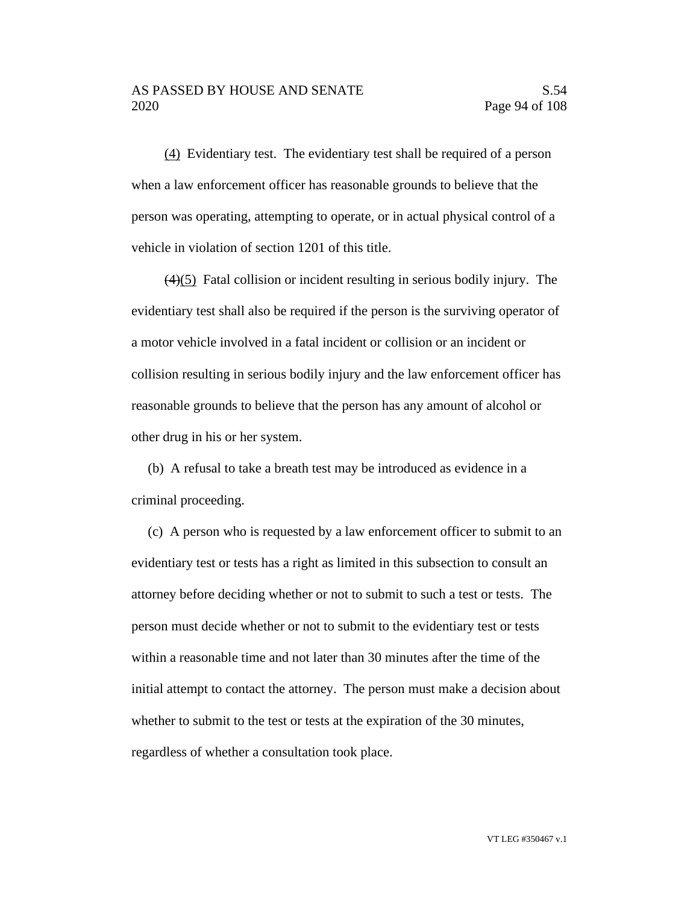(4) Evidentiary test. The evidentiary test shall be required of a person when a law enforcement officer has reasonable grounds to believe that the person was operating, attempting to operate, or in actual physical control of a vehicle in violation of section 1201 of this title.

~~(4)~~(5) Fatal collision or incident resulting in serious bodily injury. The evidentiary test shall also be required if the person is the surviving operator of a motor vehicle involved in a fatal incident or collision or an incident or collision resulting in serious bodily injury and the law enforcement officer has reasonable grounds to believe that the person has any amount of alcohol or other drug in his or her system.

(b) A refusal to take a breath test may be introduced as evidence in a criminal proceeding.

(c) A person who is requested by a law enforcement officer to submit to an evidentiary test or tests has a right as limited in this subsection to consult an attorney before deciding whether or not to submit to such a test or tests. The person must decide whether or not to submit to the evidentiary test or tests within a reasonable time and not later than 30 minutes after the time of the initial attempt to contact the attorney. The person must make a decision about whether to submit to the test or tests at the expiration of the 30 minutes, regardless of whether a consultation took place.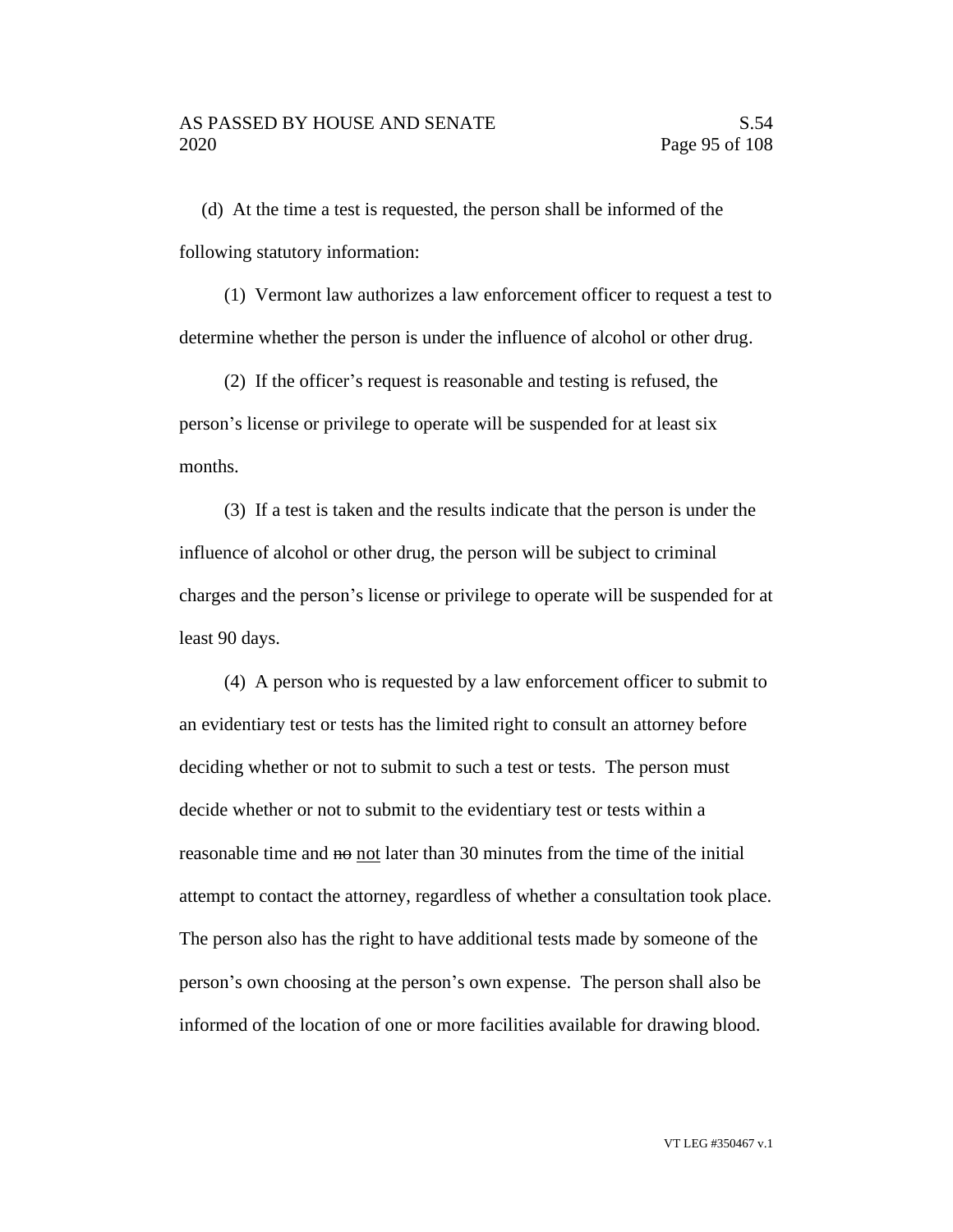(d) At the time a test is requested, the person shall be informed of the following statutory information:

(1) Vermont law authorizes a law enforcement officer to request a test to determine whether the person is under the influence of alcohol or other drug.

(2) If the officer's request is reasonable and testing is refused, the person's license or privilege to operate will be suspended for at least six months.

(3) If a test is taken and the results indicate that the person is under the influence of alcohol or other drug, the person will be subject to criminal charges and the person's license or privilege to operate will be suspended for at least 90 days.

(4) A person who is requested by a law enforcement officer to submit to an evidentiary test or tests has the limited right to consult an attorney before deciding whether or not to submit to such a test or tests. The person must decide whether or not to submit to the evidentiary test or tests within a reasonable time and ~~no~~ <u>not</u> later than 30 minutes from the time of the initial attempt to contact the attorney, regardless of whether a consultation took place. The person also has the right to have additional tests made by someone of the person's own choosing at the person's own expense. The person shall also be informed of the location of one or more facilities available for drawing blood.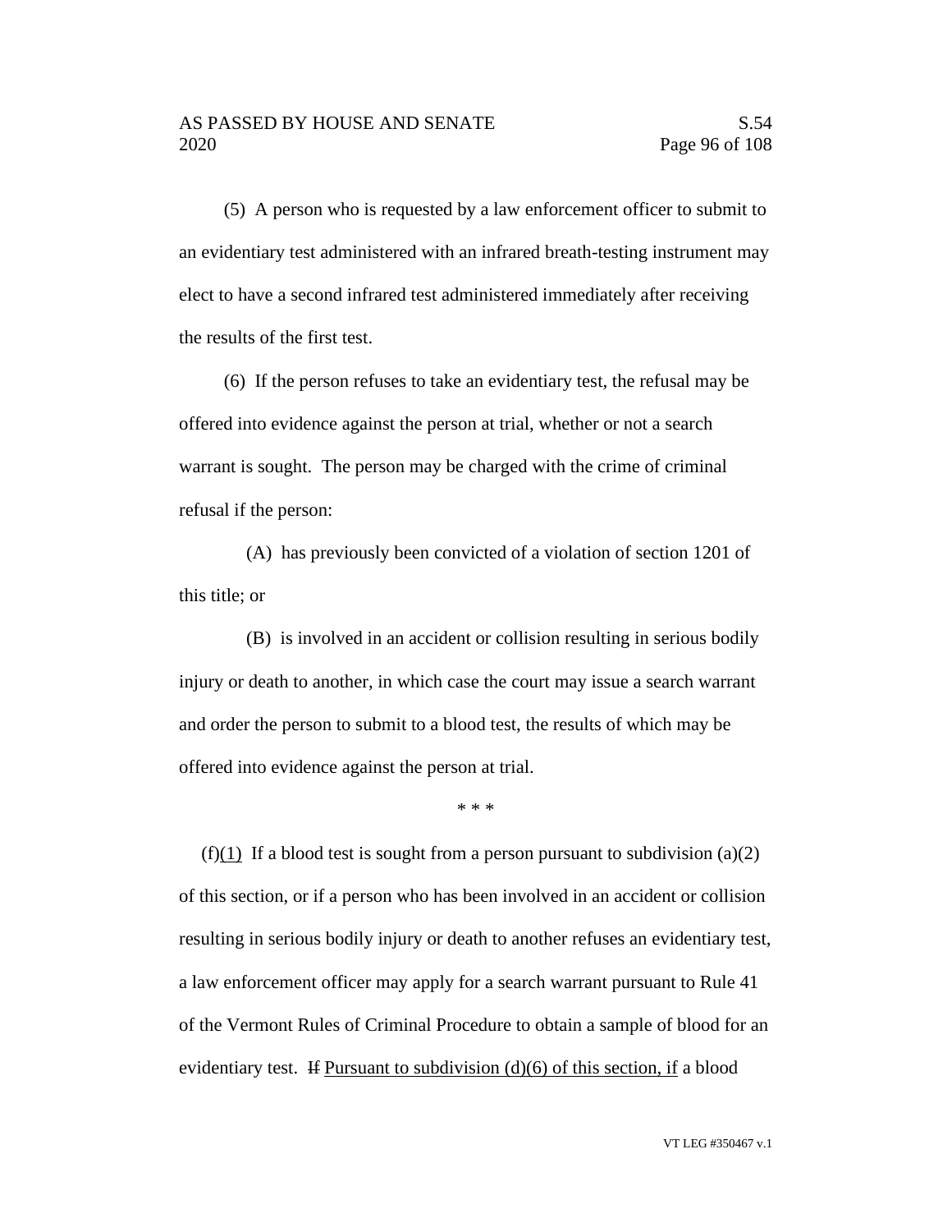(5) A person who is requested by a law enforcement officer to submit to an evidentiary test administered with an infrared breath-testing instrument may elect to have a second infrared test administered immediately after receiving the results of the first test.

(6) If the person refuses to take an evidentiary test, the refusal may be offered into evidence against the person at trial, whether or not a search warrant is sought. The person may be charged with the crime of criminal refusal if the person:

(A) has previously been convicted of a violation of section 1201 of this title; or

(B) is involved in an accident or collision resulting in serious bodily injury or death to another, in which case the court may issue a search warrant and order the person to submit to a blood test, the results of which may be offered into evidence against the person at trial.

\* \* \*

(f)<u>(1)</u> If a blood test is sought from a person pursuant to subdivision (a)(2) of this section, or if a person who has been involved in an accident or collision resulting in serious bodily injury or death to another refuses an evidentiary test, a law enforcement officer may apply for a search warrant pursuant to Rule 41 of the Vermont Rules of Criminal Procedure to obtain a sample of blood for an evidentiary test. ~~If~~ <u>Pursuant to subdivision (d)(6) of this section, if</u> a blood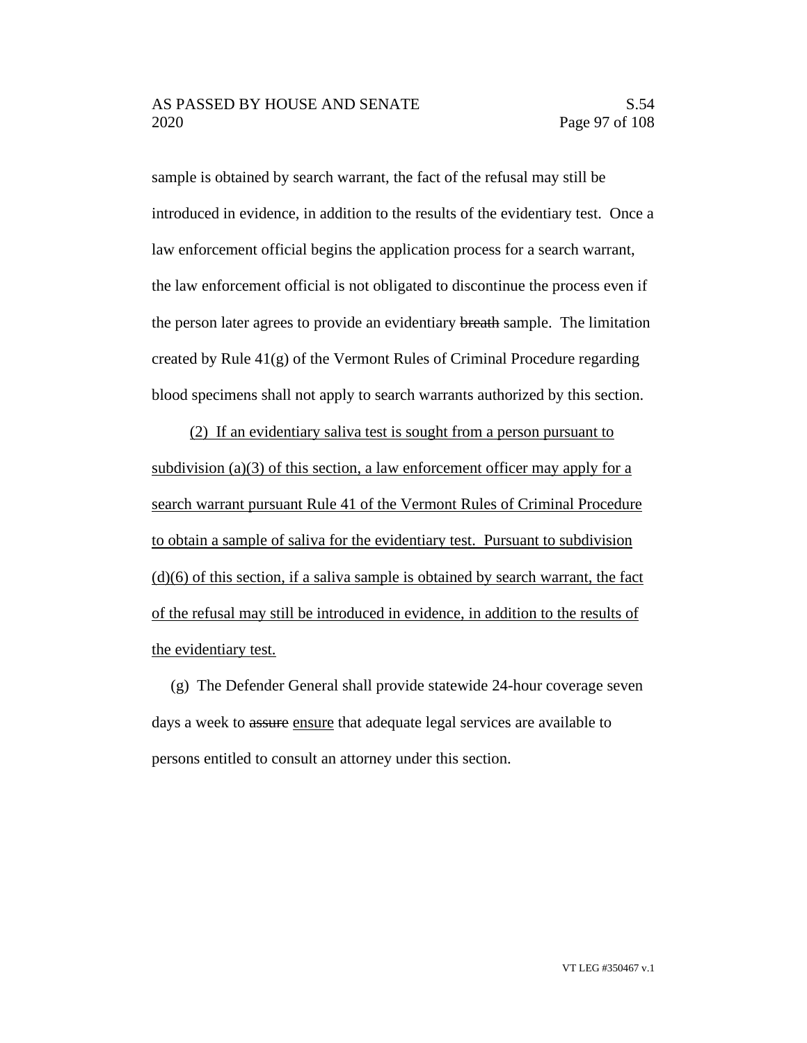sample is obtained by search warrant, the fact of the refusal may still be introduced in evidence, in addition to the results of the evidentiary test. Once a law enforcement official begins the application process for a search warrant, the law enforcement official is not obligated to discontinue the process even if the person later agrees to provide an evidentiary ~~breath~~ sample. The limitation created by Rule 41(g) of the Vermont Rules of Criminal Procedure regarding blood specimens shall not apply to search warrants authorized by this section.

<u>(2) If an evidentiary saliva test is sought from a person pursuant to subdivision (a)(3) of this section, a law enforcement officer may apply for a search warrant pursuant Rule 41 of the Vermont Rules of Criminal Procedure to obtain a sample of saliva for the evidentiary test. Pursuant to subdivision (d)(6) of this section, if a saliva sample is obtained by search warrant, the fact of the refusal may still be introduced in evidence, in addition to the results of the evidentiary test.</u>

(g) The Defender General shall provide statewide 24-hour coverage seven days a week to ~~assure~~ <u>ensure</u> that adequate legal services are available to persons entitled to consult an attorney under this section.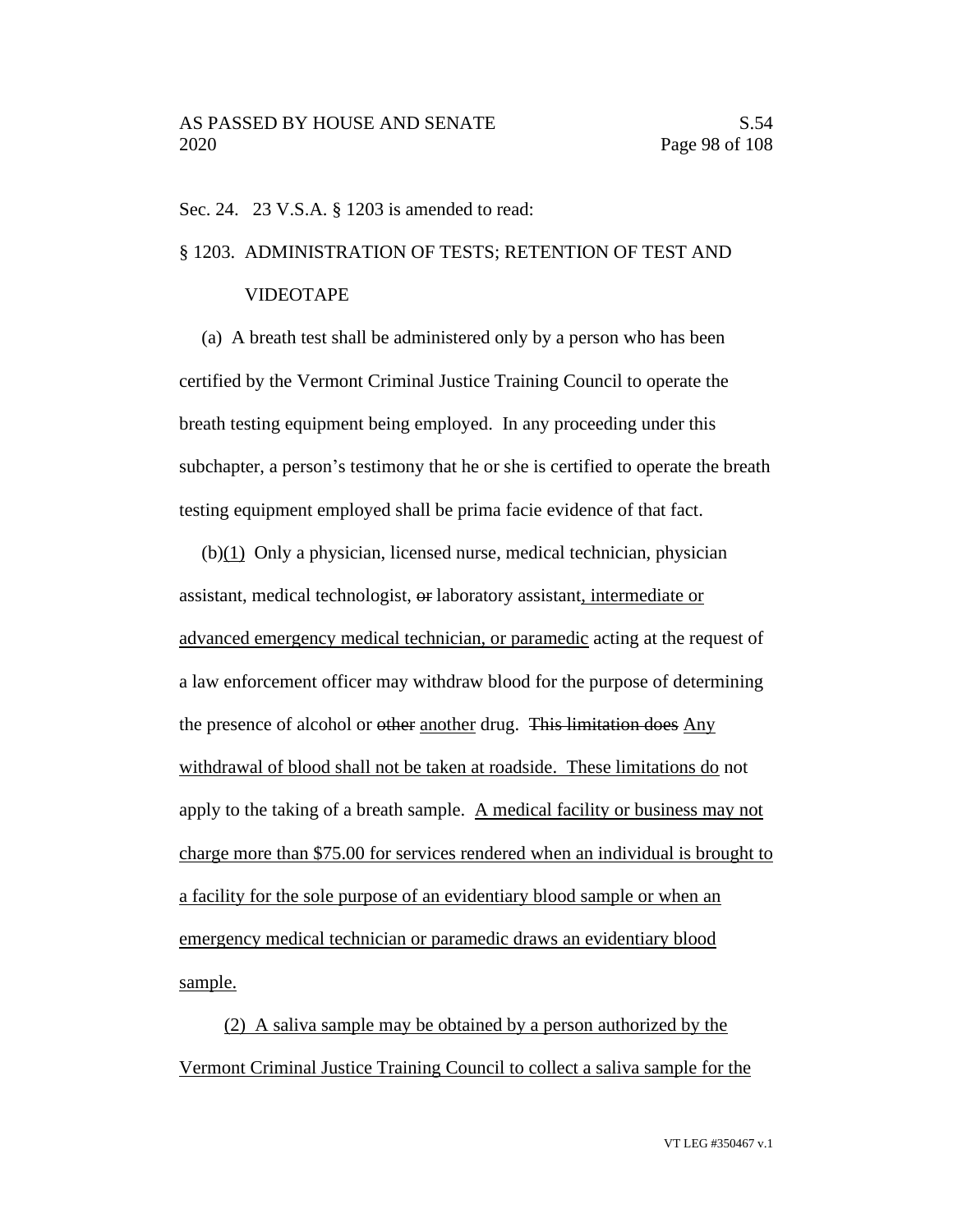Sec. 24. 23 V.S.A. § 1203 is amended to read:

§ 1203. ADMINISTRATION OF TESTS; RETENTION OF TEST AND VIDEOTAPE

(a) A breath test shall be administered only by a person who has been certified by the Vermont Criminal Justice Training Council to operate the breath testing equipment being employed. In any proceeding under this subchapter, a person's testimony that he or she is certified to operate the breath testing equipment employed shall be prima facie evidence of that fact.

(b)<u>(1)</u> Only a physician, licensed nurse, medical technician, physician assistant, medical technologist, ~~or~~ laboratory assistant<u>, intermediate or advanced emergency medical technician, or paramedic</u> acting at the request of a law enforcement officer may withdraw blood for the purpose of determining the presence of alcohol or ~~other~~ <u>another</u> drug. ~~This limitation does~~ <u>Any withdrawal of blood shall not be taken at roadside. These limitations do</u> not apply to the taking of a breath sample. <u>A medical facility or business may not charge more than $75.00 for services rendered when an individual is brought to a facility for the sole purpose of an evidentiary blood sample or when an emergency medical technician or paramedic draws an evidentiary blood sample.</u>

<u>(2) A saliva sample may be obtained by a person authorized by the Vermont Criminal Justice Training Council to collect a saliva sample for the</u>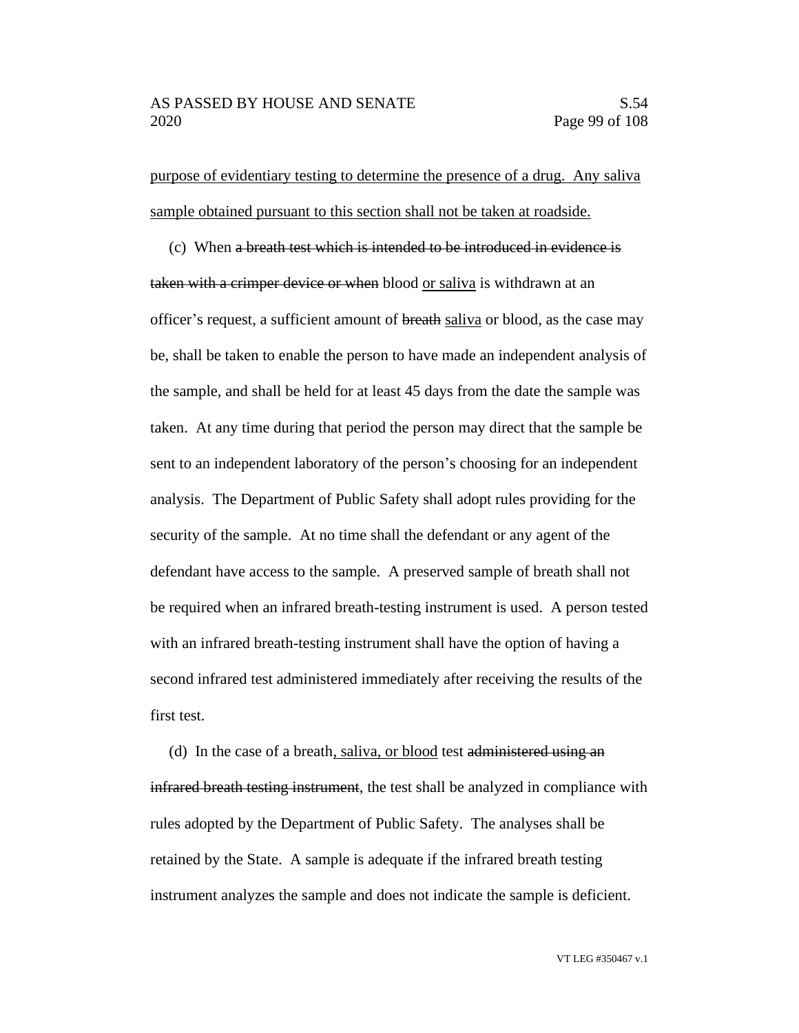purpose of evidentiary testing to determine the presence of a drug. Any saliva sample obtained pursuant to this section shall not be taken at roadside.

(c) When ~~a breath test which is intended to be introduced in evidence is taken with a crimper device or when~~ blood or saliva is withdrawn at an officer's request, a sufficient amount of ~~breath~~ saliva or blood, as the case may be, shall be taken to enable the person to have made an independent analysis of the sample, and shall be held for at least 45 days from the date the sample was taken. At any time during that period the person may direct that the sample be sent to an independent laboratory of the person's choosing for an independent analysis. The Department of Public Safety shall adopt rules providing for the security of the sample. At no time shall the defendant or any agent of the defendant have access to the sample. A preserved sample of breath shall not be required when an infrared breath-testing instrument is used. A person tested with an infrared breath-testing instrument shall have the option of having a second infrared test administered immediately after receiving the results of the first test.

(d) In the case of a breath, saliva, or blood test ~~administered using an infrared breath testing instrument~~, the test shall be analyzed in compliance with rules adopted by the Department of Public Safety. The analyses shall be retained by the State. A sample is adequate if the infrared breath testing instrument analyzes the sample and does not indicate the sample is deficient.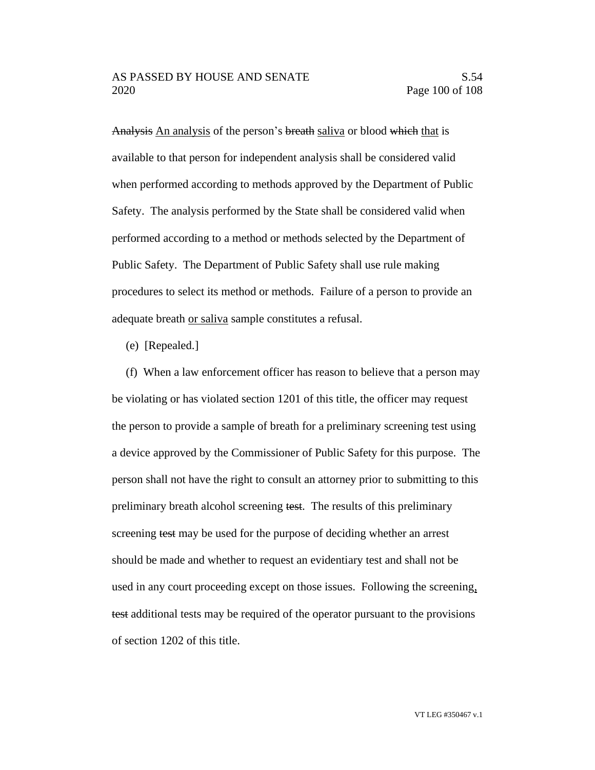~~Analysis~~ <u>An analysis</u> of the person's ~~breath~~ <u>saliva</u> or blood ~~which~~ <u>that</u> is available to that person for independent analysis shall be considered valid when performed according to methods approved by the Department of Public Safety. The analysis performed by the State shall be considered valid when performed according to a method or methods selected by the Department of Public Safety. The Department of Public Safety shall use rule making procedures to select its method or methods. Failure of a person to provide an adequate breath <u>or saliva</u> sample constitutes a refusal.

(e) [Repealed.]

(f) When a law enforcement officer has reason to believe that a person may be violating or has violated section 1201 of this title, the officer may request the person to provide a sample of breath for a preliminary screening test using a device approved by the Commissioner of Public Safety for this purpose. The person shall not have the right to consult an attorney prior to submitting to this preliminary breath alcohol screening ~~test~~. The results of this preliminary screening ~~test~~ may be used for the purpose of deciding whether an arrest should be made and whether to request an evidentiary test and shall not be used in any court proceeding except on those issues. Following the screening<u>,</u> ~~test~~ additional tests may be required of the operator pursuant to the provisions of section 1202 of this title.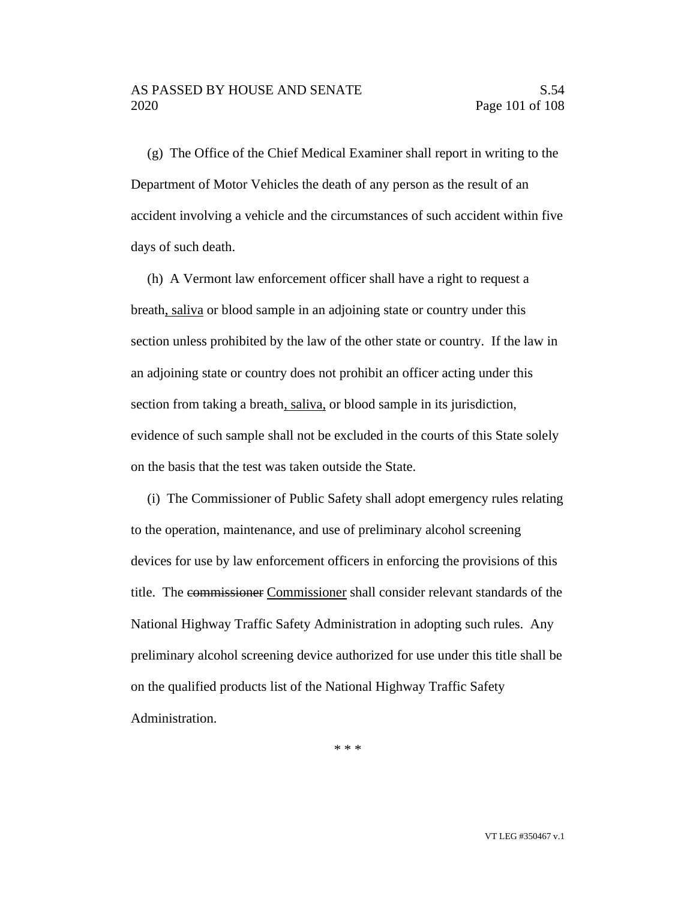(g) The Office of the Chief Medical Examiner shall report in writing to the Department of Motor Vehicles the death of any person as the result of an accident involving a vehicle and the circumstances of such accident within five days of such death.

(h) A Vermont law enforcement officer shall have a right to request a breath<u>, saliva</u> or blood sample in an adjoining state or country under this section unless prohibited by the law of the other state or country. If the law in an adjoining state or country does not prohibit an officer acting under this section from taking a breath<u>, saliva,</u> or blood sample in its jurisdiction, evidence of such sample shall not be excluded in the courts of this State solely on the basis that the test was taken outside the State.

(i) The Commissioner of Public Safety shall adopt emergency rules relating to the operation, maintenance, and use of preliminary alcohol screening devices for use by law enforcement officers in enforcing the provisions of this title. The ~~commissioner~~ <u>Commissioner</u> shall consider relevant standards of the National Highway Traffic Safety Administration in adopting such rules. Any preliminary alcohol screening device authorized for use under this title shall be on the qualified products list of the National Highway Traffic Safety Administration.

\* \* \*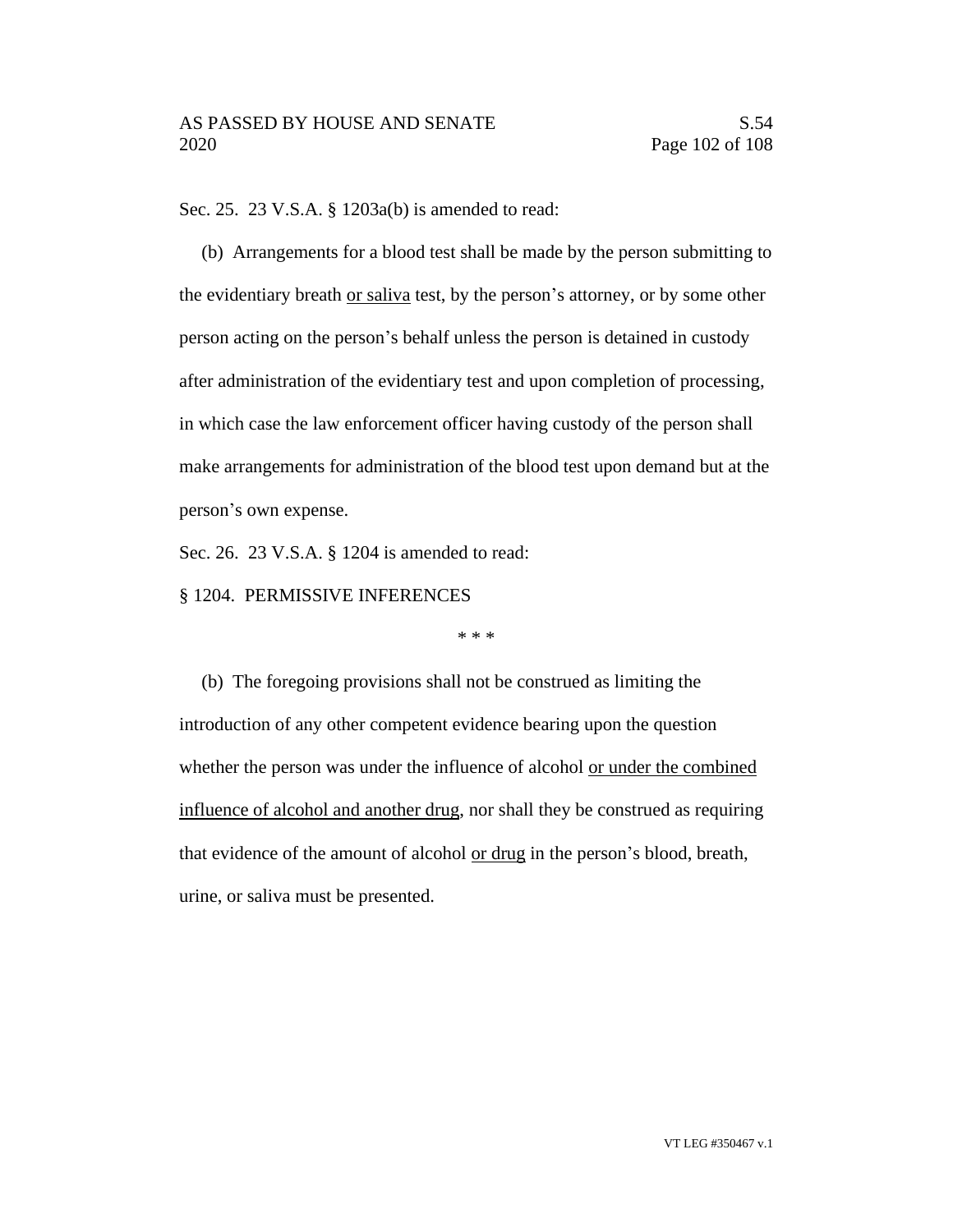Sec. 25. 23 V.S.A. § 1203a(b) is amended to read:

(b) Arrangements for a blood test shall be made by the person submitting to the evidentiary breath <u>or saliva</u> test, by the person's attorney, or by some other person acting on the person's behalf unless the person is detained in custody after administration of the evidentiary test and upon completion of processing, in which case the law enforcement officer having custody of the person shall make arrangements for administration of the blood test upon demand but at the person's own expense.

Sec. 26. 23 V.S.A. § 1204 is amended to read:

§ 1204. PERMISSIVE INFERENCES

\* \* \*

(b) The foregoing provisions shall not be construed as limiting the introduction of any other competent evidence bearing upon the question whether the person was under the influence of alcohol <u>or under the combined influence of alcohol and another drug</u>, nor shall they be construed as requiring that evidence of the amount of alcohol <u>or drug</u> in the person's blood, breath, urine, or saliva must be presented.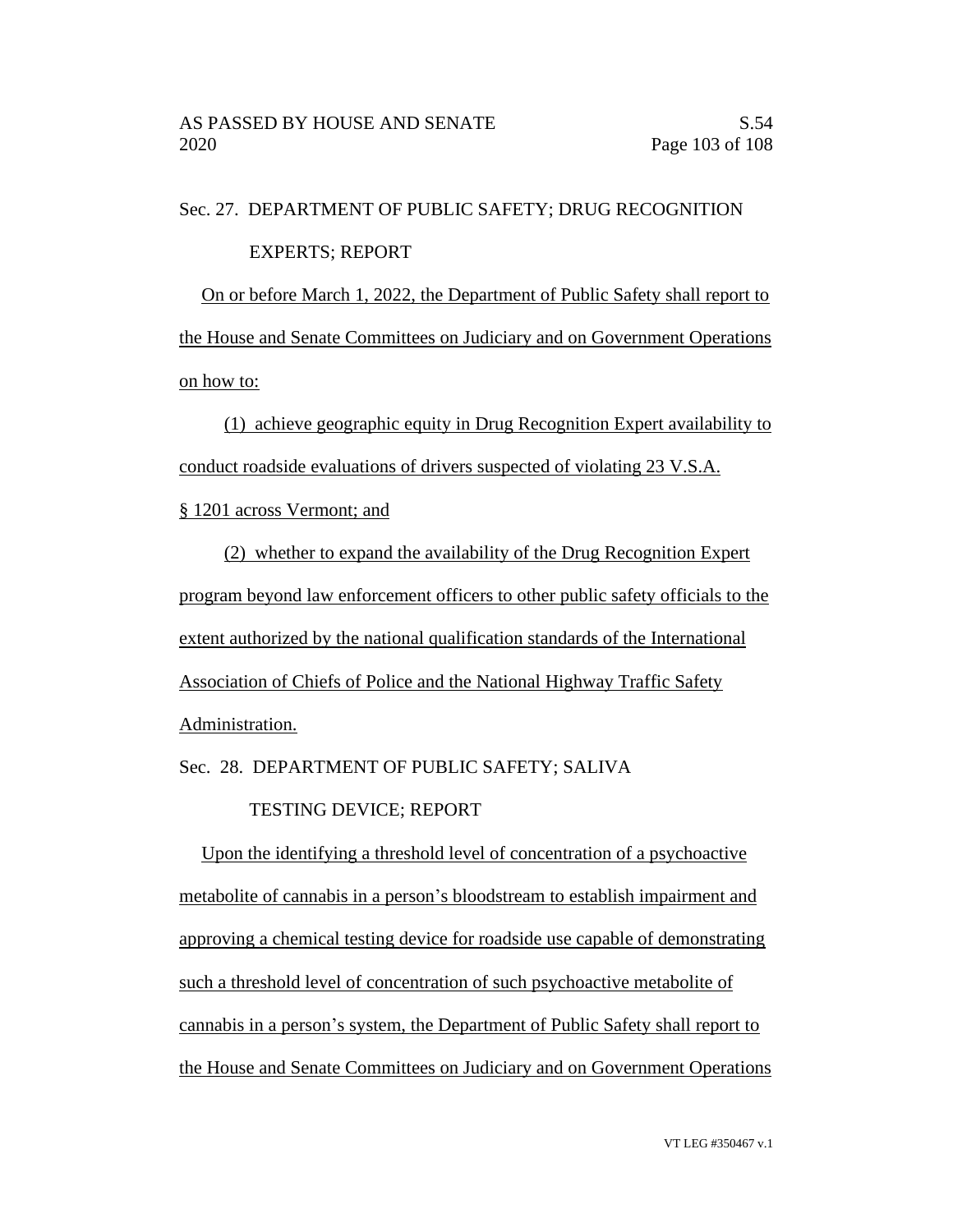Sec. 27. DEPARTMENT OF PUBLIC SAFETY; DRUG RECOGNITION EXPERTS; REPORT

On or before March 1, 2022, the Department of Public Safety shall report to the House and Senate Committees on Judiciary and on Government Operations on how to:

(1) achieve geographic equity in Drug Recognition Expert availability to conduct roadside evaluations of drivers suspected of violating 23 V.S.A. § 1201 across Vermont; and

(2) whether to expand the availability of the Drug Recognition Expert program beyond law enforcement officers to other public safety officials to the extent authorized by the national qualification standards of the International Association of Chiefs of Police and the National Highway Traffic Safety Administration.

Sec. 28. DEPARTMENT OF PUBLIC SAFETY; SALIVA TESTING DEVICE; REPORT

Upon the identifying a threshold level of concentration of a psychoactive metabolite of cannabis in a person's bloodstream to establish impairment and approving a chemical testing device for roadside use capable of demonstrating such a threshold level of concentration of such psychoactive metabolite of cannabis in a person's system, the Department of Public Safety shall report to the House and Senate Committees on Judiciary and on Government Operations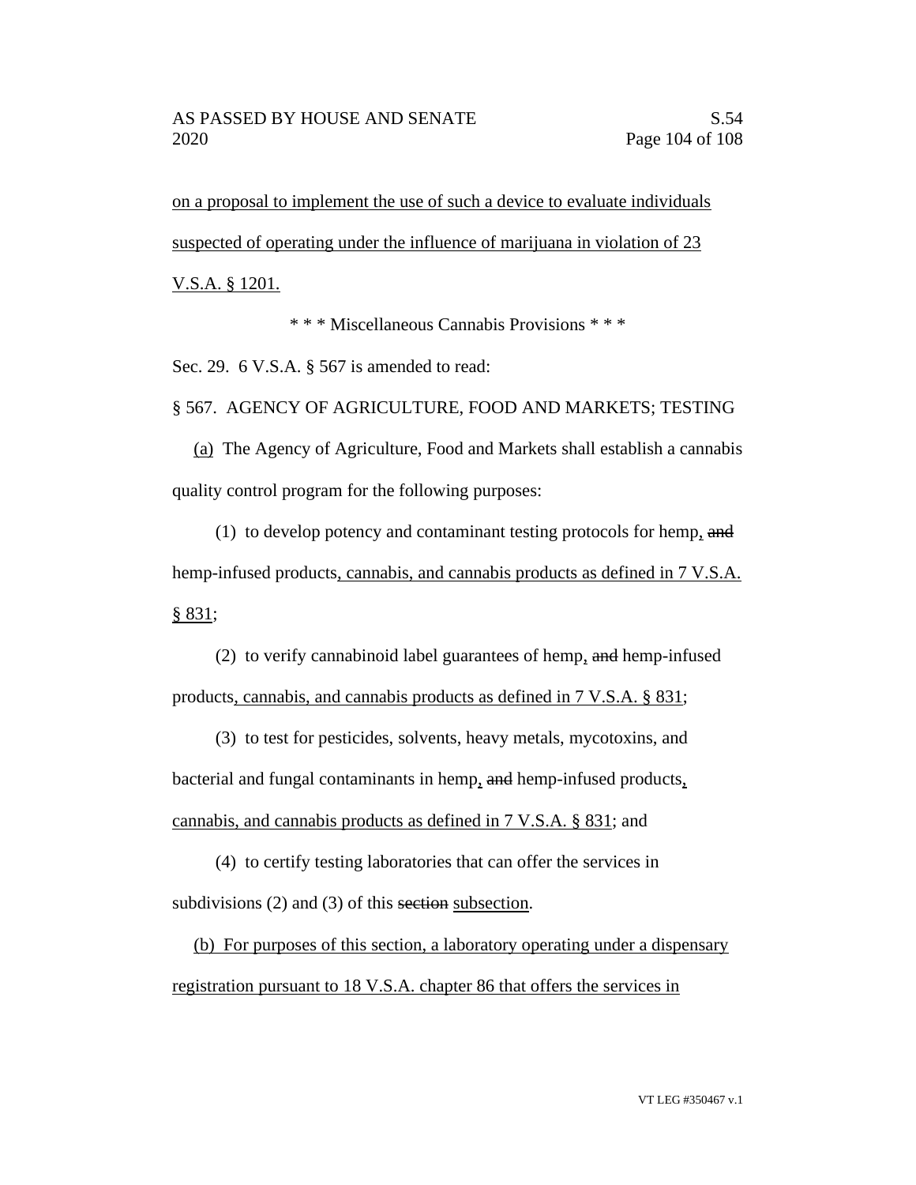on a proposal to implement the use of such a device to evaluate individuals suspected of operating under the influence of marijuana in violation of 23 V.S.A. § 1201.

\* \* \* Miscellaneous Cannabis Provisions \* \* \*

Sec. 29. 6 V.S.A. § 567 is amended to read:

§ 567. AGENCY OF AGRICULTURE, FOOD AND MARKETS; TESTING

(a) The Agency of Agriculture, Food and Markets shall establish a cannabis quality control program for the following purposes:

(1) to develop potency and contaminant testing protocols for hemp, ~~and~~ hemp-infused products, cannabis, and cannabis products as defined in 7 V.S.A. § 831;

(2) to verify cannabinoid label guarantees of hemp, ~~and~~ hemp-infused products, cannabis, and cannabis products as defined in 7 V.S.A. § 831;

(3) to test for pesticides, solvents, heavy metals, mycotoxins, and bacterial and fungal contaminants in hemp, ~~and~~ hemp-infused products, cannabis, and cannabis products as defined in 7 V.S.A. § 831; and

(4) to certify testing laboratories that can offer the services in subdivisions (2) and (3) of this ~~section~~ subsection.

(b) For purposes of this section, a laboratory operating under a dispensary registration pursuant to 18 V.S.A. chapter 86 that offers the services in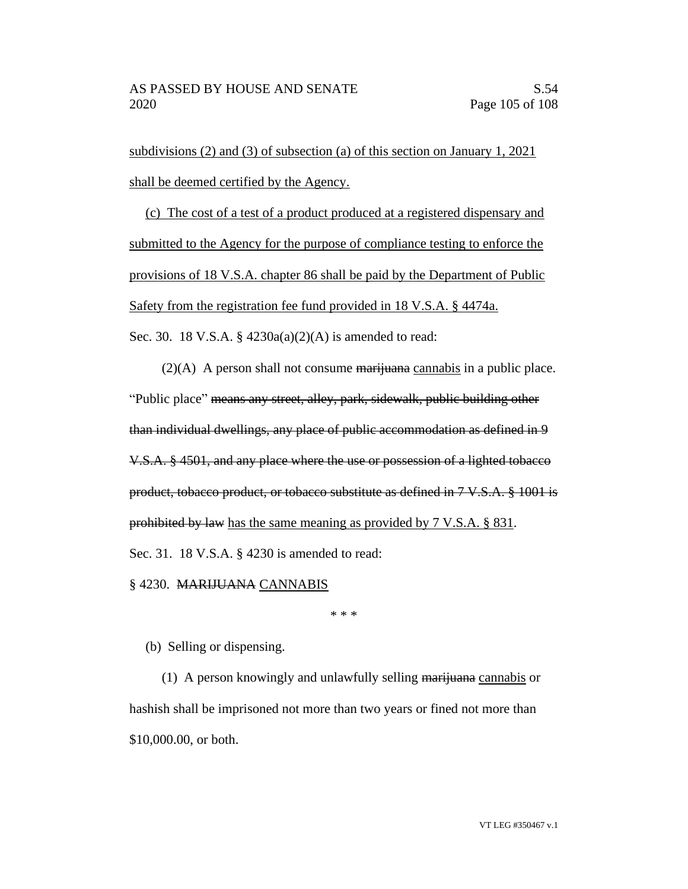subdivisions (2) and (3) of subsection (a) of this section on January 1, 2021 shall be deemed certified by the Agency.

(c) The cost of a test of a product produced at a registered dispensary and submitted to the Agency for the purpose of compliance testing to enforce the provisions of 18 V.S.A. chapter 86 shall be paid by the Department of Public Safety from the registration fee fund provided in 18 V.S.A. § 4474a.

Sec. 30. 18 V.S.A. § 4230a(a)(2)(A) is amended to read:

(2)(A) A person shall not consume ~~marijuana~~ cannabis in a public place. "Public place" ~~means any street, alley, park, sidewalk, public building other than individual dwellings, any place of public accommodation as defined in 9 V.S.A. § 4501, and any place where the use or possession of a lighted tobacco product, tobacco product, or tobacco substitute as defined in 7 V.S.A. § 1001 is prohibited by law~~ has the same meaning as provided by 7 V.S.A. § 831.

Sec. 31. 18 V.S.A. § 4230 is amended to read:

§ 4230. ~~MARIJUANA~~ CANNABIS

\* \* \*

(b) Selling or dispensing.

(1) A person knowingly and unlawfully selling ~~marijuana~~ cannabis or hashish shall be imprisoned not more than two years or fined not more than $10,000.00, or both.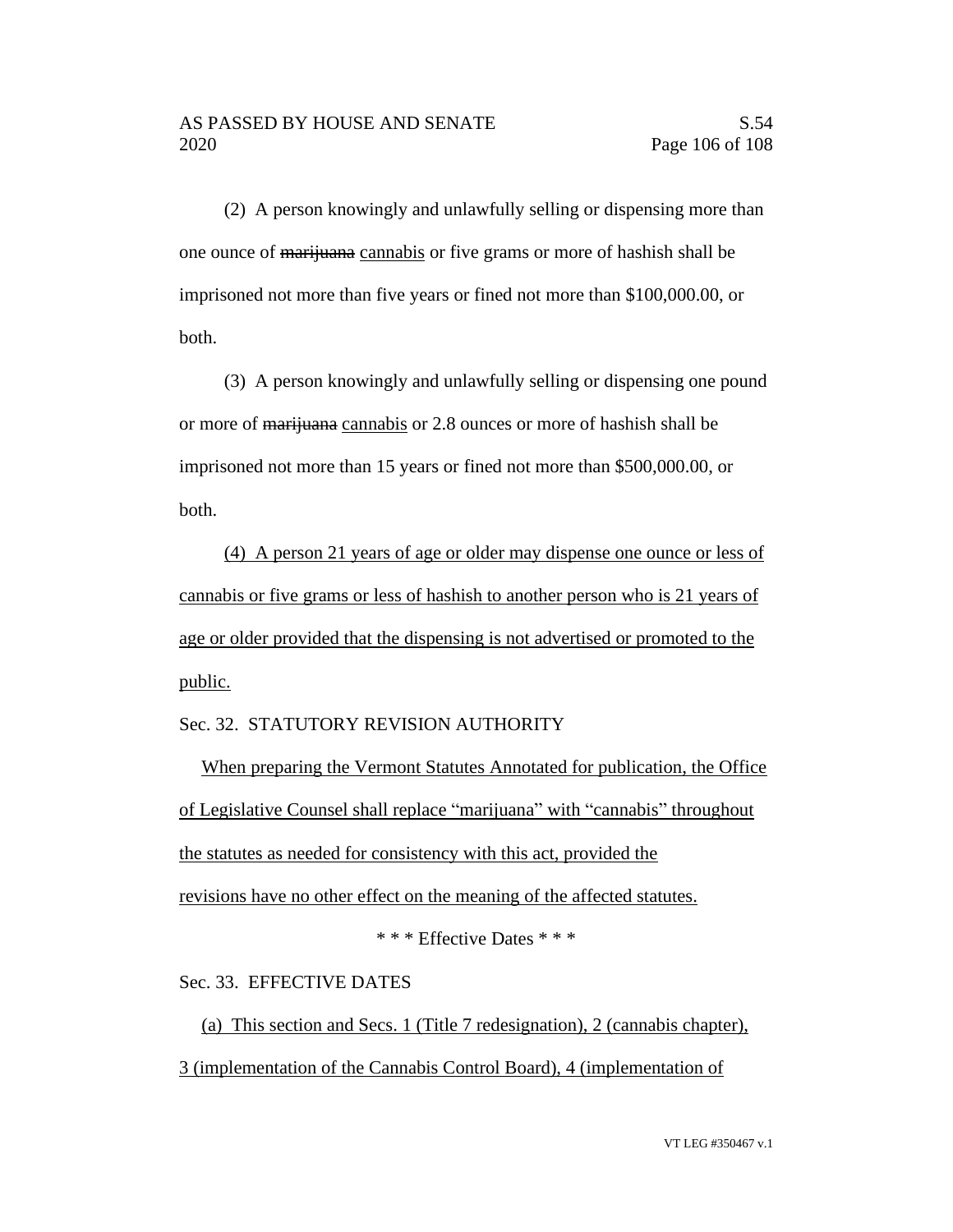(2) A person knowingly and unlawfully selling or dispensing more than one ounce of ~~marijuana~~ cannabis or five grams or more of hashish shall be imprisoned not more than five years or fined not more than $100,000.00, or both.

(3) A person knowingly and unlawfully selling or dispensing one pound or more of ~~marijuana~~ cannabis or 2.8 ounces or more of hashish shall be imprisoned not more than 15 years or fined not more than $500,000.00, or both.

<u>(4) A person 21 years of age or older may dispense one ounce or less of cannabis or five grams or less of hashish to another person who is 21 years of age or older provided that the dispensing is not advertised or promoted to the public.</u>

Sec. 32. STATUTORY REVISION AUTHORITY

<u>When preparing the Vermont Statutes Annotated for publication, the Office of Legislative Counsel shall replace "marijuana" with "cannabis" throughout the statutes as needed for consistency with this act, provided the revisions have no other effect on the meaning of the affected statutes.</u>

\* \* \* Effective Dates \* \* \*

Sec. 33. EFFECTIVE DATES

<u>(a) This section and Secs. 1 (Title 7 redesignation), 2 (cannabis chapter), 3 (implementation of the Cannabis Control Board), 4 (implementation of</u>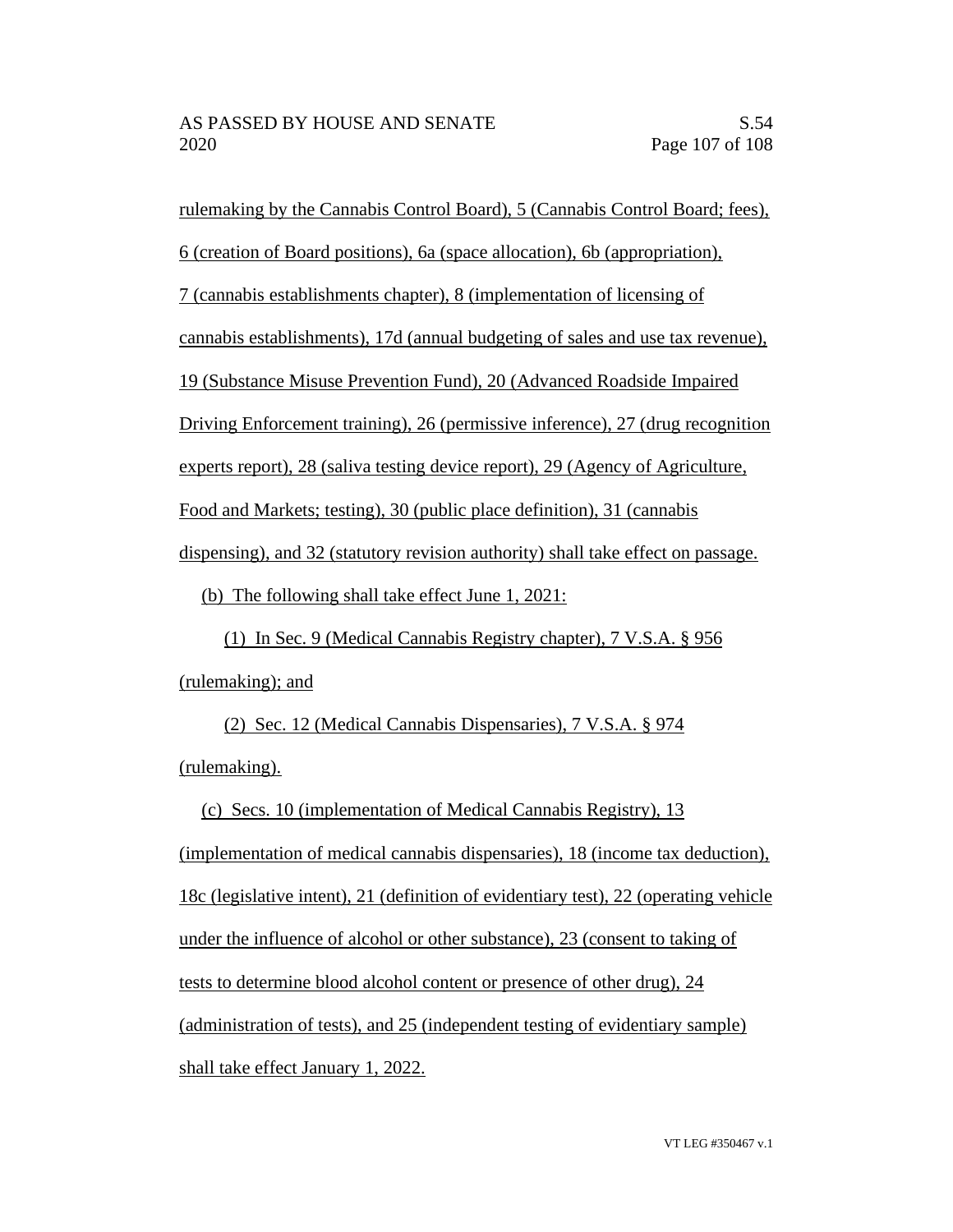rulemaking by the Cannabis Control Board), 5 (Cannabis Control Board; fees), 6 (creation of Board positions), 6a (space allocation), 6b (appropriation), 7 (cannabis establishments chapter), 8 (implementation of licensing of cannabis establishments), 17d (annual budgeting of sales and use tax revenue), 19 (Substance Misuse Prevention Fund), 20 (Advanced Roadside Impaired Driving Enforcement training), 26 (permissive inference), 27 (drug recognition experts report), 28 (saliva testing device report), 29 (Agency of Agriculture, Food and Markets; testing), 30 (public place definition), 31 (cannabis dispensing), and 32 (statutory revision authority) shall take effect on passage.

(b) The following shall take effect June 1, 2021:

(1) In Sec. 9 (Medical Cannabis Registry chapter), 7 V.S.A. § 956 (rulemaking); and

(2) Sec. 12 (Medical Cannabis Dispensaries), 7 V.S.A. § 974 (rulemaking).

(c) Secs. 10 (implementation of Medical Cannabis Registry), 13 (implementation of medical cannabis dispensaries), 18 (income tax deduction), 18c (legislative intent), 21 (definition of evidentiary test), 22 (operating vehicle under the influence of alcohol or other substance), 23 (consent to taking of tests to determine blood alcohol content or presence of other drug), 24 (administration of tests), and 25 (independent testing of evidentiary sample) shall take effect January 1, 2022.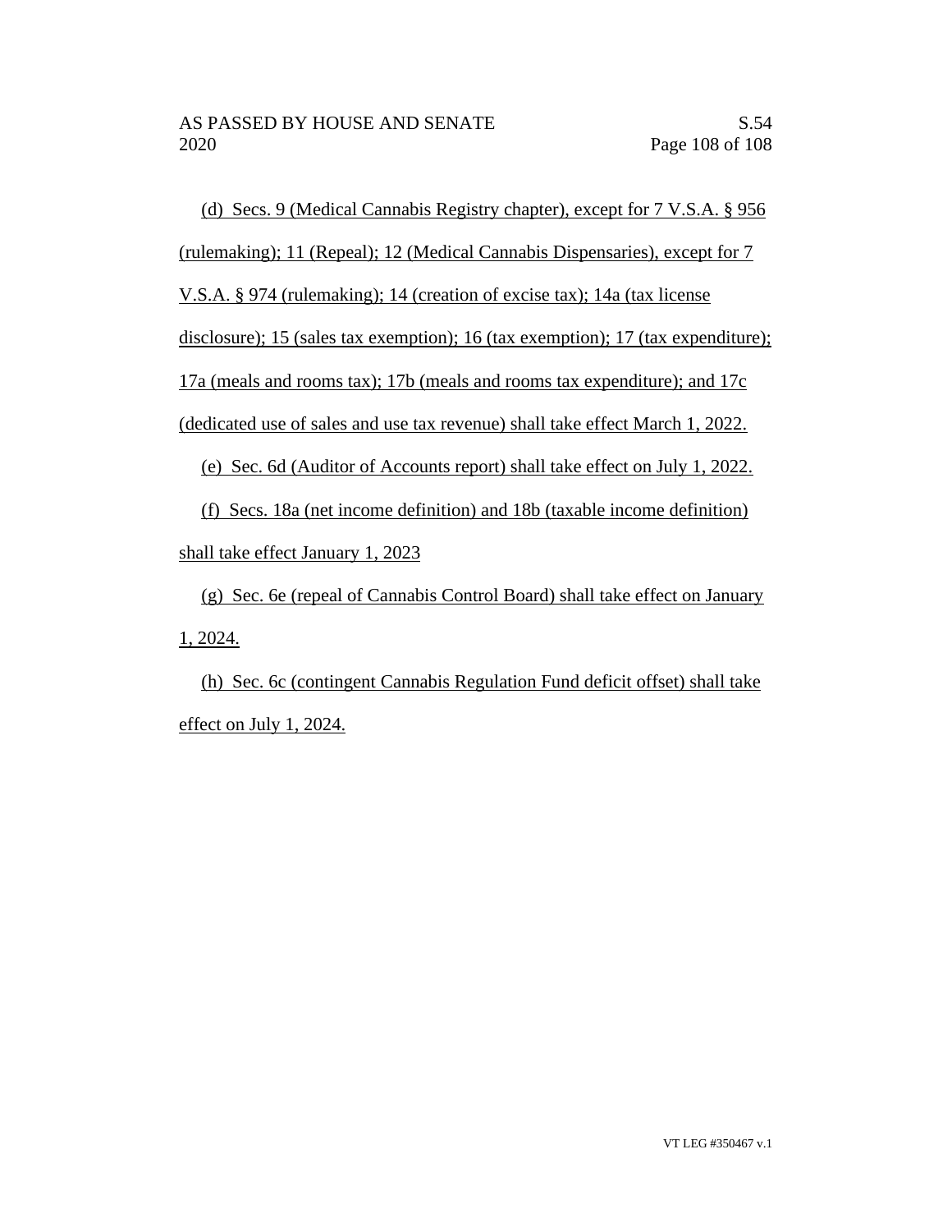(d) Secs. 9 (Medical Cannabis Registry chapter), except for 7 V.S.A. § 956 (rulemaking); 11 (Repeal); 12 (Medical Cannabis Dispensaries), except for 7 V.S.A. § 974 (rulemaking); 14 (creation of excise tax); 14a (tax license disclosure); 15 (sales tax exemption); 16 (tax exemption); 17 (tax expenditure); 17a (meals and rooms tax); 17b (meals and rooms tax expenditure); and 17c (dedicated use of sales and use tax revenue) shall take effect March 1, 2022.

(e) Sec. 6d (Auditor of Accounts report) shall take effect on July 1, 2022.

(f) Secs. 18a (net income definition) and 18b (taxable income definition) shall take effect January 1, 2023

(g) Sec. 6e (repeal of Cannabis Control Board) shall take effect on January 1, 2024.

(h) Sec. 6c (contingent Cannabis Regulation Fund deficit offset) shall take effect on July 1, 2024.